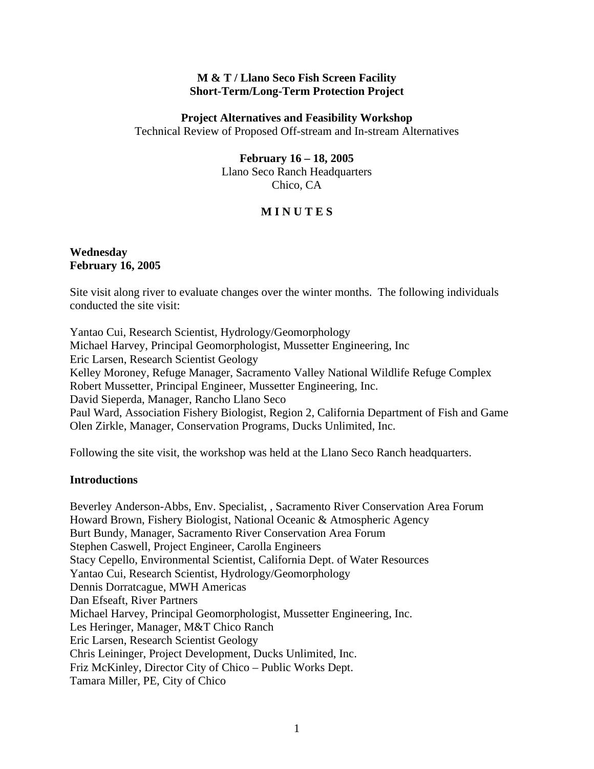**M & T / Llano Seco Fish Screen Facility**
**Short-Term/Long-Term Protection Project**

**Project Alternatives and Feasibility Workshop**
Technical Review of Proposed Off-stream and In-stream Alternatives

**February 16 – 18, 2005**
Llano Seco Ranch Headquarters
Chico, CA

**M I N U T E S**

**Wednesday**
**February 16, 2005**

Site visit along river to evaluate changes over the winter months. The following individuals conducted the site visit:

Yantao Cui, Research Scientist, Hydrology/Geomorphology
Michael Harvey, Principal Geomorphologist, Mussetter Engineering, Inc
Eric Larsen, Research Scientist Geology
Kelley Moroney, Refuge Manager, Sacramento Valley National Wildlife Refuge Complex
Robert Mussetter, Principal Engineer, Mussetter Engineering, Inc.
David Sieperda, Manager, Rancho Llano Seco
Paul Ward, Association Fishery Biologist, Region 2, California Department of Fish and Game
Olen Zirkle, Manager, Conservation Programs, Ducks Unlimited, Inc.

Following the site visit, the workshop was held at the Llano Seco Ranch headquarters.

**Introductions**

Beverley Anderson-Abbs, Env. Specialist, , Sacramento River Conservation Area Forum
Howard Brown, Fishery Biologist, National Oceanic & Atmospheric Agency
Burt Bundy, Manager, Sacramento River Conservation Area Forum
Stephen Caswell, Project Engineer, Carolla Engineers
Stacy Cepello, Environmental Scientist, California Dept. of Water Resources
Yantao Cui, Research Scientist, Hydrology/Geomorphology
Dennis Dorratcague, MWH Americas
Dan Efseaft, River Partners
Michael Harvey, Principal Geomorphologist, Mussetter Engineering, Inc.
Les Heringer, Manager, M&T Chico Ranch
Eric Larsen, Research Scientist Geology
Chris Leininger, Project Development, Ducks Unlimited, Inc.
Friz McKinley, Director City of Chico – Public Works Dept.
Tamara Miller, PE, City of Chico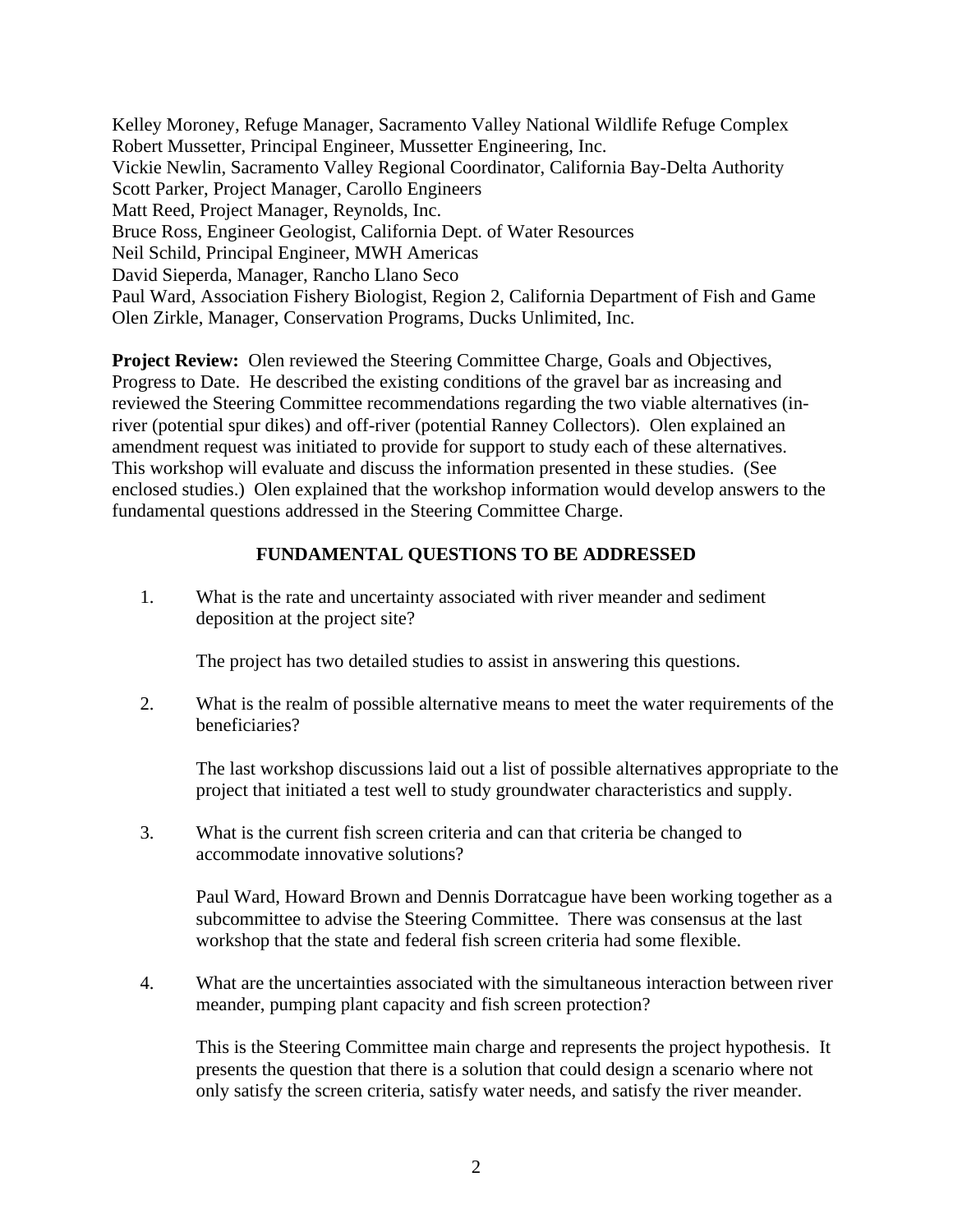Kelley Moroney, Refuge Manager, Sacramento Valley National Wildlife Refuge Complex
Robert Mussetter, Principal Engineer, Mussetter Engineering, Inc.
Vickie Newlin, Sacramento Valley Regional Coordinator, California Bay-Delta Authority
Scott Parker, Project Manager, Carollo Engineers
Matt Reed, Project Manager, Reynolds, Inc.
Bruce Ross, Engineer Geologist, California Dept. of Water Resources
Neil Schild, Principal Engineer, MWH Americas
David Sieperda, Manager, Rancho Llano Seco
Paul Ward, Association Fishery Biologist, Region 2, California Department of Fish and Game
Olen Zirkle, Manager, Conservation Programs, Ducks Unlimited, Inc.

**Project Review:** Olen reviewed the Steering Committee Charge, Goals and Objectives, Progress to Date. He described the existing conditions of the gravel bar as increasing and reviewed the Steering Committee recommendations regarding the two viable alternatives (in-river (potential spur dikes) and off-river (potential Ranney Collectors). Olen explained an amendment request was initiated to provide for support to study each of these alternatives. This workshop will evaluate and discuss the information presented in these studies. (See enclosed studies.) Olen explained that the workshop information would develop answers to the fundamental questions addressed in the Steering Committee Charge.

## FUNDAMENTAL QUESTIONS TO BE ADDRESSED

1. What is the rate and uncertainty associated with river meander and sediment deposition at the project site?

   The project has two detailed studies to assist in answering this questions.

2. What is the realm of possible alternative means to meet the water requirements of the beneficiaries?

   The last workshop discussions laid out a list of possible alternatives appropriate to the project that initiated a test well to study groundwater characteristics and supply.

3. What is the current fish screen criteria and can that criteria be changed to accommodate innovative solutions?

   Paul Ward, Howard Brown and Dennis Dorratcague have been working together as a subcommittee to advise the Steering Committee. There was consensus at the last workshop that the state and federal fish screen criteria had some flexible.

4. What are the uncertainties associated with the simultaneous interaction between river meander, pumping plant capacity and fish screen protection?

   This is the Steering Committee main charge and represents the project hypothesis. It presents the question that there is a solution that could design a scenario where not only satisfy the screen criteria, satisfy water needs, and satisfy the river meander.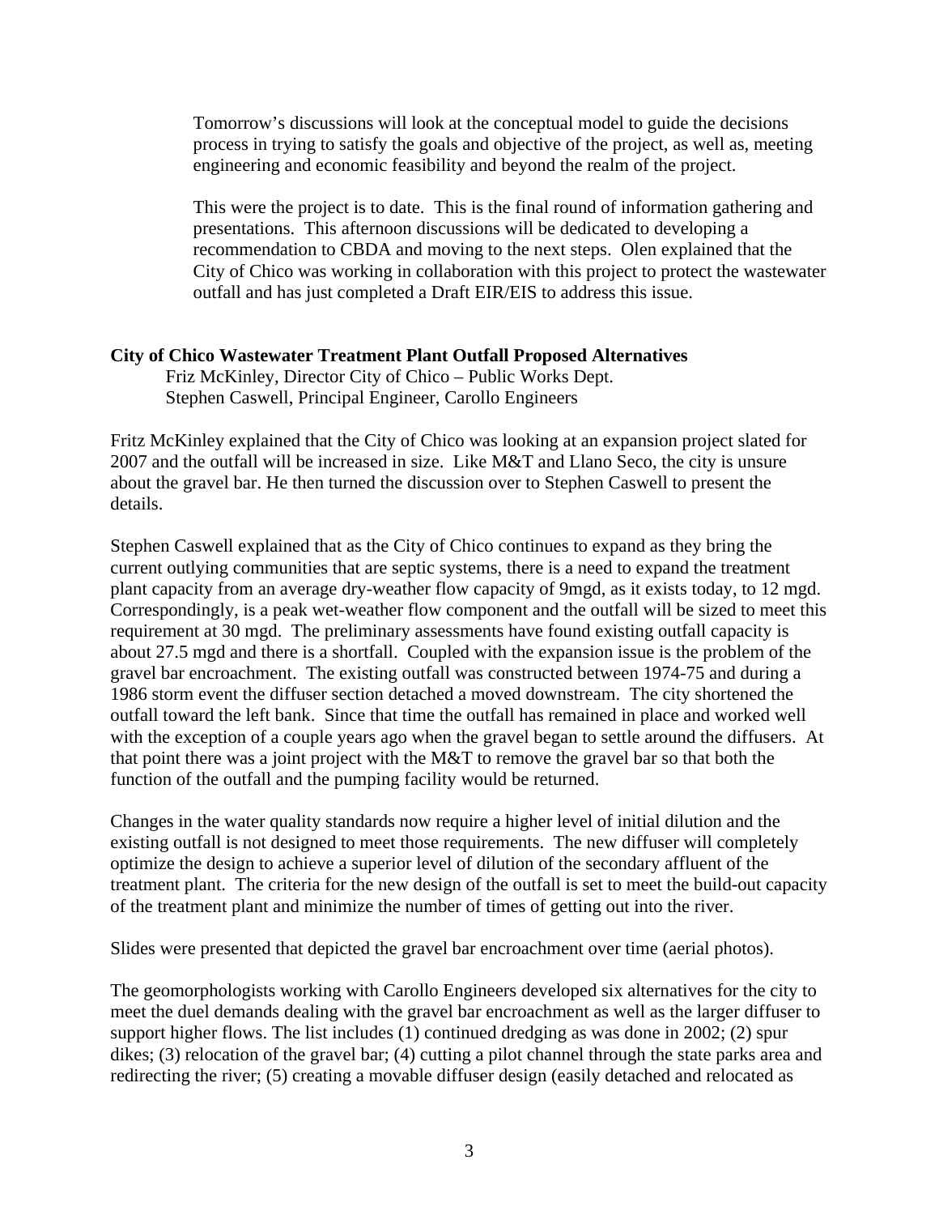Tomorrow's discussions will look at the conceptual model to guide the decisions process in trying to satisfy the goals and objective of the project, as well as, meeting engineering and economic feasibility and beyond the realm of the project.

This were the project is to date. This is the final round of information gathering and presentations. This afternoon discussions will be dedicated to developing a recommendation to CBDA and moving to the next steps. Olen explained that the City of Chico was working in collaboration with this project to protect the wastewater outfall and has just completed a Draft EIR/EIS to address this issue.

**City of Chico Wastewater Treatment Plant Outfall Proposed Alternatives**

Friz McKinley, Director City of Chico – Public Works Dept.
Stephen Caswell, Principal Engineer, Carollo Engineers

Fritz McKinley explained that the City of Chico was looking at an expansion project slated for 2007 and the outfall will be increased in size. Like M&T and Llano Seco, the city is unsure about the gravel bar. He then turned the discussion over to Stephen Caswell to present the details.

Stephen Caswell explained that as the City of Chico continues to expand as they bring the current outlying communities that are septic systems, there is a need to expand the treatment plant capacity from an average dry-weather flow capacity of 9mgd, as it exists today, to 12 mgd. Correspondingly, is a peak wet-weather flow component and the outfall will be sized to meet this requirement at 30 mgd. The preliminary assessments have found existing outfall capacity is about 27.5 mgd and there is a shortfall. Coupled with the expansion issue is the problem of the gravel bar encroachment. The existing outfall was constructed between 1974-75 and during a 1986 storm event the diffuser section detached a moved downstream. The city shortened the outfall toward the left bank. Since that time the outfall has remained in place and worked well with the exception of a couple years ago when the gravel began to settle around the diffusers. At that point there was a joint project with the M&T to remove the gravel bar so that both the function of the outfall and the pumping facility would be returned.

Changes in the water quality standards now require a higher level of initial dilution and the existing outfall is not designed to meet those requirements. The new diffuser will completely optimize the design to achieve a superior level of dilution of the secondary affluent of the treatment plant. The criteria for the new design of the outfall is set to meet the build-out capacity of the treatment plant and minimize the number of times of getting out into the river.

Slides were presented that depicted the gravel bar encroachment over time (aerial photos).

The geomorphologists working with Carollo Engineers developed six alternatives for the city to meet the duel demands dealing with the gravel bar encroachment as well as the larger diffuser to support higher flows. The list includes (1) continued dredging as was done in 2002; (2) spur dikes; (3) relocation of the gravel bar; (4) cutting a pilot channel through the state parks area and redirecting the river; (5) creating a movable diffuser design (easily detached and relocated as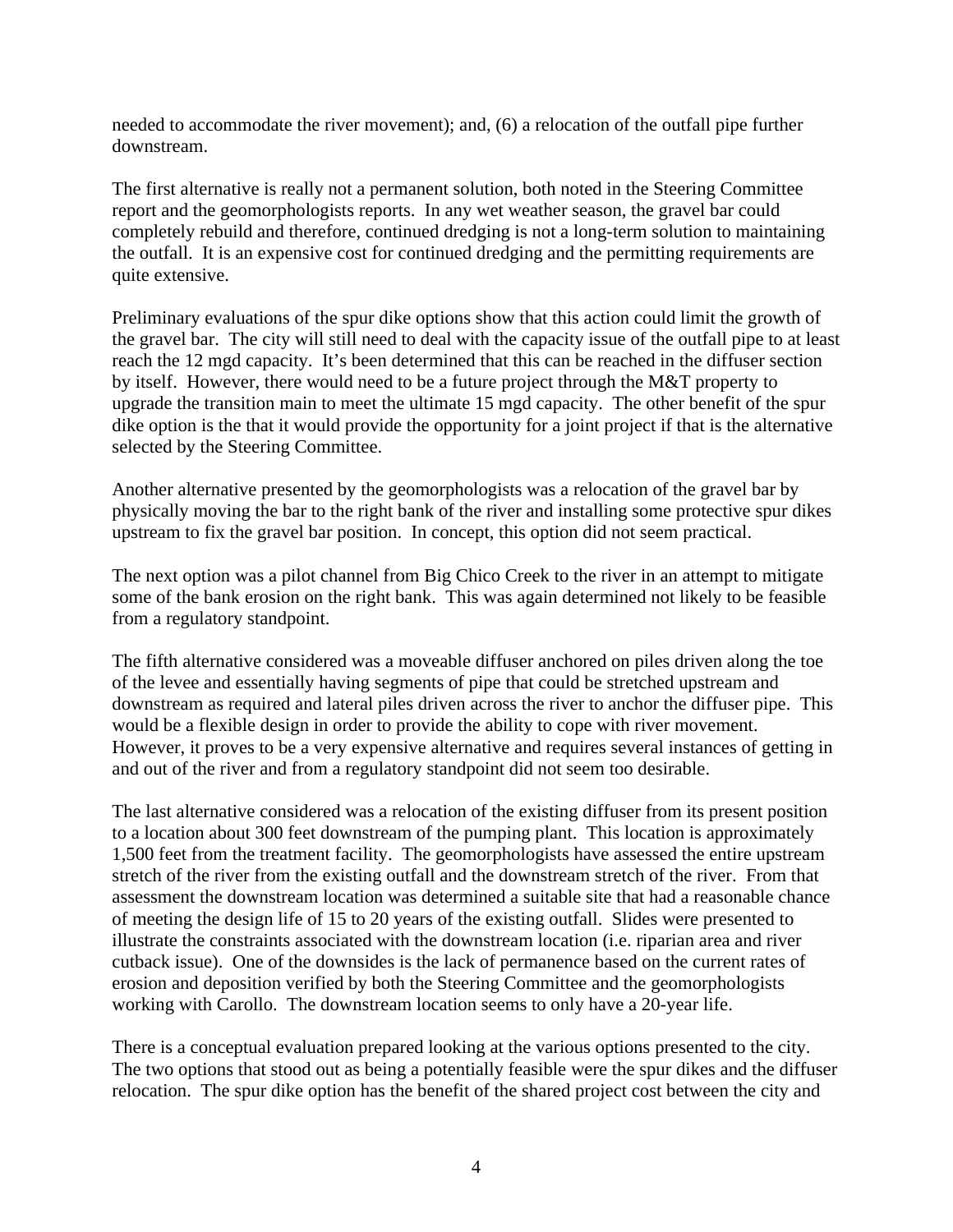needed to accommodate the river movement); and, (6) a relocation of the outfall pipe further downstream.

The first alternative is really not a permanent solution, both noted in the Steering Committee report and the geomorphologists reports. In any wet weather season, the gravel bar could completely rebuild and therefore, continued dredging is not a long-term solution to maintaining the outfall. It is an expensive cost for continued dredging and the permitting requirements are quite extensive.

Preliminary evaluations of the spur dike options show that this action could limit the growth of the gravel bar. The city will still need to deal with the capacity issue of the outfall pipe to at least reach the 12 mgd capacity. It's been determined that this can be reached in the diffuser section by itself. However, there would need to be a future project through the M&T property to upgrade the transition main to meet the ultimate 15 mgd capacity. The other benefit of the spur dike option is the that it would provide the opportunity for a joint project if that is the alternative selected by the Steering Committee.

Another alternative presented by the geomorphologists was a relocation of the gravel bar by physically moving the bar to the right bank of the river and installing some protective spur dikes upstream to fix the gravel bar position. In concept, this option did not seem practical.

The next option was a pilot channel from Big Chico Creek to the river in an attempt to mitigate some of the bank erosion on the right bank. This was again determined not likely to be feasible from a regulatory standpoint.

The fifth alternative considered was a moveable diffuser anchored on piles driven along the toe of the levee and essentially having segments of pipe that could be stretched upstream and downstream as required and lateral piles driven across the river to anchor the diffuser pipe. This would be a flexible design in order to provide the ability to cope with river movement. However, it proves to be a very expensive alternative and requires several instances of getting in and out of the river and from a regulatory standpoint did not seem too desirable.

The last alternative considered was a relocation of the existing diffuser from its present position to a location about 300 feet downstream of the pumping plant. This location is approximately 1,500 feet from the treatment facility. The geomorphologists have assessed the entire upstream stretch of the river from the existing outfall and the downstream stretch of the river. From that assessment the downstream location was determined a suitable site that had a reasonable chance of meeting the design life of 15 to 20 years of the existing outfall. Slides were presented to illustrate the constraints associated with the downstream location (i.e. riparian area and river cutback issue). One of the downsides is the lack of permanence based on the current rates of erosion and deposition verified by both the Steering Committee and the geomorphologists working with Carollo. The downstream location seems to only have a 20-year life.

There is a conceptual evaluation prepared looking at the various options presented to the city. The two options that stood out as being a potentially feasible were the spur dikes and the diffuser relocation. The spur dike option has the benefit of the shared project cost between the city and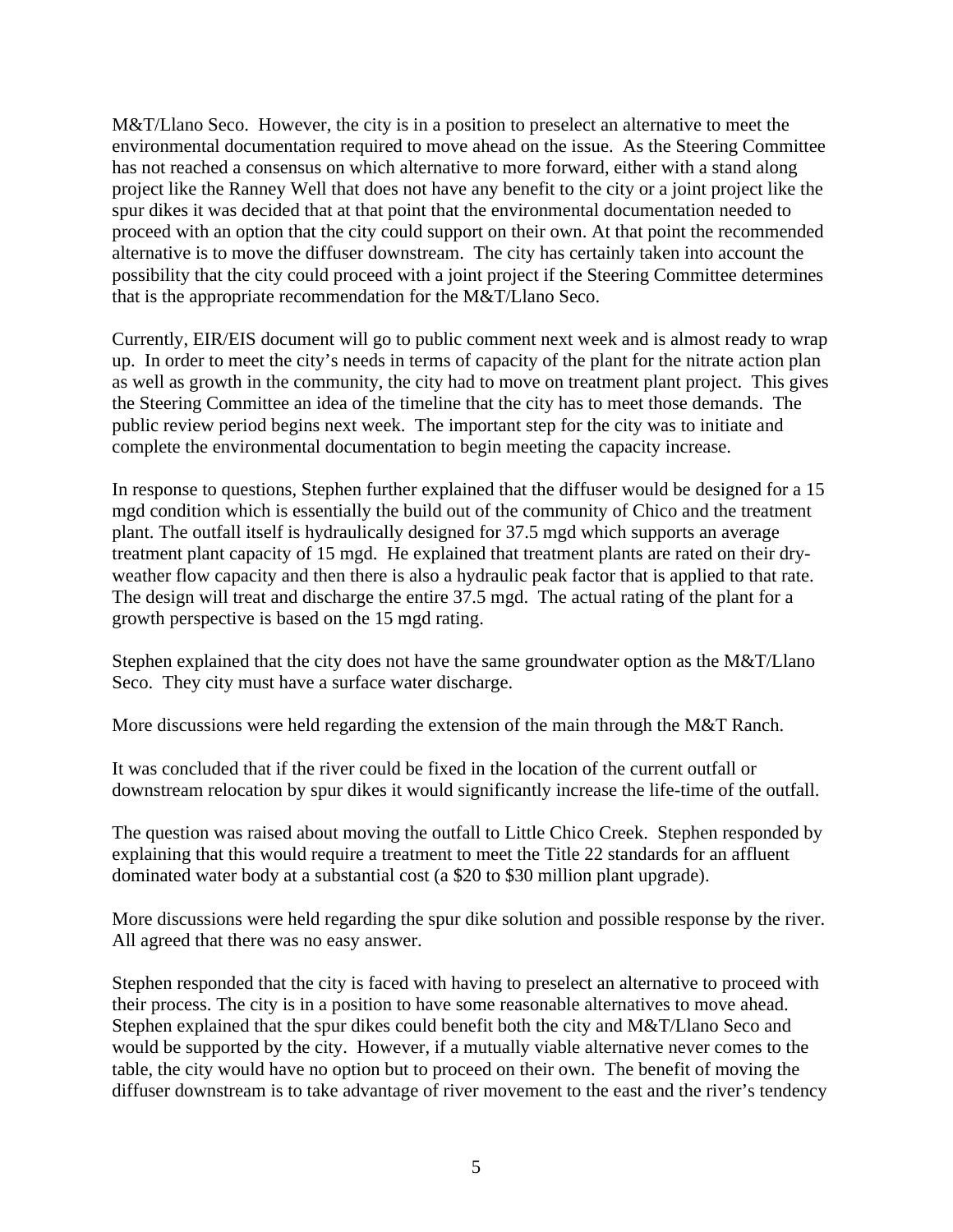M&T/Llano Seco. However, the city is in a position to preselect an alternative to meet the environmental documentation required to move ahead on the issue. As the Steering Committee has not reached a consensus on which alternative to more forward, either with a stand along project like the Ranney Well that does not have any benefit to the city or a joint project like the spur dikes it was decided that at that point that the environmental documentation needed to proceed with an option that the city could support on their own. At that point the recommended alternative is to move the diffuser downstream. The city has certainly taken into account the possibility that the city could proceed with a joint project if the Steering Committee determines that is the appropriate recommendation for the M&T/Llano Seco.

Currently, EIR/EIS document will go to public comment next week and is almost ready to wrap up. In order to meet the city's needs in terms of capacity of the plant for the nitrate action plan as well as growth in the community, the city had to move on treatment plant project. This gives the Steering Committee an idea of the timeline that the city has to meet those demands. The public review period begins next week. The important step for the city was to initiate and complete the environmental documentation to begin meeting the capacity increase.

In response to questions, Stephen further explained that the diffuser would be designed for a 15 mgd condition which is essentially the build out of the community of Chico and the treatment plant. The outfall itself is hydraulically designed for 37.5 mgd which supports an average treatment plant capacity of 15 mgd. He explained that treatment plants are rated on their dry-weather flow capacity and then there is also a hydraulic peak factor that is applied to that rate. The design will treat and discharge the entire 37.5 mgd. The actual rating of the plant for a growth perspective is based on the 15 mgd rating.

Stephen explained that the city does not have the same groundwater option as the M&T/Llano Seco. They city must have a surface water discharge.

More discussions were held regarding the extension of the main through the M&T Ranch.

It was concluded that if the river could be fixed in the location of the current outfall or downstream relocation by spur dikes it would significantly increase the life-time of the outfall.

The question was raised about moving the outfall to Little Chico Creek. Stephen responded by explaining that this would require a treatment to meet the Title 22 standards for an affluent dominated water body at a substantial cost (a $20 to $30 million plant upgrade).

More discussions were held regarding the spur dike solution and possible response by the river. All agreed that there was no easy answer.

Stephen responded that the city is faced with having to preselect an alternative to proceed with their process. The city is in a position to have some reasonable alternatives to move ahead. Stephen explained that the spur dikes could benefit both the city and M&T/Llano Seco and would be supported by the city. However, if a mutually viable alternative never comes to the table, the city would have no option but to proceed on their own. The benefit of moving the diffuser downstream is to take advantage of river movement to the east and the river's tendency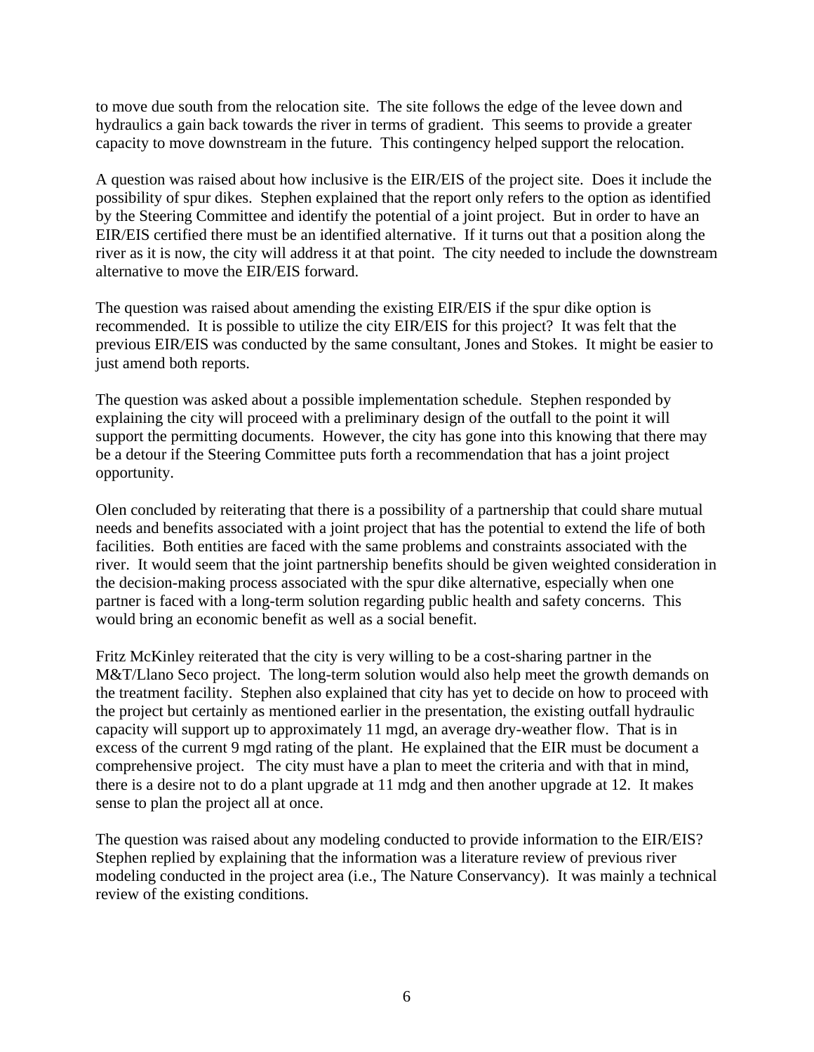to move due south from the relocation site. The site follows the edge of the levee down and hydraulics a gain back towards the river in terms of gradient. This seems to provide a greater capacity to move downstream in the future. This contingency helped support the relocation.

A question was raised about how inclusive is the EIR/EIS of the project site. Does it include the possibility of spur dikes. Stephen explained that the report only refers to the option as identified by the Steering Committee and identify the potential of a joint project. But in order to have an EIR/EIS certified there must be an identified alternative. If it turns out that a position along the river as it is now, the city will address it at that point. The city needed to include the downstream alternative to move the EIR/EIS forward.

The question was raised about amending the existing EIR/EIS if the spur dike option is recommended. It is possible to utilize the city EIR/EIS for this project? It was felt that the previous EIR/EIS was conducted by the same consultant, Jones and Stokes. It might be easier to just amend both reports.

The question was asked about a possible implementation schedule. Stephen responded by explaining the city will proceed with a preliminary design of the outfall to the point it will support the permitting documents. However, the city has gone into this knowing that there may be a detour if the Steering Committee puts forth a recommendation that has a joint project opportunity.

Olen concluded by reiterating that there is a possibility of a partnership that could share mutual needs and benefits associated with a joint project that has the potential to extend the life of both facilities. Both entities are faced with the same problems and constraints associated with the river. It would seem that the joint partnership benefits should be given weighted consideration in the decision-making process associated with the spur dike alternative, especially when one partner is faced with a long-term solution regarding public health and safety concerns. This would bring an economic benefit as well as a social benefit.

Fritz McKinley reiterated that the city is very willing to be a cost-sharing partner in the M&T/Llano Seco project. The long-term solution would also help meet the growth demands on the treatment facility. Stephen also explained that city has yet to decide on how to proceed with the project but certainly as mentioned earlier in the presentation, the existing outfall hydraulic capacity will support up to approximately 11 mgd, an average dry-weather flow. That is in excess of the current 9 mgd rating of the plant. He explained that the EIR must be document a comprehensive project. The city must have a plan to meet the criteria and with that in mind, there is a desire not to do a plant upgrade at 11 mdg and then another upgrade at 12. It makes sense to plan the project all at once.

The question was raised about any modeling conducted to provide information to the EIR/EIS? Stephen replied by explaining that the information was a literature review of previous river modeling conducted in the project area (i.e., The Nature Conservancy). It was mainly a technical review of the existing conditions.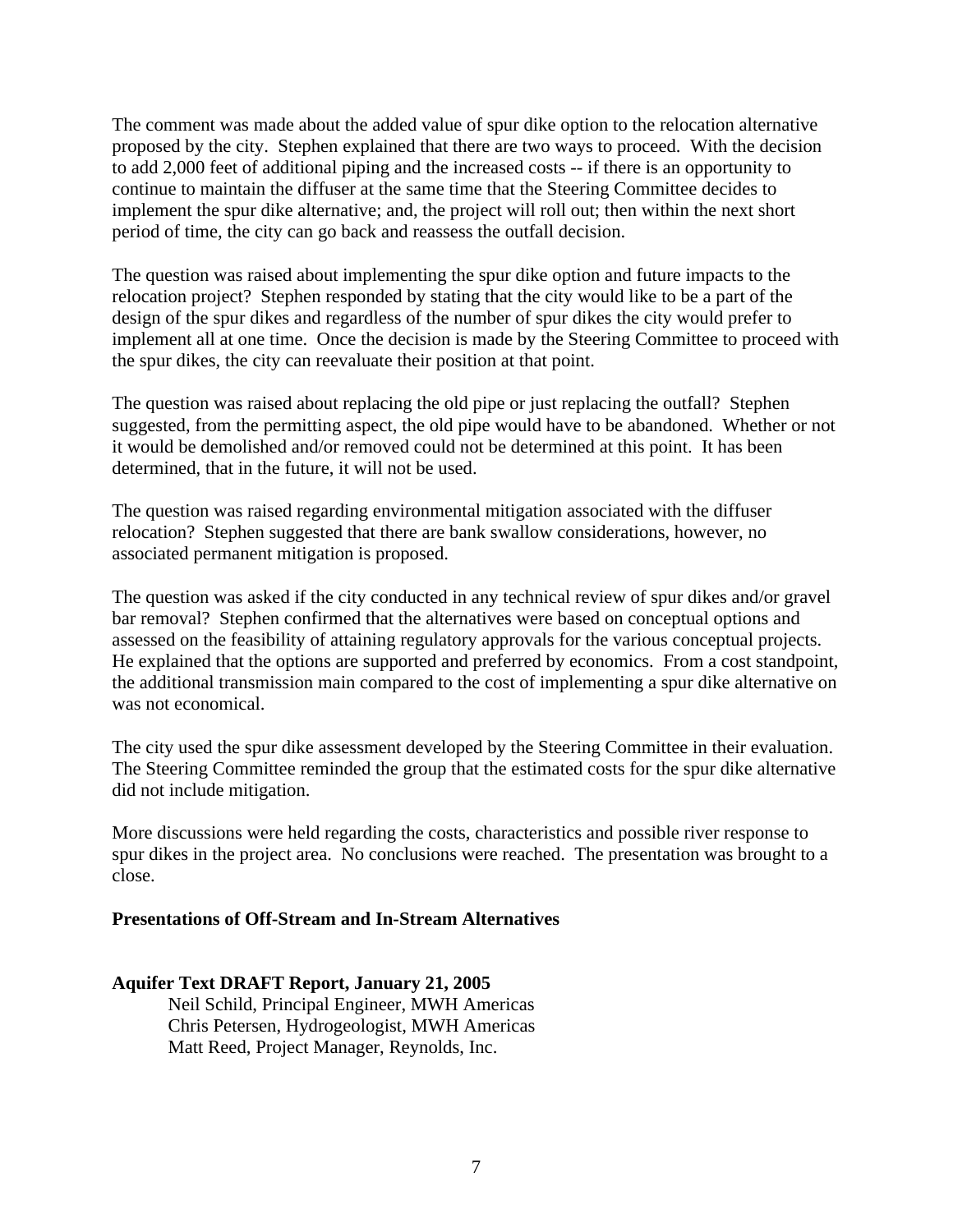The comment was made about the added value of spur dike option to the relocation alternative proposed by the city. Stephen explained that there are two ways to proceed. With the decision to add 2,000 feet of additional piping and the increased costs -- if there is an opportunity to continue to maintain the diffuser at the same time that the Steering Committee decides to implement the spur dike alternative; and, the project will roll out; then within the next short period of time, the city can go back and reassess the outfall decision.

The question was raised about implementing the spur dike option and future impacts to the relocation project? Stephen responded by stating that the city would like to be a part of the design of the spur dikes and regardless of the number of spur dikes the city would prefer to implement all at one time. Once the decision is made by the Steering Committee to proceed with the spur dikes, the city can reevaluate their position at that point.

The question was raised about replacing the old pipe or just replacing the outfall? Stephen suggested, from the permitting aspect, the old pipe would have to be abandoned. Whether or not it would be demolished and/or removed could not be determined at this point. It has been determined, that in the future, it will not be used.

The question was raised regarding environmental mitigation associated with the diffuser relocation? Stephen suggested that there are bank swallow considerations, however, no associated permanent mitigation is proposed.

The question was asked if the city conducted in any technical review of spur dikes and/or gravel bar removal? Stephen confirmed that the alternatives were based on conceptual options and assessed on the feasibility of attaining regulatory approvals for the various conceptual projects. He explained that the options are supported and preferred by economics. From a cost standpoint, the additional transmission main compared to the cost of implementing a spur dike alternative on was not economical.

The city used the spur dike assessment developed by the Steering Committee in their evaluation. The Steering Committee reminded the group that the estimated costs for the spur dike alternative did not include mitigation.

More discussions were held regarding the costs, characteristics and possible river response to spur dikes in the project area. No conclusions were reached. The presentation was brought to a close.

## Presentations of Off-Stream and In-Stream Alternatives

### Aquifer Text DRAFT Report, January 21, 2005

Neil Schild, Principal Engineer, MWH Americas
Chris Petersen, Hydrogeologist, MWH Americas
Matt Reed, Project Manager, Reynolds, Inc.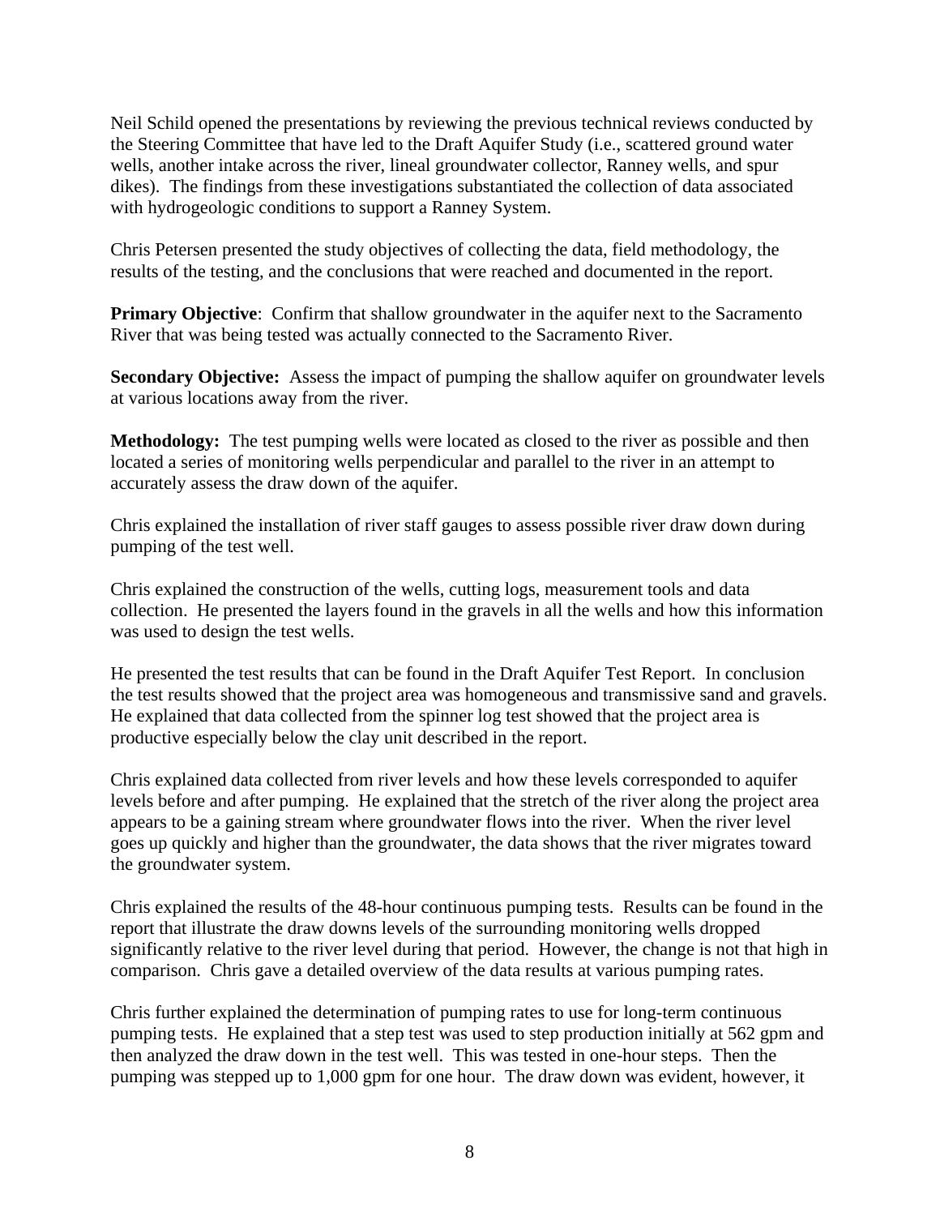Neil Schild opened the presentations by reviewing the previous technical reviews conducted by the Steering Committee that have led to the Draft Aquifer Study (i.e., scattered ground water wells, another intake across the river, lineal groundwater collector, Ranney wells, and spur dikes). The findings from these investigations substantiated the collection of data associated with hydrogeologic conditions to support a Ranney System.

Chris Petersen presented the study objectives of collecting the data, field methodology, the results of the testing, and the conclusions that were reached and documented in the report.

**Primary Objective**: Confirm that shallow groundwater in the aquifer next to the Sacramento River that was being tested was actually connected to the Sacramento River.

**Secondary Objective:** Assess the impact of pumping the shallow aquifer on groundwater levels at various locations away from the river.

**Methodology:** The test pumping wells were located as closed to the river as possible and then located a series of monitoring wells perpendicular and parallel to the river in an attempt to accurately assess the draw down of the aquifer.

Chris explained the installation of river staff gauges to assess possible river draw down during pumping of the test well.

Chris explained the construction of the wells, cutting logs, measurement tools and data collection. He presented the layers found in the gravels in all the wells and how this information was used to design the test wells.

He presented the test results that can be found in the Draft Aquifer Test Report. In conclusion the test results showed that the project area was homogeneous and transmissive sand and gravels. He explained that data collected from the spinner log test showed that the project area is productive especially below the clay unit described in the report.

Chris explained data collected from river levels and how these levels corresponded to aquifer levels before and after pumping. He explained that the stretch of the river along the project area appears to be a gaining stream where groundwater flows into the river. When the river level goes up quickly and higher than the groundwater, the data shows that the river migrates toward the groundwater system.

Chris explained the results of the 48-hour continuous pumping tests. Results can be found in the report that illustrate the draw downs levels of the surrounding monitoring wells dropped significantly relative to the river level during that period. However, the change is not that high in comparison. Chris gave a detailed overview of the data results at various pumping rates.

Chris further explained the determination of pumping rates to use for long-term continuous pumping tests. He explained that a step test was used to step production initially at 562 gpm and then analyzed the draw down in the test well. This was tested in one-hour steps. Then the pumping was stepped up to 1,000 gpm for one hour. The draw down was evident, however, it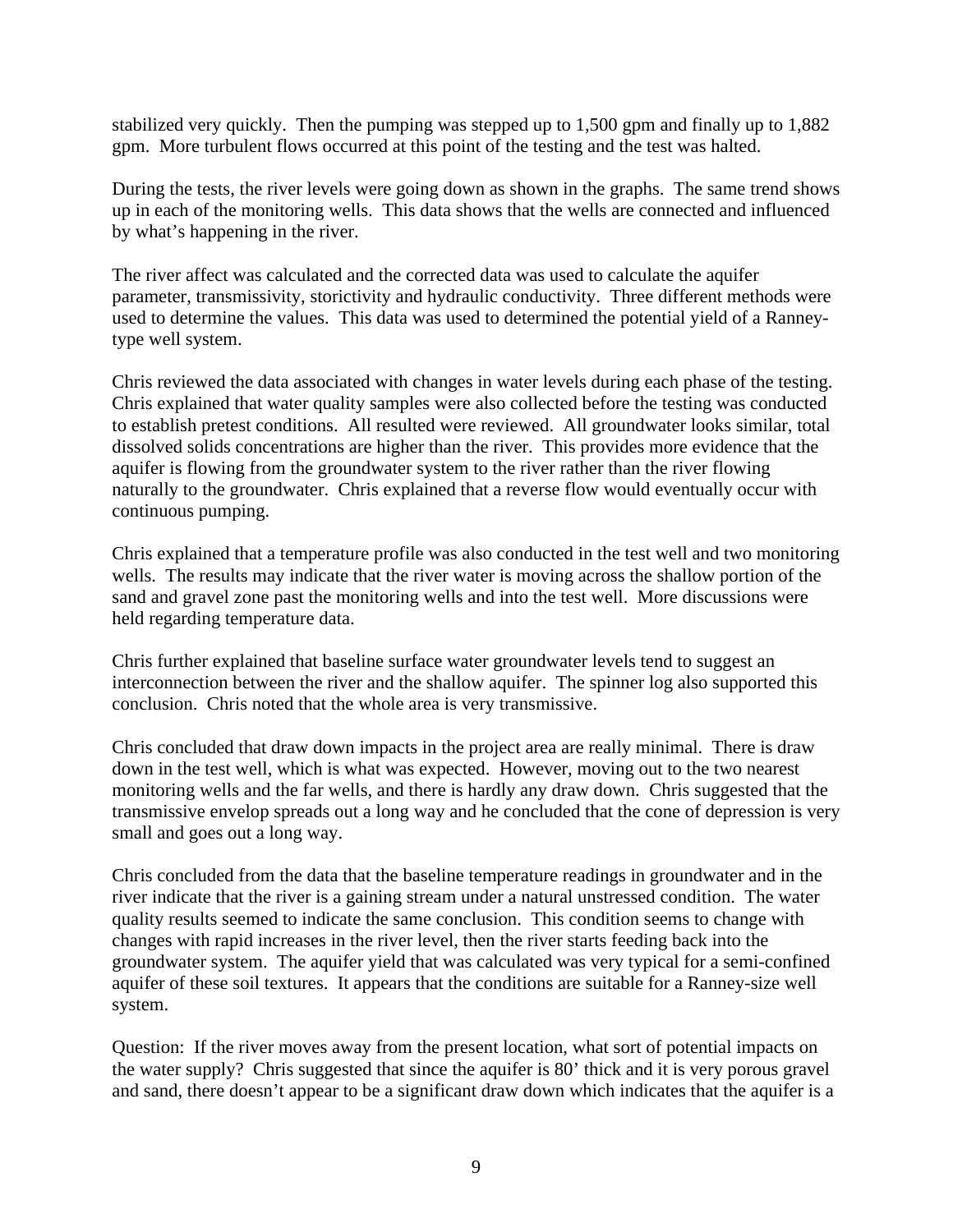stabilized very quickly. Then the pumping was stepped up to 1,500 gpm and finally up to 1,882 gpm. More turbulent flows occurred at this point of the testing and the test was halted.

During the tests, the river levels were going down as shown in the graphs. The same trend shows up in each of the monitoring wells. This data shows that the wells are connected and influenced by what's happening in the river.

The river affect was calculated and the corrected data was used to calculate the aquifer parameter, transmissivity, storictivity and hydraulic conductivity. Three different methods were used to determine the values. This data was used to determined the potential yield of a Ranney-type well system.

Chris reviewed the data associated with changes in water levels during each phase of the testing. Chris explained that water quality samples were also collected before the testing was conducted to establish pretest conditions. All resulted were reviewed. All groundwater looks similar, total dissolved solids concentrations are higher than the river. This provides more evidence that the aquifer is flowing from the groundwater system to the river rather than the river flowing naturally to the groundwater. Chris explained that a reverse flow would eventually occur with continuous pumping.

Chris explained that a temperature profile was also conducted in the test well and two monitoring wells. The results may indicate that the river water is moving across the shallow portion of the sand and gravel zone past the monitoring wells and into the test well. More discussions were held regarding temperature data.

Chris further explained that baseline surface water groundwater levels tend to suggest an interconnection between the river and the shallow aquifer. The spinner log also supported this conclusion. Chris noted that the whole area is very transmissive.

Chris concluded that draw down impacts in the project area are really minimal. There is draw down in the test well, which is what was expected. However, moving out to the two nearest monitoring wells and the far wells, and there is hardly any draw down. Chris suggested that the transmissive envelop spreads out a long way and he concluded that the cone of depression is very small and goes out a long way.

Chris concluded from the data that the baseline temperature readings in groundwater and in the river indicate that the river is a gaining stream under a natural unstressed condition. The water quality results seemed to indicate the same conclusion. This condition seems to change with changes with rapid increases in the river level, then the river starts feeding back into the groundwater system. The aquifer yield that was calculated was very typical for a semi-confined aquifer of these soil textures. It appears that the conditions are suitable for a Ranney-size well system.

Question: If the river moves away from the present location, what sort of potential impacts on the water supply? Chris suggested that since the aquifer is 80' thick and it is very porous gravel and sand, there doesn't appear to be a significant draw down which indicates that the aquifer is a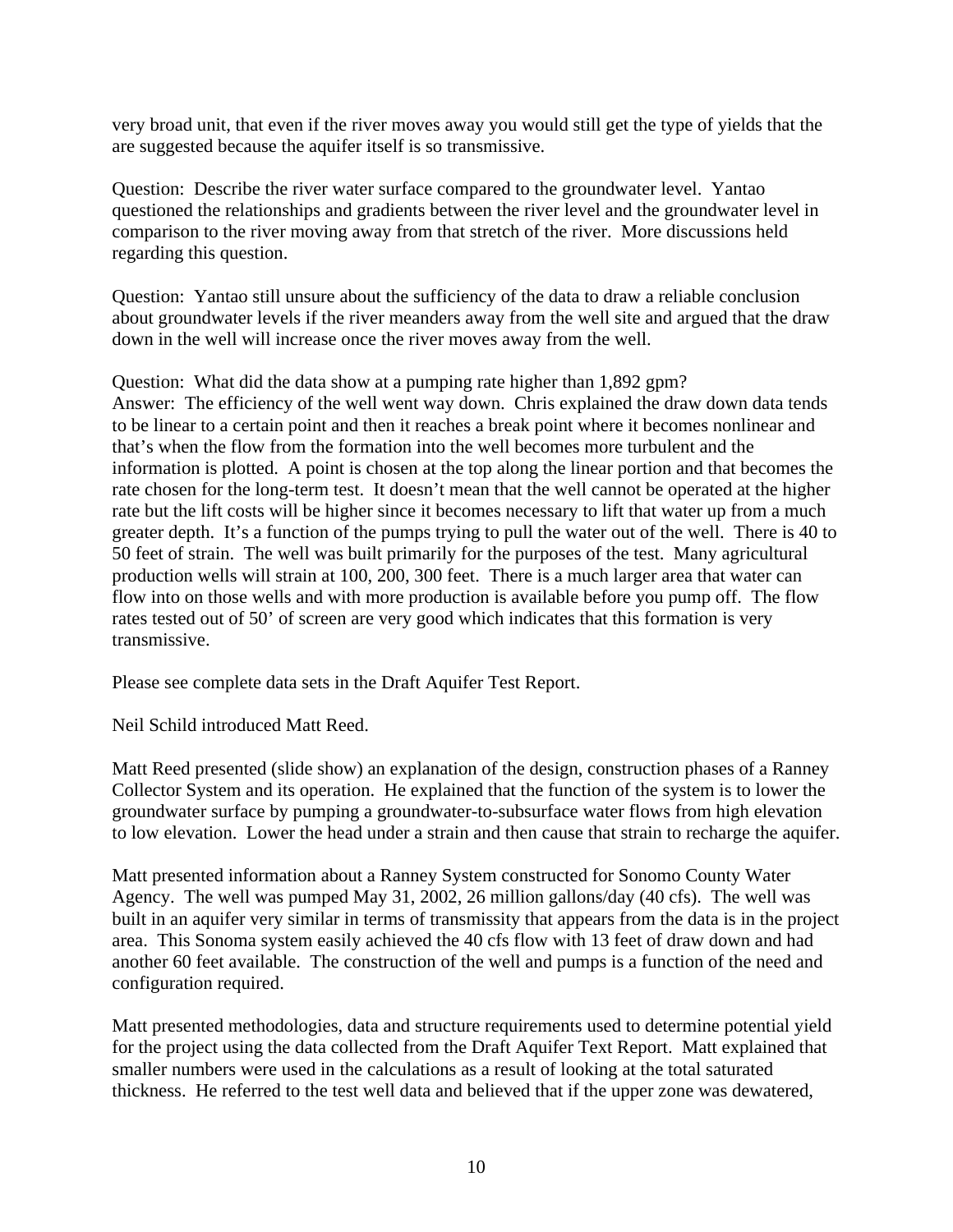very broad unit, that even if the river moves away you would still get the type of yields that the are suggested because the aquifer itself is so transmissive.

Question: Describe the river water surface compared to the groundwater level. Yantao questioned the relationships and gradients between the river level and the groundwater level in comparison to the river moving away from that stretch of the river. More discussions held regarding this question.

Question: Yantao still unsure about the sufficiency of the data to draw a reliable conclusion about groundwater levels if the river meanders away from the well site and argued that the draw down in the well will increase once the river moves away from the well.

Question: What did the data show at a pumping rate higher than 1,892 gpm?
Answer: The efficiency of the well went way down. Chris explained the draw down data tends to be linear to a certain point and then it reaches a break point where it becomes nonlinear and that's when the flow from the formation into the well becomes more turbulent and the information is plotted. A point is chosen at the top along the linear portion and that becomes the rate chosen for the long-term test. It doesn't mean that the well cannot be operated at the higher rate but the lift costs will be higher since it becomes necessary to lift that water up from a much greater depth. It's a function of the pumps trying to pull the water out of the well. There is 40 to 50 feet of strain. The well was built primarily for the purposes of the test. Many agricultural production wells will strain at 100, 200, 300 feet. There is a much larger area that water can flow into on those wells and with more production is available before you pump off. The flow rates tested out of 50' of screen are very good which indicates that this formation is very transmissive.

Please see complete data sets in the Draft Aquifer Test Report.

Neil Schild introduced Matt Reed.

Matt Reed presented (slide show) an explanation of the design, construction phases of a Ranney Collector System and its operation. He explained that the function of the system is to lower the groundwater surface by pumping a groundwater-to-subsurface water flows from high elevation to low elevation. Lower the head under a strain and then cause that strain to recharge the aquifer.

Matt presented information about a Ranney System constructed for Sonomo County Water Agency. The well was pumped May 31, 2002, 26 million gallons/day (40 cfs). The well was built in an aquifer very similar in terms of transmissity that appears from the data is in the project area. This Sonoma system easily achieved the 40 cfs flow with 13 feet of draw down and had another 60 feet available. The construction of the well and pumps is a function of the need and configuration required.

Matt presented methodologies, data and structure requirements used to determine potential yield for the project using the data collected from the Draft Aquifer Text Report. Matt explained that smaller numbers were used in the calculations as a result of looking at the total saturated thickness. He referred to the test well data and believed that if the upper zone was dewatered,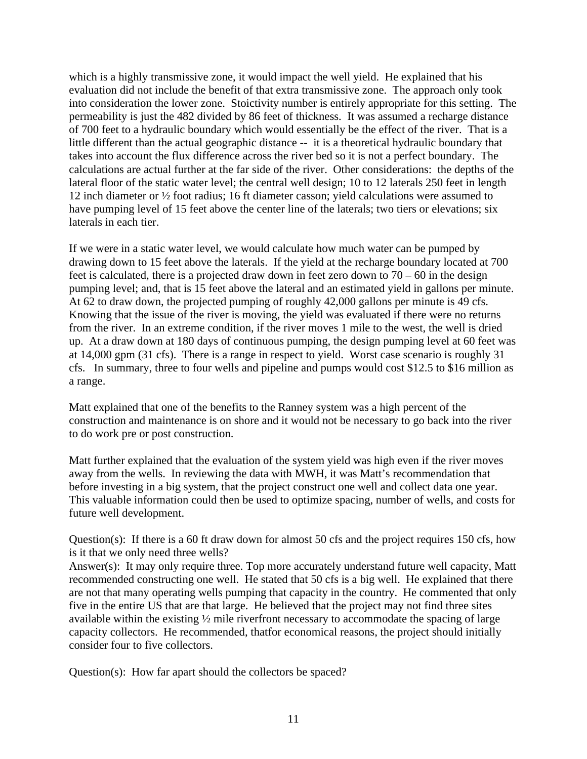which is a highly transmissive zone, it would impact the well yield. He explained that his evaluation did not include the benefit of that extra transmissive zone. The approach only took into consideration the lower zone. Stoictivity number is entirely appropriate for this setting. The permeability is just the 482 divided by 86 feet of thickness. It was assumed a recharge distance of 700 feet to a hydraulic boundary which would essentially be the effect of the river. That is a little different than the actual geographic distance -- it is a theoretical hydraulic boundary that takes into account the flux difference across the river bed so it is not a perfect boundary. The calculations are actual further at the far side of the river. Other considerations: the depths of the lateral floor of the static water level; the central well design; 10 to 12 laterals 250 feet in length 12 inch diameter or ½ foot radius; 16 ft diameter casson; yield calculations were assumed to have pumping level of 15 feet above the center line of the laterals; two tiers or elevations; six laterals in each tier.

If we were in a static water level, we would calculate how much water can be pumped by drawing down to 15 feet above the laterals. If the yield at the recharge boundary located at 700 feet is calculated, there is a projected draw down in feet zero down to 70 – 60 in the design pumping level; and, that is 15 feet above the lateral and an estimated yield in gallons per minute. At 62 to draw down, the projected pumping of roughly 42,000 gallons per minute is 49 cfs. Knowing that the issue of the river is moving, the yield was evaluated if there were no returns from the river. In an extreme condition, if the river moves 1 mile to the west, the well is dried up. At a draw down at 180 days of continuous pumping, the design pumping level at 60 feet was at 14,000 gpm (31 cfs). There is a range in respect to yield. Worst case scenario is roughly 31 cfs. In summary, three to four wells and pipeline and pumps would cost $12.5 to $16 million as a range.

Matt explained that one of the benefits to the Ranney system was a high percent of the construction and maintenance is on shore and it would not be necessary to go back into the river to do work pre or post construction.

Matt further explained that the evaluation of the system yield was high even if the river moves away from the wells. In reviewing the data with MWH, it was Matt's recommendation that before investing in a big system, that the project construct one well and collect data one year. This valuable information could then be used to optimize spacing, number of wells, and costs for future well development.

Question(s): If there is a 60 ft draw down for almost 50 cfs and the project requires 150 cfs, how is it that we only need three wells?
Answer(s): It may only require three. Top more accurately understand future well capacity, Matt recommended constructing one well. He stated that 50 cfs is a big well. He explained that there are not that many operating wells pumping that capacity in the country. He commented that only five in the entire US that are that large. He believed that the project may not find three sites available within the existing ½ mile riverfront necessary to accommodate the spacing of large capacity collectors. He recommended, thatfor economical reasons, the project should initially consider four to five collectors.

Question(s): How far apart should the collectors be spaced?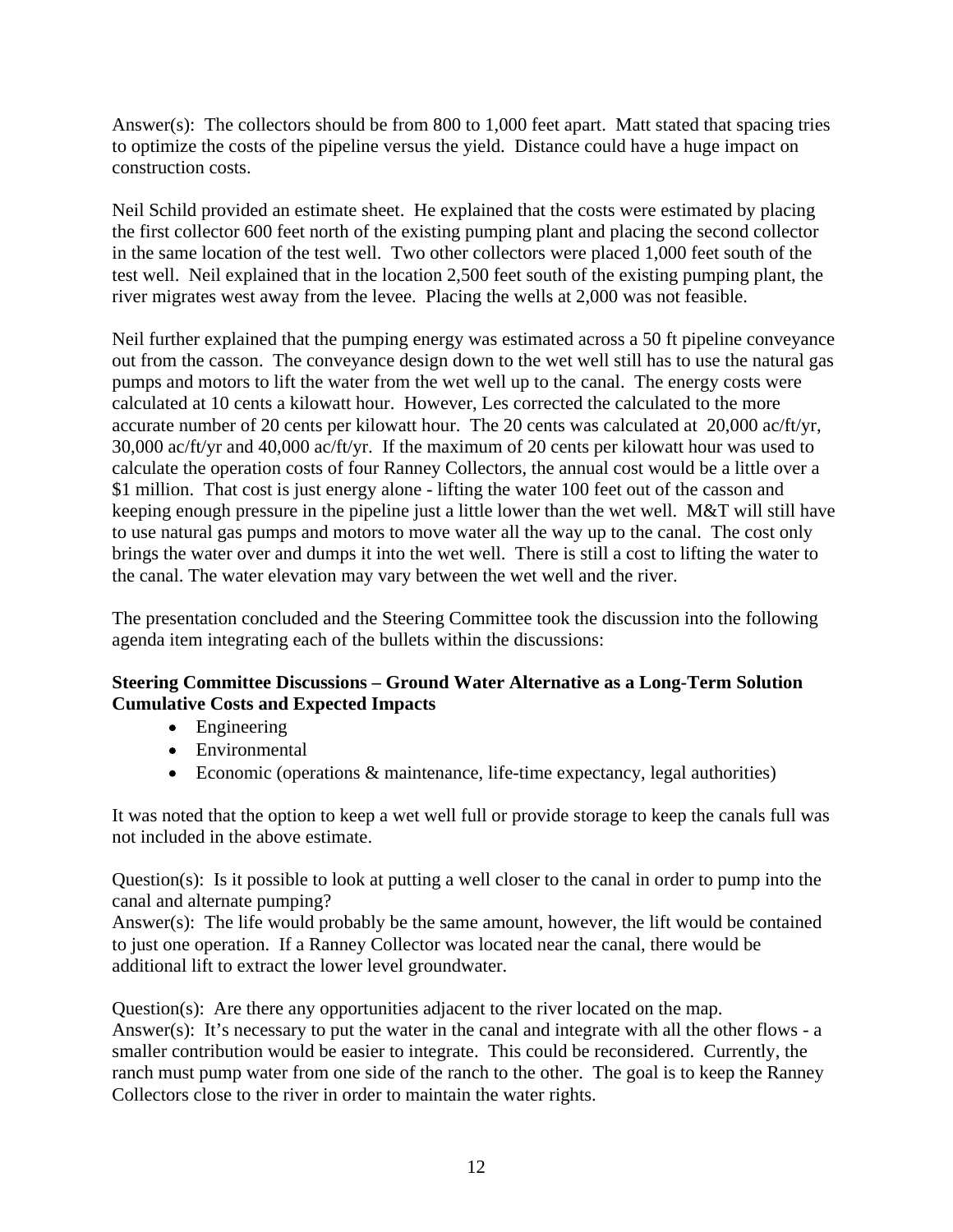Answer(s): The collectors should be from 800 to 1,000 feet apart. Matt stated that spacing tries to optimize the costs of the pipeline versus the yield. Distance could have a huge impact on construction costs.

Neil Schild provided an estimate sheet. He explained that the costs were estimated by placing the first collector 600 feet north of the existing pumping plant and placing the second collector in the same location of the test well. Two other collectors were placed 1,000 feet south of the test well. Neil explained that in the location 2,500 feet south of the existing pumping plant, the river migrates west away from the levee. Placing the wells at 2,000 was not feasible.

Neil further explained that the pumping energy was estimated across a 50 ft pipeline conveyance out from the casson. The conveyance design down to the wet well still has to use the natural gas pumps and motors to lift the water from the wet well up to the canal. The energy costs were calculated at 10 cents a kilowatt hour. However, Les corrected the calculated to the more accurate number of 20 cents per kilowatt hour. The 20 cents was calculated at 20,000 ac/ft/yr, 30,000 ac/ft/yr and 40,000 ac/ft/yr. If the maximum of 20 cents per kilowatt hour was used to calculate the operation costs of four Ranney Collectors, the annual cost would be a little over a $1 million. That cost is just energy alone - lifting the water 100 feet out of the casson and keeping enough pressure in the pipeline just a little lower than the wet well. M&T will still have to use natural gas pumps and motors to move water all the way up to the canal. The cost only brings the water over and dumps it into the wet well. There is still a cost to lifting the water to the canal. The water elevation may vary between the wet well and the river.

The presentation concluded and the Steering Committee took the discussion into the following agenda item integrating each of the bullets within the discussions:

**Steering Committee Discussions – Ground Water Alternative as a Long-Term Solution Cumulative Costs and Expected Impacts**

- Engineering
- Environmental
- Economic (operations & maintenance, life-time expectancy, legal authorities)

It was noted that the option to keep a wet well full or provide storage to keep the canals full was not included in the above estimate.

Question(s): Is it possible to look at putting a well closer to the canal in order to pump into the canal and alternate pumping?
Answer(s): The life would probably be the same amount, however, the lift would be contained to just one operation. If a Ranney Collector was located near the canal, there would be additional lift to extract the lower level groundwater.

Question(s): Are there any opportunities adjacent to the river located on the map.
Answer(s): It's necessary to put the water in the canal and integrate with all the other flows - a smaller contribution would be easier to integrate. This could be reconsidered. Currently, the ranch must pump water from one side of the ranch to the other. The goal is to keep the Ranney Collectors close to the river in order to maintain the water rights.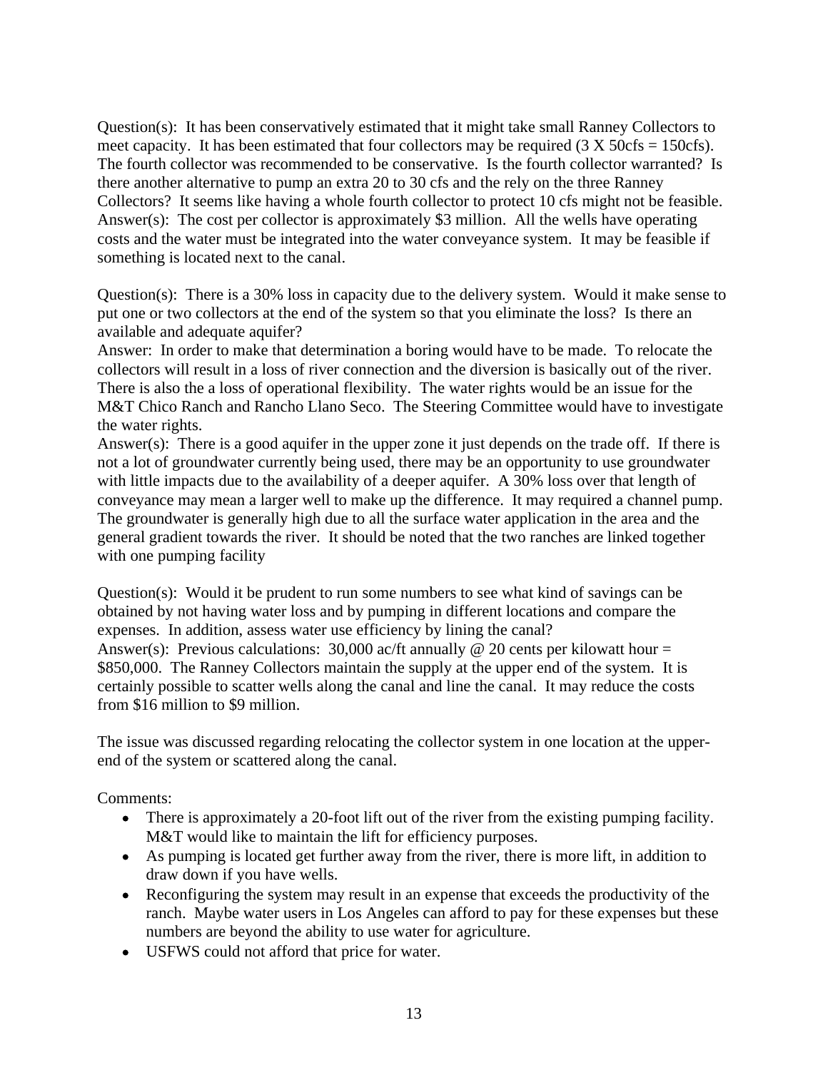Question(s): It has been conservatively estimated that it might take small Ranney Collectors to meet capacity. It has been estimated that four collectors may be required (3 X 50cfs = 150cfs). The fourth collector was recommended to be conservative. Is the fourth collector warranted? Is there another alternative to pump an extra 20 to 30 cfs and the rely on the three Ranney Collectors? It seems like having a whole fourth collector to protect 10 cfs might not be feasible.
Answer(s): The cost per collector is approximately $3 million. All the wells have operating costs and the water must be integrated into the water conveyance system. It may be feasible if something is located next to the canal.

Question(s): There is a 30% loss in capacity due to the delivery system. Would it make sense to put one or two collectors at the end of the system so that you eliminate the loss? Is there an available and adequate aquifer?
Answer: In order to make that determination a boring would have to be made. To relocate the collectors will result in a loss of river connection and the diversion is basically out of the river. There is also the a loss of operational flexibility. The water rights would be an issue for the M&T Chico Ranch and Rancho Llano Seco. The Steering Committee would have to investigate the water rights.
Answer(s): There is a good aquifer in the upper zone it just depends on the trade off. If there is not a lot of groundwater currently being used, there may be an opportunity to use groundwater with little impacts due to the availability of a deeper aquifer. A 30% loss over that length of conveyance may mean a larger well to make up the difference. It may required a channel pump. The groundwater is generally high due to all the surface water application in the area and the general gradient towards the river. It should be noted that the two ranches are linked together with one pumping facility

Question(s): Would it be prudent to run some numbers to see what kind of savings can be obtained by not having water loss and by pumping in different locations and compare the expenses. In addition, assess water use efficiency by lining the canal?
Answer(s): Previous calculations: 30,000 ac/ft annually @ 20 cents per kilowatt hour = $850,000. The Ranney Collectors maintain the supply at the upper end of the system. It is certainly possible to scatter wells along the canal and line the canal. It may reduce the costs from $16 million to $9 million.

The issue was discussed regarding relocating the collector system in one location at the upper-end of the system or scattered along the canal.

Comments:

- There is approximately a 20-foot lift out of the river from the existing pumping facility. M&T would like to maintain the lift for efficiency purposes.
- As pumping is located get further away from the river, there is more lift, in addition to draw down if you have wells.
- Reconfiguring the system may result in an expense that exceeds the productivity of the ranch. Maybe water users in Los Angeles can afford to pay for these expenses but these numbers are beyond the ability to use water for agriculture.
- USFWS could not afford that price for water.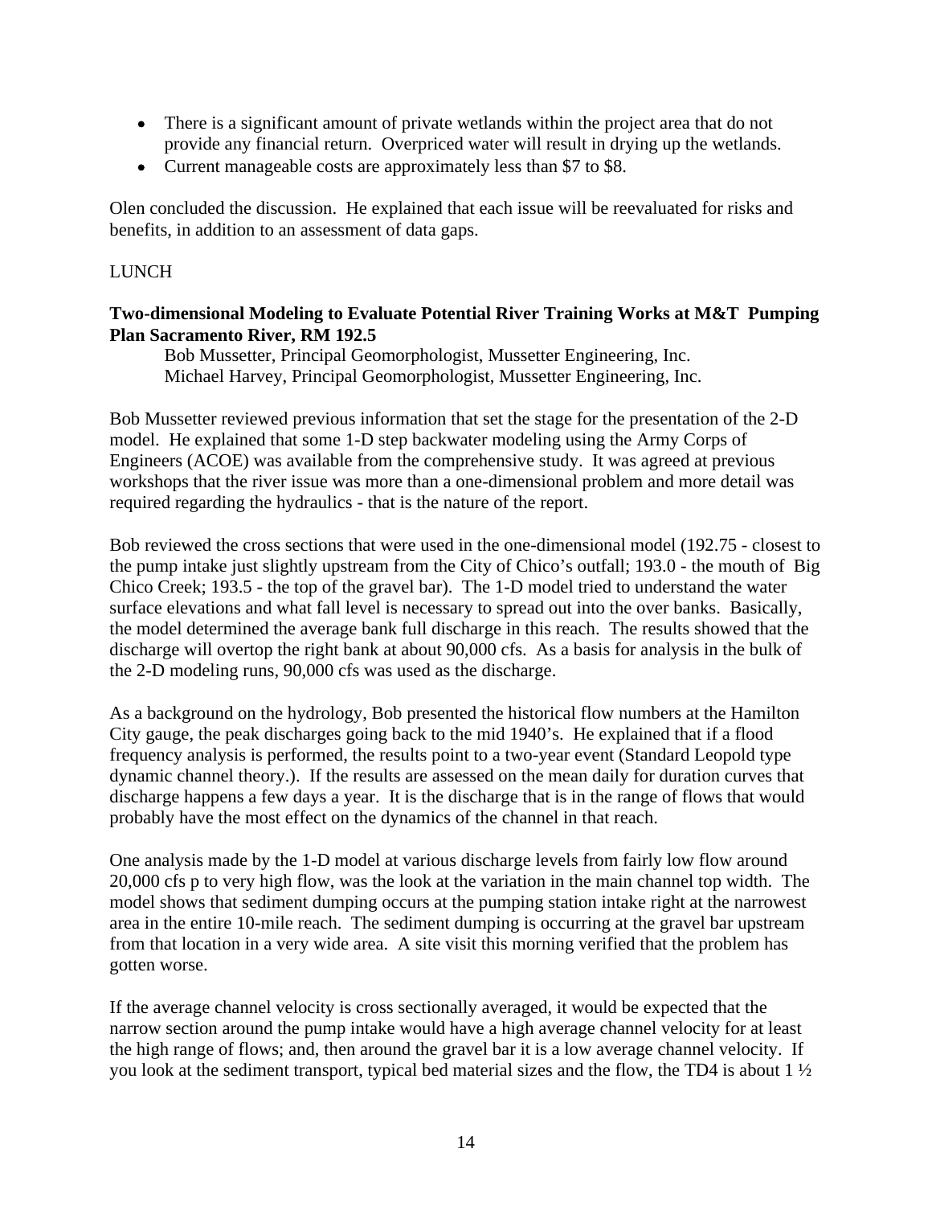- There is a significant amount of private wetlands within the project area that do not provide any financial return. Overpriced water will result in drying up the wetlands.
- Current manageable costs are approximately less than $7 to $8.

Olen concluded the discussion. He explained that each issue will be reevaluated for risks and benefits, in addition to an assessment of data gaps.

LUNCH

**Two-dimensional Modeling to Evaluate Potential River Training Works at M&T Pumping Plan Sacramento River, RM 192.5**

Bob Mussetter, Principal Geomorphologist, Mussetter Engineering, Inc.
Michael Harvey, Principal Geomorphologist, Mussetter Engineering, Inc.

Bob Mussetter reviewed previous information that set the stage for the presentation of the 2-D model. He explained that some 1-D step backwater modeling using the Army Corps of Engineers (ACOE) was available from the comprehensive study. It was agreed at previous workshops that the river issue was more than a one-dimensional problem and more detail was required regarding the hydraulics - that is the nature of the report.

Bob reviewed the cross sections that were used in the one-dimensional model (192.75 - closest to the pump intake just slightly upstream from the City of Chico's outfall; 193.0 - the mouth of Big Chico Creek; 193.5 - the top of the gravel bar). The 1-D model tried to understand the water surface elevations and what fall level is necessary to spread out into the over banks. Basically, the model determined the average bank full discharge in this reach. The results showed that the discharge will overtop the right bank at about 90,000 cfs. As a basis for analysis in the bulk of the 2-D modeling runs, 90,000 cfs was used as the discharge.

As a background on the hydrology, Bob presented the historical flow numbers at the Hamilton City gauge, the peak discharges going back to the mid 1940's. He explained that if a flood frequency analysis is performed, the results point to a two-year event (Standard Leopold type dynamic channel theory.). If the results are assessed on the mean daily for duration curves that discharge happens a few days a year. It is the discharge that is in the range of flows that would probably have the most effect on the dynamics of the channel in that reach.

One analysis made by the 1-D model at various discharge levels from fairly low flow around 20,000 cfs p to very high flow, was the look at the variation in the main channel top width. The model shows that sediment dumping occurs at the pumping station intake right at the narrowest area in the entire 10-mile reach. The sediment dumping is occurring at the gravel bar upstream from that location in a very wide area. A site visit this morning verified that the problem has gotten worse.

If the average channel velocity is cross sectionally averaged, it would be expected that the narrow section around the pump intake would have a high average channel velocity for at least the high range of flows; and, then around the gravel bar it is a low average channel velocity. If you look at the sediment transport, typical bed material sizes and the flow, the TD4 is about 1 ½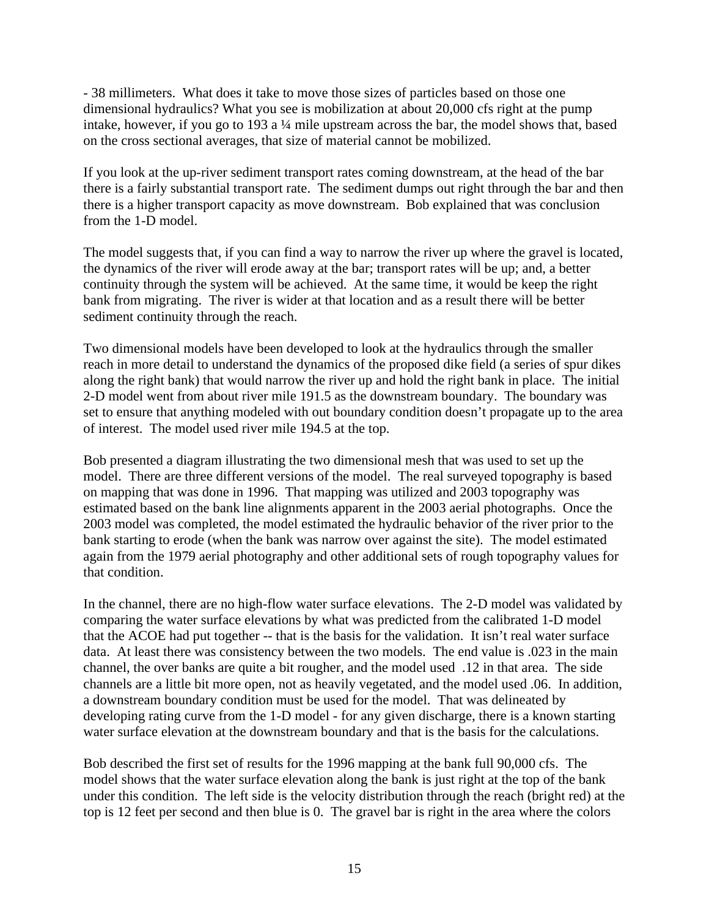- 38 millimeters. What does it take to move those sizes of particles based on those one dimensional hydraulics? What you see is mobilization at about 20,000 cfs right at the pump intake, however, if you go to 193 a ¼ mile upstream across the bar, the model shows that, based on the cross sectional averages, that size of material cannot be mobilized.

If you look at the up-river sediment transport rates coming downstream, at the head of the bar there is a fairly substantial transport rate. The sediment dumps out right through the bar and then there is a higher transport capacity as move downstream. Bob explained that was conclusion from the 1-D model.

The model suggests that, if you can find a way to narrow the river up where the gravel is located, the dynamics of the river will erode away at the bar; transport rates will be up; and, a better continuity through the system will be achieved. At the same time, it would be keep the right bank from migrating. The river is wider at that location and as a result there will be better sediment continuity through the reach.

Two dimensional models have been developed to look at the hydraulics through the smaller reach in more detail to understand the dynamics of the proposed dike field (a series of spur dikes along the right bank) that would narrow the river up and hold the right bank in place. The initial 2-D model went from about river mile 191.5 as the downstream boundary. The boundary was set to ensure that anything modeled with out boundary condition doesn't propagate up to the area of interest. The model used river mile 194.5 at the top.

Bob presented a diagram illustrating the two dimensional mesh that was used to set up the model. There are three different versions of the model. The real surveyed topography is based on mapping that was done in 1996. That mapping was utilized and 2003 topography was estimated based on the bank line alignments apparent in the 2003 aerial photographs. Once the 2003 model was completed, the model estimated the hydraulic behavior of the river prior to the bank starting to erode (when the bank was narrow over against the site). The model estimated again from the 1979 aerial photography and other additional sets of rough topography values for that condition.

In the channel, there are no high-flow water surface elevations. The 2-D model was validated by comparing the water surface elevations by what was predicted from the calibrated 1-D model that the ACOE had put together -- that is the basis for the validation. It isn't real water surface data. At least there was consistency between the two models. The end value is .023 in the main channel, the over banks are quite a bit rougher, and the model used .12 in that area. The side channels are a little bit more open, not as heavily vegetated, and the model used .06. In addition, a downstream boundary condition must be used for the model. That was delineated by developing rating curve from the 1-D model - for any given discharge, there is a known starting water surface elevation at the downstream boundary and that is the basis for the calculations.

Bob described the first set of results for the 1996 mapping at the bank full 90,000 cfs. The model shows that the water surface elevation along the bank is just right at the top of the bank under this condition. The left side is the velocity distribution through the reach (bright red) at the top is 12 feet per second and then blue is 0. The gravel bar is right in the area where the colors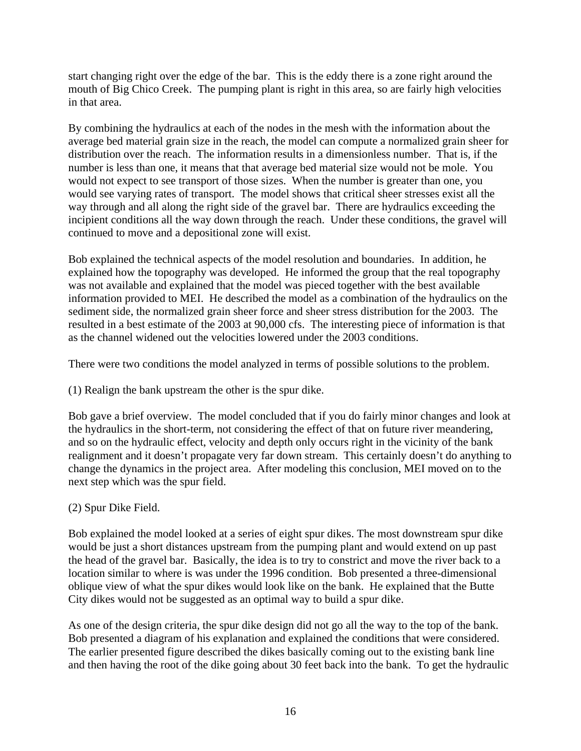start changing right over the edge of the bar. This is the eddy there is a zone right around the mouth of Big Chico Creek. The pumping plant is right in this area, so are fairly high velocities in that area.

By combining the hydraulics at each of the nodes in the mesh with the information about the average bed material grain size in the reach, the model can compute a normalized grain sheer for distribution over the reach. The information results in a dimensionless number. That is, if the number is less than one, it means that that average bed material size would not be mole. You would not expect to see transport of those sizes. When the number is greater than one, you would see varying rates of transport. The model shows that critical sheer stresses exist all the way through and all along the right side of the gravel bar. There are hydraulics exceeding the incipient conditions all the way down through the reach. Under these conditions, the gravel will continued to move and a depositional zone will exist.

Bob explained the technical aspects of the model resolution and boundaries. In addition, he explained how the topography was developed. He informed the group that the real topography was not available and explained that the model was pieced together with the best available information provided to MEI. He described the model as a combination of the hydraulics on the sediment side, the normalized grain sheer force and sheer stress distribution for the 2003. The resulted in a best estimate of the 2003 at 90,000 cfs. The interesting piece of information is that as the channel widened out the velocities lowered under the 2003 conditions.

There were two conditions the model analyzed in terms of possible solutions to the problem.

(1) Realign the bank upstream the other is the spur dike.

Bob gave a brief overview. The model concluded that if you do fairly minor changes and look at the hydraulics in the short-term, not considering the effect of that on future river meandering, and so on the hydraulic effect, velocity and depth only occurs right in the vicinity of the bank realignment and it doesn't propagate very far down stream. This certainly doesn't do anything to change the dynamics in the project area. After modeling this conclusion, MEI moved on to the next step which was the spur field.

(2) Spur Dike Field.

Bob explained the model looked at a series of eight spur dikes. The most downstream spur dike would be just a short distances upstream from the pumping plant and would extend on up past the head of the gravel bar. Basically, the idea is to try to constrict and move the river back to a location similar to where is was under the 1996 condition. Bob presented a three-dimensional oblique view of what the spur dikes would look like on the bank. He explained that the Butte City dikes would not be suggested as an optimal way to build a spur dike.

As one of the design criteria, the spur dike design did not go all the way to the top of the bank. Bob presented a diagram of his explanation and explained the conditions that were considered. The earlier presented figure described the dikes basically coming out to the existing bank line and then having the root of the dike going about 30 feet back into the bank. To get the hydraulic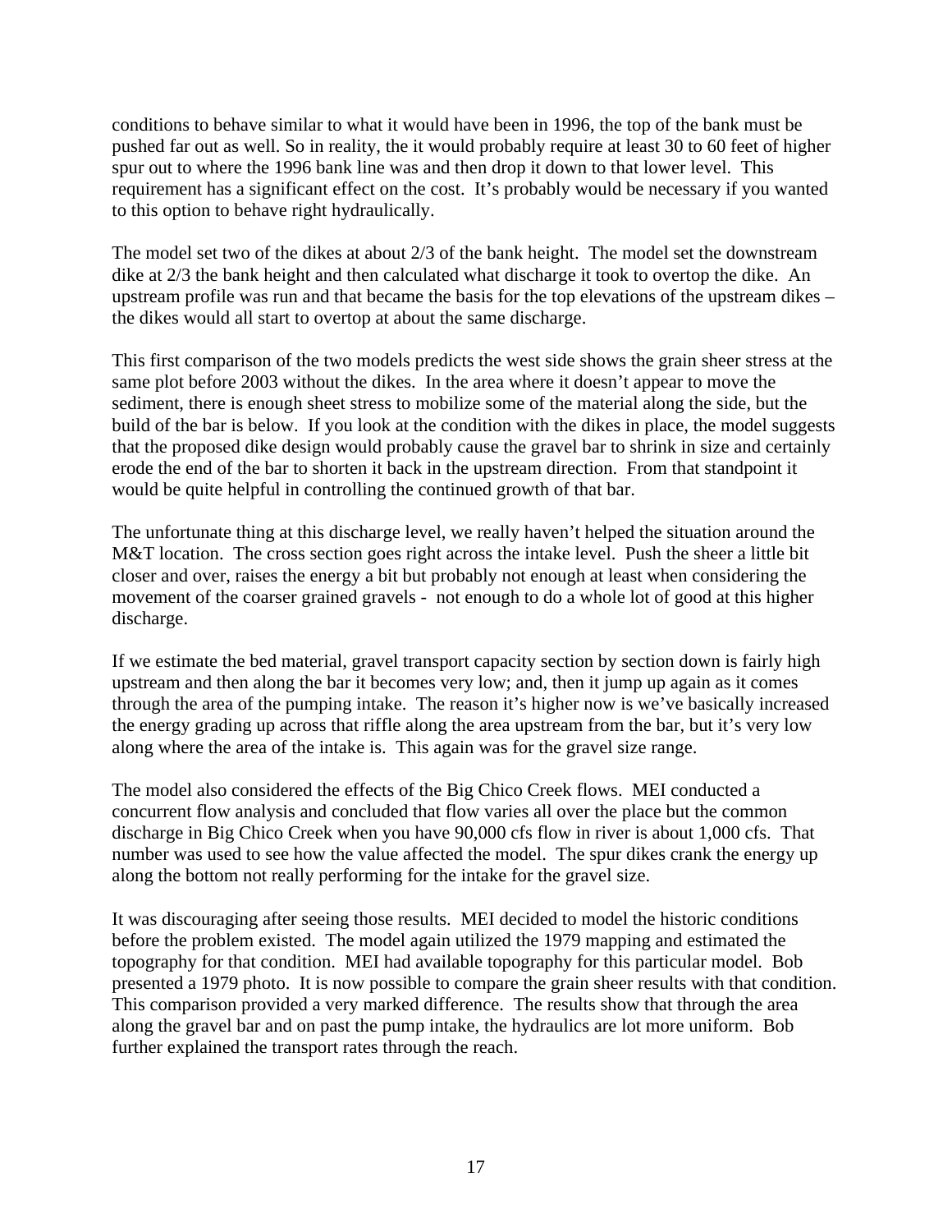conditions to behave similar to what it would have been in 1996, the top of the bank must be pushed far out as well. So in reality, the it would probably require at least 30 to 60 feet of higher spur out to where the 1996 bank line was and then drop it down to that lower level. This requirement has a significant effect on the cost. It's probably would be necessary if you wanted to this option to behave right hydraulically.

The model set two of the dikes at about 2/3 of the bank height. The model set the downstream dike at 2/3 the bank height and then calculated what discharge it took to overtop the dike. An upstream profile was run and that became the basis for the top elevations of the upstream dikes – the dikes would all start to overtop at about the same discharge.

This first comparison of the two models predicts the west side shows the grain sheer stress at the same plot before 2003 without the dikes. In the area where it doesn't appear to move the sediment, there is enough sheet stress to mobilize some of the material along the side, but the build of the bar is below. If you look at the condition with the dikes in place, the model suggests that the proposed dike design would probably cause the gravel bar to shrink in size and certainly erode the end of the bar to shorten it back in the upstream direction. From that standpoint it would be quite helpful in controlling the continued growth of that bar.

The unfortunate thing at this discharge level, we really haven't helped the situation around the M&T location. The cross section goes right across the intake level. Push the sheer a little bit closer and over, raises the energy a bit but probably not enough at least when considering the movement of the coarser grained gravels - not enough to do a whole lot of good at this higher discharge.

If we estimate the bed material, gravel transport capacity section by section down is fairly high upstream and then along the bar it becomes very low; and, then it jump up again as it comes through the area of the pumping intake. The reason it's higher now is we've basically increased the energy grading up across that riffle along the area upstream from the bar, but it's very low along where the area of the intake is. This again was for the gravel size range.

The model also considered the effects of the Big Chico Creek flows. MEI conducted a concurrent flow analysis and concluded that flow varies all over the place but the common discharge in Big Chico Creek when you have 90,000 cfs flow in river is about 1,000 cfs. That number was used to see how the value affected the model. The spur dikes crank the energy up along the bottom not really performing for the intake for the gravel size.

It was discouraging after seeing those results. MEI decided to model the historic conditions before the problem existed. The model again utilized the 1979 mapping and estimated the topography for that condition. MEI had available topography for this particular model. Bob presented a 1979 photo. It is now possible to compare the grain sheer results with that condition. This comparison provided a very marked difference. The results show that through the area along the gravel bar and on past the pump intake, the hydraulics are lot more uniform. Bob further explained the transport rates through the reach.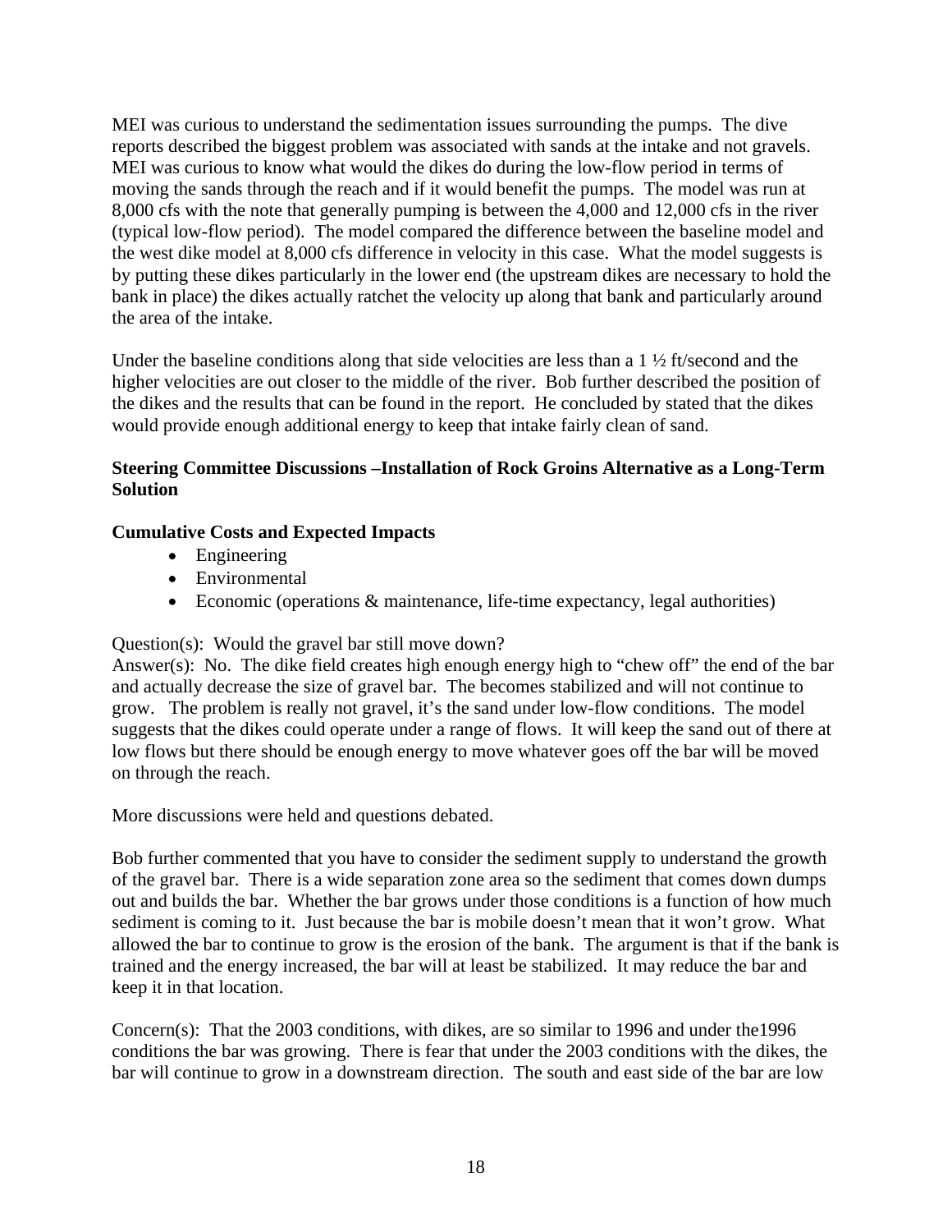MEI was curious to understand the sedimentation issues surrounding the pumps. The dive reports described the biggest problem was associated with sands at the intake and not gravels. MEI was curious to know what would the dikes do during the low-flow period in terms of moving the sands through the reach and if it would benefit the pumps. The model was run at 8,000 cfs with the note that generally pumping is between the 4,000 and 12,000 cfs in the river (typical low-flow period). The model compared the difference between the baseline model and the west dike model at 8,000 cfs difference in velocity in this case. What the model suggests is by putting these dikes particularly in the lower end (the upstream dikes are necessary to hold the bank in place) the dikes actually ratchet the velocity up along that bank and particularly around the area of the intake.

Under the baseline conditions along that side velocities are less than a 1 ½ ft/second and the higher velocities are out closer to the middle of the river. Bob further described the position of the dikes and the results that can be found in the report. He concluded by stated that the dikes would provide enough additional energy to keep that intake fairly clean of sand.

**Steering Committee Discussions –Installation of Rock Groins Alternative as a Long-Term Solution**

**Cumulative Costs and Expected Impacts**

- Engineering
- Environmental
- Economic (operations & maintenance, life-time expectancy, legal authorities)

Question(s): Would the gravel bar still move down?
Answer(s): No. The dike field creates high enough energy high to "chew off" the end of the bar and actually decrease the size of gravel bar. The becomes stabilized and will not continue to grow. The problem is really not gravel, it's the sand under low-flow conditions. The model suggests that the dikes could operate under a range of flows. It will keep the sand out of there at low flows but there should be enough energy to move whatever goes off the bar will be moved on through the reach.

More discussions were held and questions debated.

Bob further commented that you have to consider the sediment supply to understand the growth of the gravel bar. There is a wide separation zone area so the sediment that comes down dumps out and builds the bar. Whether the bar grows under those conditions is a function of how much sediment is coming to it. Just because the bar is mobile doesn't mean that it won't grow. What allowed the bar to continue to grow is the erosion of the bank. The argument is that if the bank is trained and the energy increased, the bar will at least be stabilized. It may reduce the bar and keep it in that location.

Concern(s): That the 2003 conditions, with dikes, are so similar to 1996 and under the1996 conditions the bar was growing. There is fear that under the 2003 conditions with the dikes, the bar will continue to grow in a downstream direction. The south and east side of the bar are low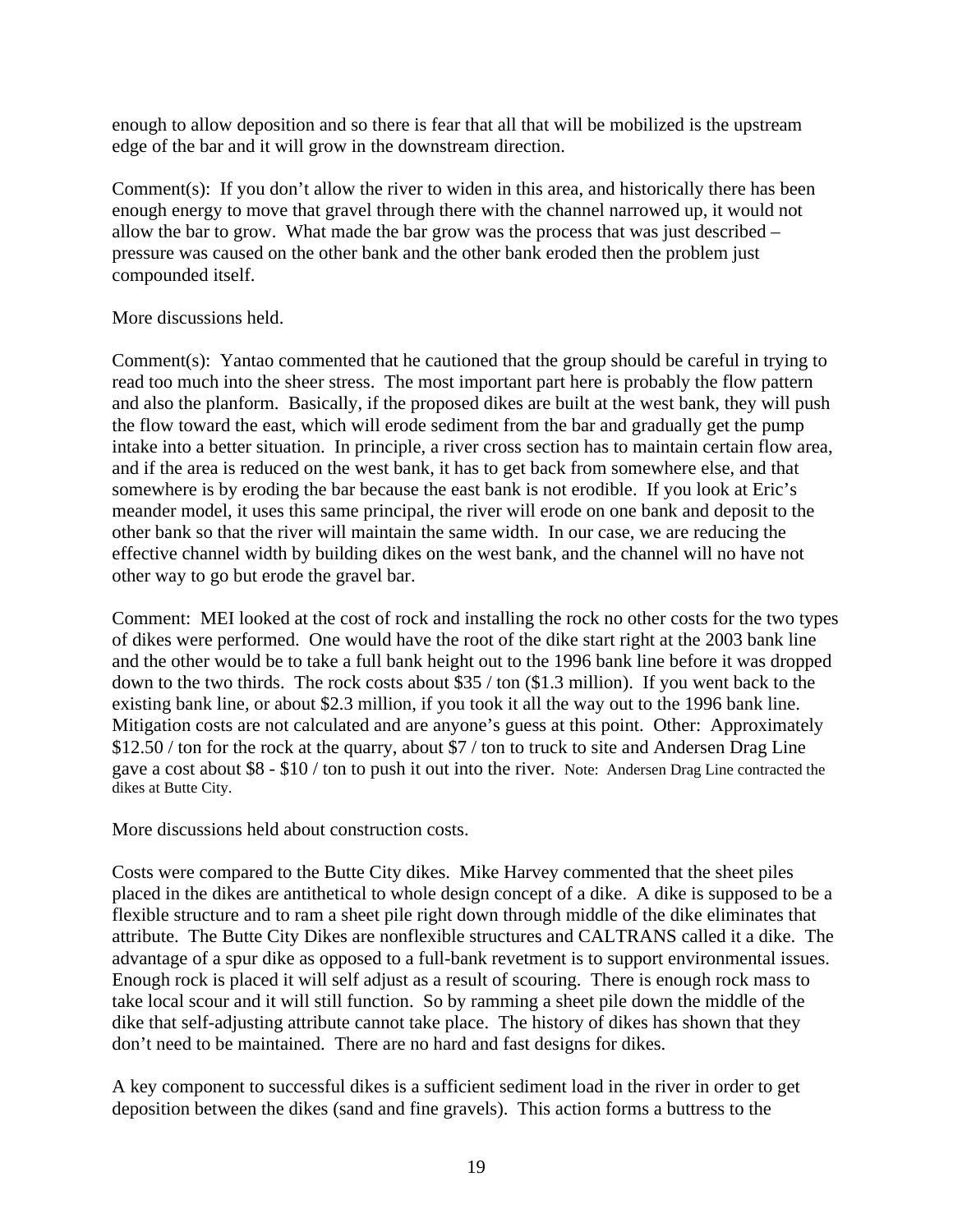enough to allow deposition and so there is fear that all that will be mobilized is the upstream edge of the bar and it will grow in the downstream direction.

Comment(s): If you don't allow the river to widen in this area, and historically there has been enough energy to move that gravel through there with the channel narrowed up, it would not allow the bar to grow. What made the bar grow was the process that was just described – pressure was caused on the other bank and the other bank eroded then the problem just compounded itself.

More discussions held.

Comment(s): Yantao commented that he cautioned that the group should be careful in trying to read too much into the sheer stress. The most important part here is probably the flow pattern and also the planform. Basically, if the proposed dikes are built at the west bank, they will push the flow toward the east, which will erode sediment from the bar and gradually get the pump intake into a better situation. In principle, a river cross section has to maintain certain flow area, and if the area is reduced on the west bank, it has to get back from somewhere else, and that somewhere is by eroding the bar because the east bank is not erodible. If you look at Eric's meander model, it uses this same principal, the river will erode on one bank and deposit to the other bank so that the river will maintain the same width. In our case, we are reducing the effective channel width by building dikes on the west bank, and the channel will no have not other way to go but erode the gravel bar.

Comment: MEI looked at the cost of rock and installing the rock no other costs for the two types of dikes were performed. One would have the root of the dike start right at the 2003 bank line and the other would be to take a full bank height out to the 1996 bank line before it was dropped down to the two thirds. The rock costs about $35 / ton ($1.3 million). If you went back to the existing bank line, or about $2.3 million, if you took it all the way out to the 1996 bank line. Mitigation costs are not calculated and are anyone's guess at this point. Other: Approximately $12.50 / ton for the rock at the quarry, about $7 / ton to truck to site and Andersen Drag Line gave a cost about $8 - $10 / ton to push it out into the river. Note: Andersen Drag Line contracted the dikes at Butte City.

More discussions held about construction costs.

Costs were compared to the Butte City dikes. Mike Harvey commented that the sheet piles placed in the dikes are antithetical to whole design concept of a dike. A dike is supposed to be a flexible structure and to ram a sheet pile right down through middle of the dike eliminates that attribute. The Butte City Dikes are nonflexible structures and CALTRANS called it a dike. The advantage of a spur dike as opposed to a full-bank revetment is to support environmental issues. Enough rock is placed it will self adjust as a result of scouring. There is enough rock mass to take local scour and it will still function. So by ramming a sheet pile down the middle of the dike that self-adjusting attribute cannot take place. The history of dikes has shown that they don't need to be maintained. There are no hard and fast designs for dikes.

A key component to successful dikes is a sufficient sediment load in the river in order to get deposition between the dikes (sand and fine gravels). This action forms a buttress to the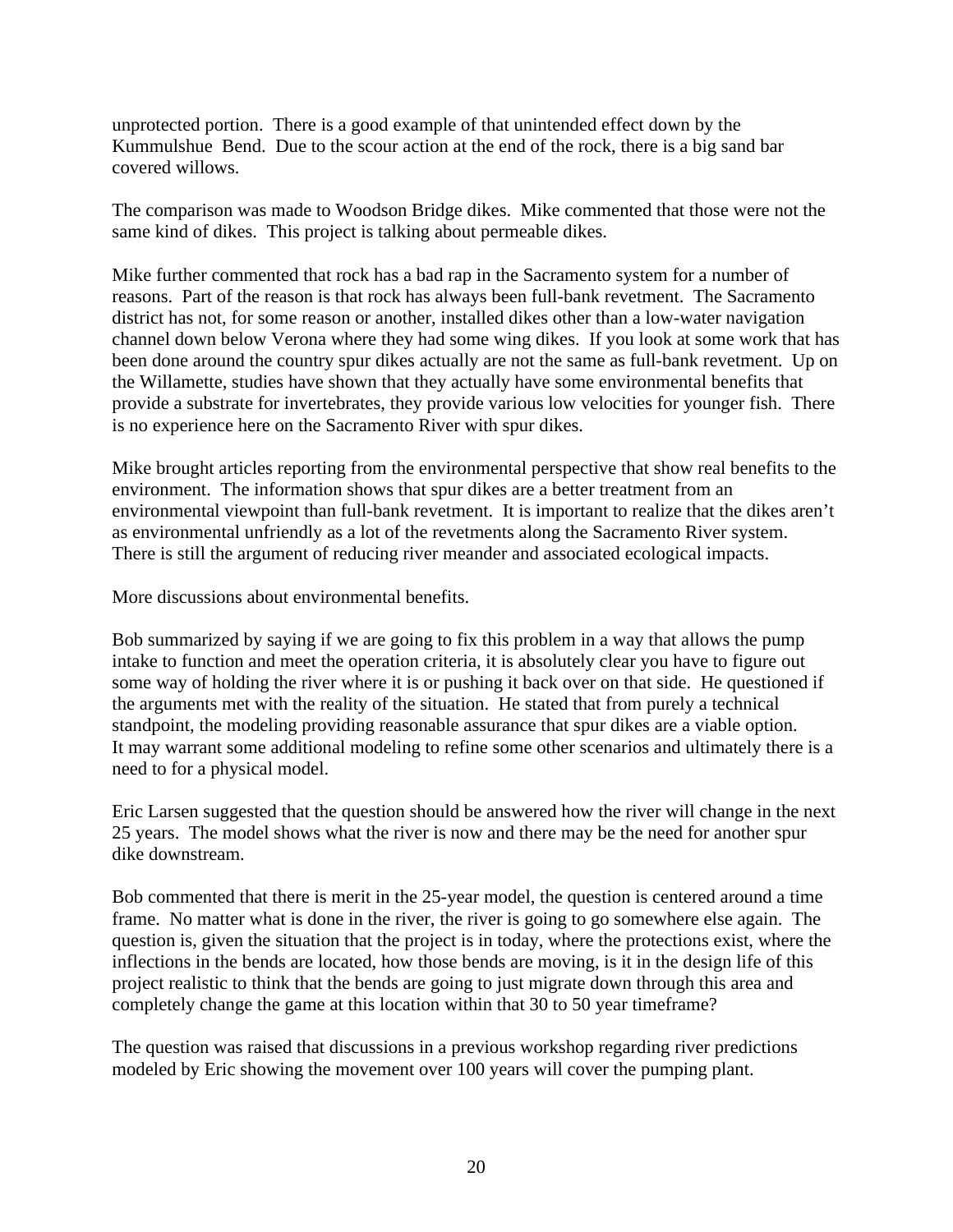unprotected portion. There is a good example of that unintended effect down by the Kummulshue Bend. Due to the scour action at the end of the rock, there is a big sand bar covered willows.

The comparison was made to Woodson Bridge dikes. Mike commented that those were not the same kind of dikes. This project is talking about permeable dikes.

Mike further commented that rock has a bad rap in the Sacramento system for a number of reasons. Part of the reason is that rock has always been full-bank revetment. The Sacramento district has not, for some reason or another, installed dikes other than a low-water navigation channel down below Verona where they had some wing dikes. If you look at some work that has been done around the country spur dikes actually are not the same as full-bank revetment. Up on the Willamette, studies have shown that they actually have some environmental benefits that provide a substrate for invertebrates, they provide various low velocities for younger fish. There is no experience here on the Sacramento River with spur dikes.

Mike brought articles reporting from the environmental perspective that show real benefits to the environment. The information shows that spur dikes are a better treatment from an environmental viewpoint than full-bank revetment. It is important to realize that the dikes aren't as environmental unfriendly as a lot of the revetments along the Sacramento River system. There is still the argument of reducing river meander and associated ecological impacts.

More discussions about environmental benefits.

Bob summarized by saying if we are going to fix this problem in a way that allows the pump intake to function and meet the operation criteria, it is absolutely clear you have to figure out some way of holding the river where it is or pushing it back over on that side. He questioned if the arguments met with the reality of the situation. He stated that from purely a technical standpoint, the modeling providing reasonable assurance that spur dikes are a viable option. It may warrant some additional modeling to refine some other scenarios and ultimately there is a need to for a physical model.

Eric Larsen suggested that the question should be answered how the river will change in the next 25 years. The model shows what the river is now and there may be the need for another spur dike downstream.

Bob commented that there is merit in the 25-year model, the question is centered around a time frame. No matter what is done in the river, the river is going to go somewhere else again. The question is, given the situation that the project is in today, where the protections exist, where the inflections in the bends are located, how those bends are moving, is it in the design life of this project realistic to think that the bends are going to just migrate down through this area and completely change the game at this location within that 30 to 50 year timeframe?

The question was raised that discussions in a previous workshop regarding river predictions modeled by Eric showing the movement over 100 years will cover the pumping plant.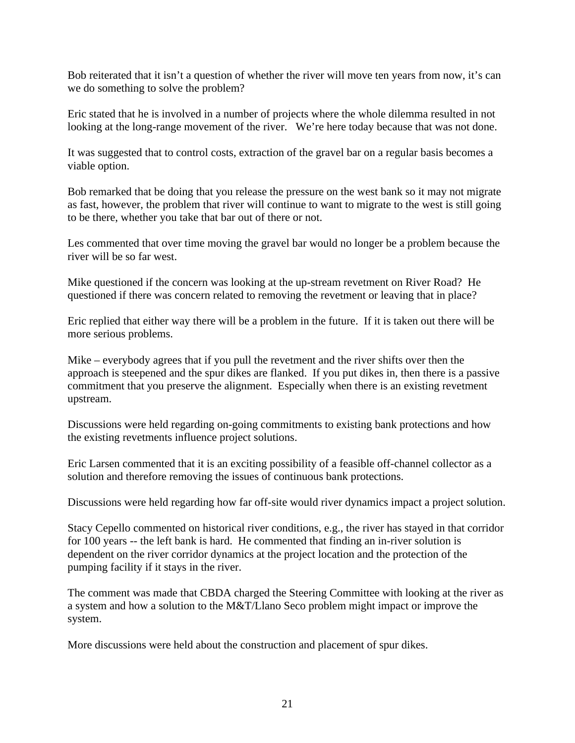Bob reiterated that it isn't a question of whether the river will move ten years from now, it's can we do something to solve the problem?

Eric stated that he is involved in a number of projects where the whole dilemma resulted in not looking at the long-range movement of the river. We're here today because that was not done.

It was suggested that to control costs, extraction of the gravel bar on a regular basis becomes a viable option.

Bob remarked that be doing that you release the pressure on the west bank so it may not migrate as fast, however, the problem that river will continue to want to migrate to the west is still going to be there, whether you take that bar out of there or not.

Les commented that over time moving the gravel bar would no longer be a problem because the river will be so far west.

Mike questioned if the concern was looking at the up-stream revetment on River Road? He questioned if there was concern related to removing the revetment or leaving that in place?

Eric replied that either way there will be a problem in the future. If it is taken out there will be more serious problems.

Mike – everybody agrees that if you pull the revetment and the river shifts over then the approach is steepened and the spur dikes are flanked. If you put dikes in, then there is a passive commitment that you preserve the alignment. Especially when there is an existing revetment upstream.

Discussions were held regarding on-going commitments to existing bank protections and how the existing revetments influence project solutions.

Eric Larsen commented that it is an exciting possibility of a feasible off-channel collector as a solution and therefore removing the issues of continuous bank protections.

Discussions were held regarding how far off-site would river dynamics impact a project solution.

Stacy Cepello commented on historical river conditions, e.g., the river has stayed in that corridor for 100 years -- the left bank is hard. He commented that finding an in-river solution is dependent on the river corridor dynamics at the project location and the protection of the pumping facility if it stays in the river.

The comment was made that CBDA charged the Steering Committee with looking at the river as a system and how a solution to the M&T/Llano Seco problem might impact or improve the system.

More discussions were held about the construction and placement of spur dikes.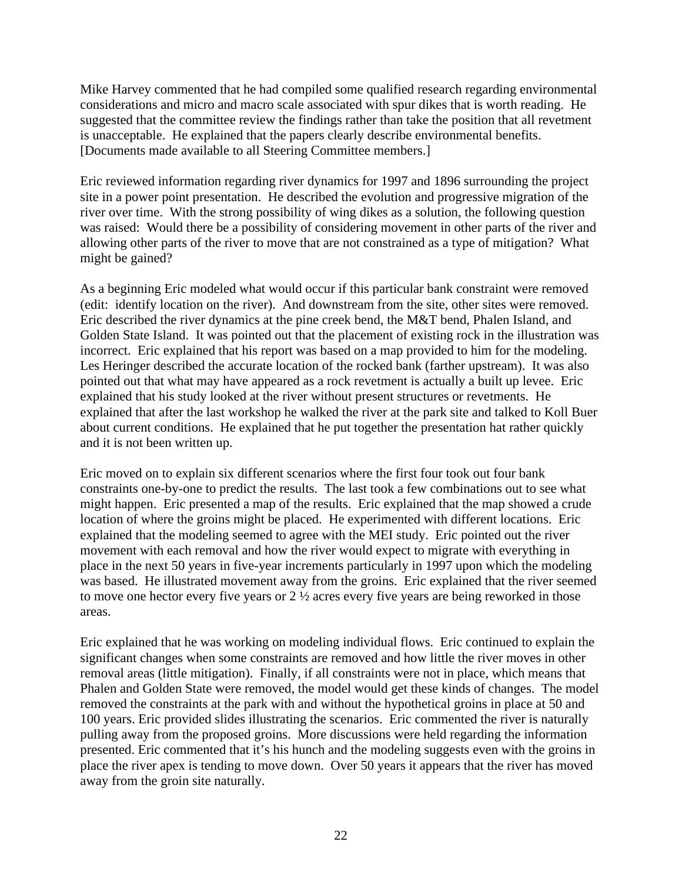Mike Harvey commented that he had compiled some qualified research regarding environmental considerations and micro and macro scale associated with spur dikes that is worth reading. He suggested that the committee review the findings rather than take the position that all revetment is unacceptable. He explained that the papers clearly describe environmental benefits. [Documents made available to all Steering Committee members.]

Eric reviewed information regarding river dynamics for 1997 and 1896 surrounding the project site in a power point presentation. He described the evolution and progressive migration of the river over time. With the strong possibility of wing dikes as a solution, the following question was raised: Would there be a possibility of considering movement in other parts of the river and allowing other parts of the river to move that are not constrained as a type of mitigation? What might be gained?

As a beginning Eric modeled what would occur if this particular bank constraint were removed (edit: identify location on the river). And downstream from the site, other sites were removed. Eric described the river dynamics at the pine creek bend, the M&T bend, Phalen Island, and Golden State Island. It was pointed out that the placement of existing rock in the illustration was incorrect. Eric explained that his report was based on a map provided to him for the modeling. Les Heringer described the accurate location of the rocked bank (farther upstream). It was also pointed out that what may have appeared as a rock revetment is actually a built up levee. Eric explained that his study looked at the river without present structures or revetments. He explained that after the last workshop he walked the river at the park site and talked to Koll Buer about current conditions. He explained that he put together the presentation hat rather quickly and it is not been written up.

Eric moved on to explain six different scenarios where the first four took out four bank constraints one-by-one to predict the results. The last took a few combinations out to see what might happen. Eric presented a map of the results. Eric explained that the map showed a crude location of where the groins might be placed. He experimented with different locations. Eric explained that the modeling seemed to agree with the MEI study. Eric pointed out the river movement with each removal and how the river would expect to migrate with everything in place in the next 50 years in five-year increments particularly in 1997 upon which the modeling was based. He illustrated movement away from the groins. Eric explained that the river seemed to move one hector every five years or 2 ½ acres every five years are being reworked in those areas.

Eric explained that he was working on modeling individual flows. Eric continued to explain the significant changes when some constraints are removed and how little the river moves in other removal areas (little mitigation). Finally, if all constraints were not in place, which means that Phalen and Golden State were removed, the model would get these kinds of changes. The model removed the constraints at the park with and without the hypothetical groins in place at 50 and 100 years. Eric provided slides illustrating the scenarios. Eric commented the river is naturally pulling away from the proposed groins. More discussions were held regarding the information presented. Eric commented that it's his hunch and the modeling suggests even with the groins in place the river apex is tending to move down. Over 50 years it appears that the river has moved away from the groin site naturally.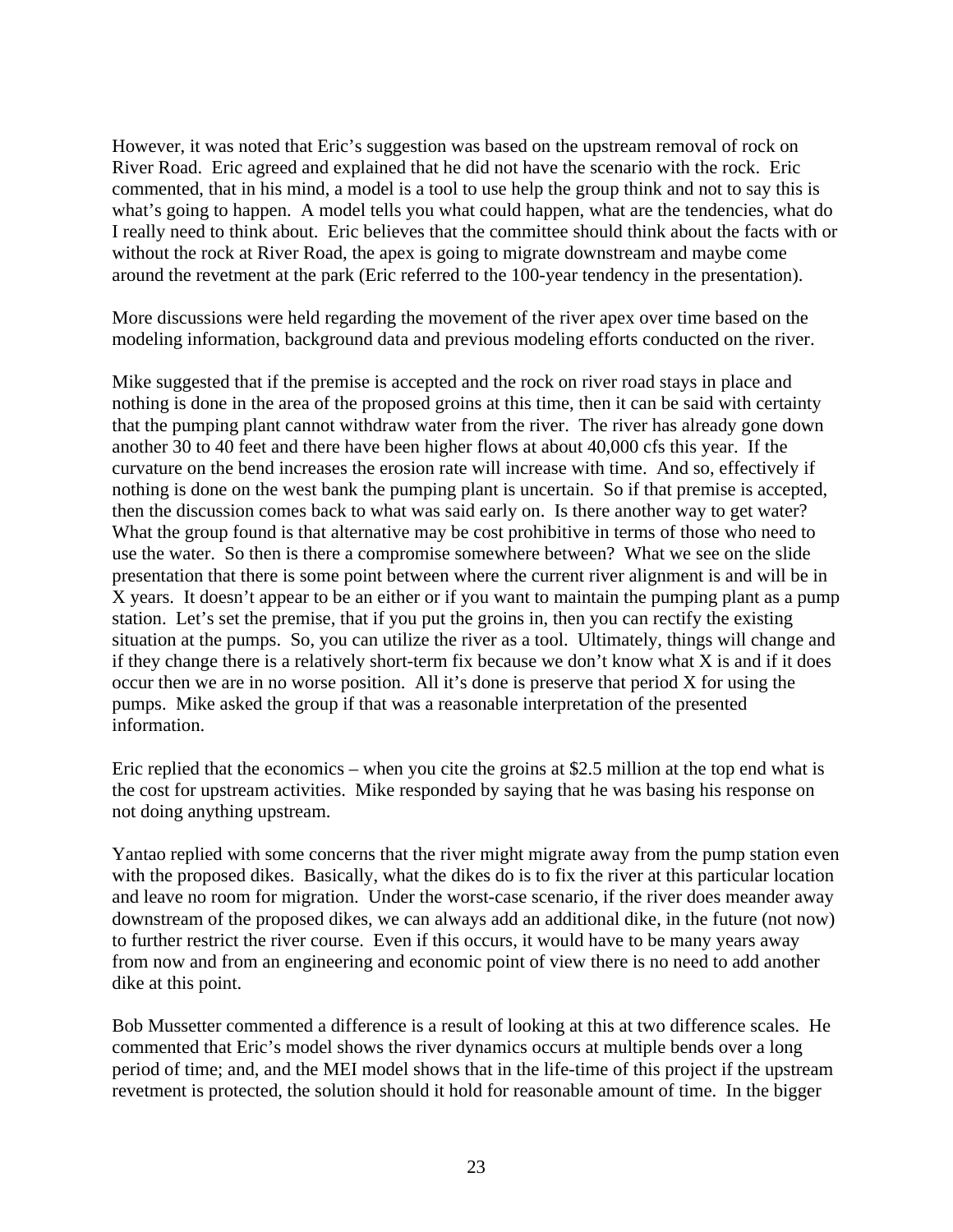However, it was noted that Eric's suggestion was based on the upstream removal of rock on River Road. Eric agreed and explained that he did not have the scenario with the rock. Eric commented, that in his mind, a model is a tool to use help the group think and not to say this is what's going to happen. A model tells you what could happen, what are the tendencies, what do I really need to think about. Eric believes that the committee should think about the facts with or without the rock at River Road, the apex is going to migrate downstream and maybe come around the revetment at the park (Eric referred to the 100-year tendency in the presentation).

More discussions were held regarding the movement of the river apex over time based on the modeling information, background data and previous modeling efforts conducted on the river.

Mike suggested that if the premise is accepted and the rock on river road stays in place and nothing is done in the area of the proposed groins at this time, then it can be said with certainty that the pumping plant cannot withdraw water from the river. The river has already gone down another 30 to 40 feet and there have been higher flows at about 40,000 cfs this year. If the curvature on the bend increases the erosion rate will increase with time. And so, effectively if nothing is done on the west bank the pumping plant is uncertain. So if that premise is accepted, then the discussion comes back to what was said early on. Is there another way to get water? What the group found is that alternative may be cost prohibitive in terms of those who need to use the water. So then is there a compromise somewhere between? What we see on the slide presentation that there is some point between where the current river alignment is and will be in X years. It doesn't appear to be an either or if you want to maintain the pumping plant as a pump station. Let's set the premise, that if you put the groins in, then you can rectify the existing situation at the pumps. So, you can utilize the river as a tool. Ultimately, things will change and if they change there is a relatively short-term fix because we don't know what X is and if it does occur then we are in no worse position. All it's done is preserve that period X for using the pumps. Mike asked the group if that was a reasonable interpretation of the presented information.

Eric replied that the economics – when you cite the groins at $2.5 million at the top end what is the cost for upstream activities. Mike responded by saying that he was basing his response on not doing anything upstream.

Yantao replied with some concerns that the river might migrate away from the pump station even with the proposed dikes. Basically, what the dikes do is to fix the river at this particular location and leave no room for migration. Under the worst-case scenario, if the river does meander away downstream of the proposed dikes, we can always add an additional dike, in the future (not now) to further restrict the river course. Even if this occurs, it would have to be many years away from now and from an engineering and economic point of view there is no need to add another dike at this point.

Bob Mussetter commented a difference is a result of looking at this at two difference scales. He commented that Eric's model shows the river dynamics occurs at multiple bends over a long period of time; and, and the MEI model shows that in the life-time of this project if the upstream revetment is protected, the solution should it hold for reasonable amount of time. In the bigger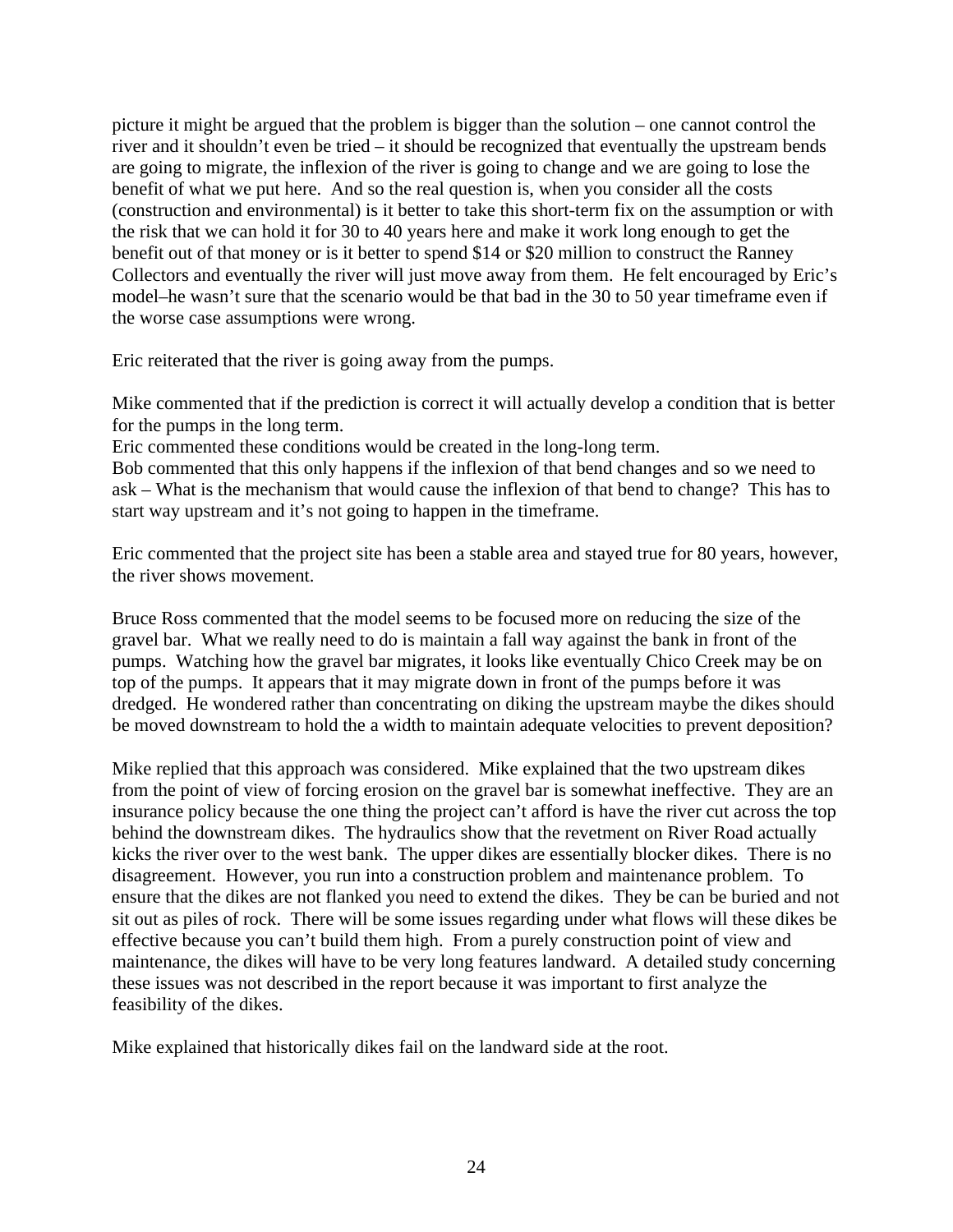picture it might be argued that the problem is bigger than the solution – one cannot control the river and it shouldn't even be tried – it should be recognized that eventually the upstream bends are going to migrate, the inflexion of the river is going to change and we are going to lose the benefit of what we put here. And so the real question is, when you consider all the costs (construction and environmental) is it better to take this short-term fix on the assumption or with the risk that we can hold it for 30 to 40 years here and make it work long enough to get the benefit out of that money or is it better to spend $14 or $20 million to construct the Ranney Collectors and eventually the river will just move away from them. He felt encouraged by Eric's model–he wasn't sure that the scenario would be that bad in the 30 to 50 year timeframe even if the worse case assumptions were wrong.

Eric reiterated that the river is going away from the pumps.

Mike commented that if the prediction is correct it will actually develop a condition that is better for the pumps in the long term.
Eric commented these conditions would be created in the long-long term.
Bob commented that this only happens if the inflexion of that bend changes and so we need to ask – What is the mechanism that would cause the inflexion of that bend to change? This has to start way upstream and it's not going to happen in the timeframe.

Eric commented that the project site has been a stable area and stayed true for 80 years, however, the river shows movement.

Bruce Ross commented that the model seems to be focused more on reducing the size of the gravel bar. What we really need to do is maintain a fall way against the bank in front of the pumps. Watching how the gravel bar migrates, it looks like eventually Chico Creek may be on top of the pumps. It appears that it may migrate down in front of the pumps before it was dredged. He wondered rather than concentrating on diking the upstream maybe the dikes should be moved downstream to hold the a width to maintain adequate velocities to prevent deposition?

Mike replied that this approach was considered. Mike explained that the two upstream dikes from the point of view of forcing erosion on the gravel bar is somewhat ineffective. They are an insurance policy because the one thing the project can't afford is have the river cut across the top behind the downstream dikes. The hydraulics show that the revetment on River Road actually kicks the river over to the west bank. The upper dikes are essentially blocker dikes. There is no disagreement. However, you run into a construction problem and maintenance problem. To ensure that the dikes are not flanked you need to extend the dikes. They be can be buried and not sit out as piles of rock. There will be some issues regarding under what flows will these dikes be effective because you can't build them high. From a purely construction point of view and maintenance, the dikes will have to be very long features landward. A detailed study concerning these issues was not described in the report because it was important to first analyze the feasibility of the dikes.

Mike explained that historically dikes fail on the landward side at the root.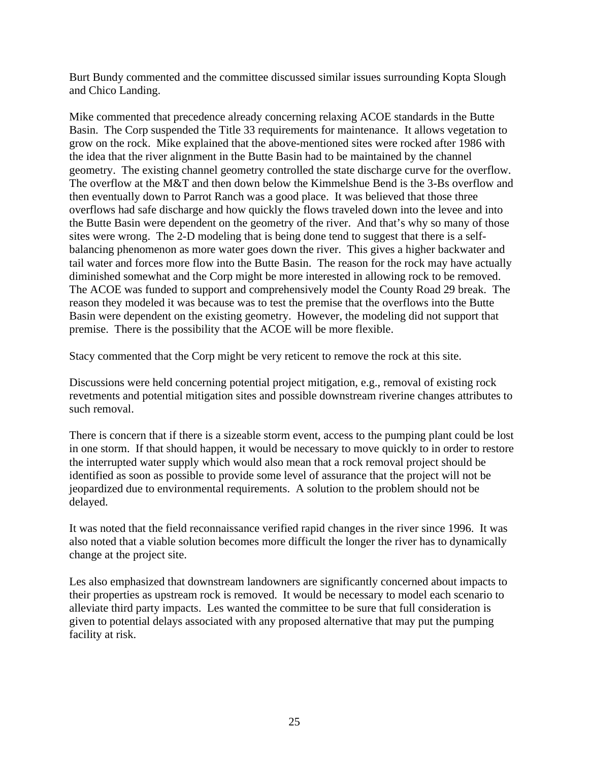Burt Bundy commented and the committee discussed similar issues surrounding Kopta Slough and Chico Landing.

Mike commented that precedence already concerning relaxing ACOE standards in the Butte Basin. The Corp suspended the Title 33 requirements for maintenance. It allows vegetation to grow on the rock. Mike explained that the above-mentioned sites were rocked after 1986 with the idea that the river alignment in the Butte Basin had to be maintained by the channel geometry. The existing channel geometry controlled the state discharge curve for the overflow. The overflow at the M&T and then down below the Kimmelshue Bend is the 3-Bs overflow and then eventually down to Parrot Ranch was a good place. It was believed that those three overflows had safe discharge and how quickly the flows traveled down into the levee and into the Butte Basin were dependent on the geometry of the river. And that's why so many of those sites were wrong. The 2-D modeling that is being done tend to suggest that there is a self-balancing phenomenon as more water goes down the river. This gives a higher backwater and tail water and forces more flow into the Butte Basin. The reason for the rock may have actually diminished somewhat and the Corp might be more interested in allowing rock to be removed. The ACOE was funded to support and comprehensively model the County Road 29 break. The reason they modeled it was because was to test the premise that the overflows into the Butte Basin were dependent on the existing geometry. However, the modeling did not support that premise. There is the possibility that the ACOE will be more flexible.

Stacy commented that the Corp might be very reticent to remove the rock at this site.

Discussions were held concerning potential project mitigation, e.g., removal of existing rock revetments and potential mitigation sites and possible downstream riverine changes attributes to such removal.

There is concern that if there is a sizeable storm event, access to the pumping plant could be lost in one storm. If that should happen, it would be necessary to move quickly to in order to restore the interrupted water supply which would also mean that a rock removal project should be identified as soon as possible to provide some level of assurance that the project will not be jeopardized due to environmental requirements. A solution to the problem should not be delayed.

It was noted that the field reconnaissance verified rapid changes in the river since 1996. It was also noted that a viable solution becomes more difficult the longer the river has to dynamically change at the project site.

Les also emphasized that downstream landowners are significantly concerned about impacts to their properties as upstream rock is removed. It would be necessary to model each scenario to alleviate third party impacts. Les wanted the committee to be sure that full consideration is given to potential delays associated with any proposed alternative that may put the pumping facility at risk.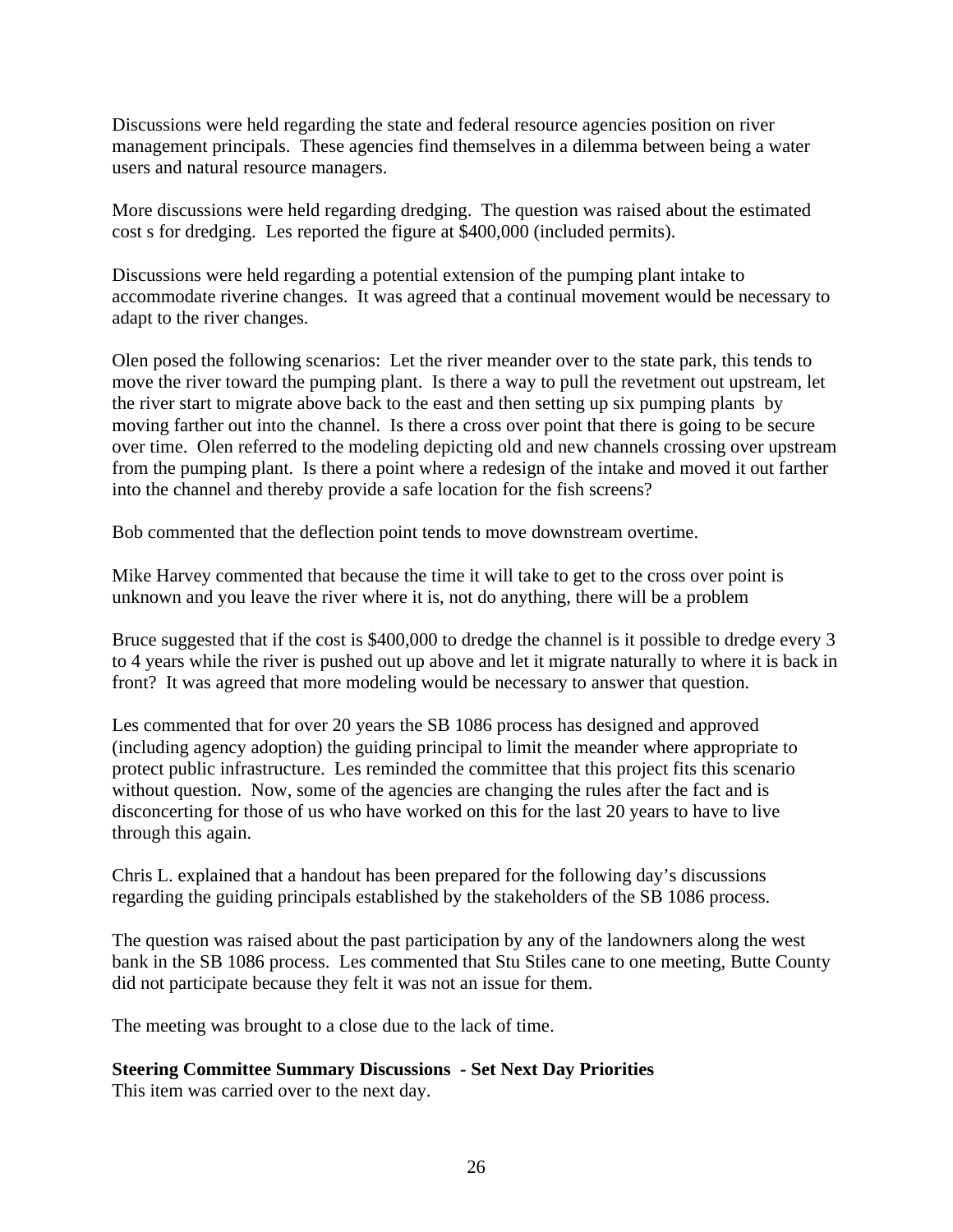Discussions were held regarding the state and federal resource agencies position on river management principals. These agencies find themselves in a dilemma between being a water users and natural resource managers.

More discussions were held regarding dredging. The question was raised about the estimated cost s for dredging. Les reported the figure at $400,000 (included permits).

Discussions were held regarding a potential extension of the pumping plant intake to accommodate riverine changes. It was agreed that a continual movement would be necessary to adapt to the river changes.

Olen posed the following scenarios: Let the river meander over to the state park, this tends to move the river toward the pumping plant. Is there a way to pull the revetment out upstream, let the river start to migrate above back to the east and then setting up six pumping plants by moving farther out into the channel. Is there a cross over point that there is going to be secure over time. Olen referred to the modeling depicting old and new channels crossing over upstream from the pumping plant. Is there a point where a redesign of the intake and moved it out farther into the channel and thereby provide a safe location for the fish screens?

Bob commented that the deflection point tends to move downstream overtime.

Mike Harvey commented that because the time it will take to get to the cross over point is unknown and you leave the river where it is, not do anything, there will be a problem

Bruce suggested that if the cost is $400,000 to dredge the channel is it possible to dredge every 3 to 4 years while the river is pushed out up above and let it migrate naturally to where it is back in front? It was agreed that more modeling would be necessary to answer that question.

Les commented that for over 20 years the SB 1086 process has designed and approved (including agency adoption) the guiding principal to limit the meander where appropriate to protect public infrastructure. Les reminded the committee that this project fits this scenario without question. Now, some of the agencies are changing the rules after the fact and is disconcerting for those of us who have worked on this for the last 20 years to have to live through this again.

Chris L. explained that a handout has been prepared for the following day's discussions regarding the guiding principals established by the stakeholders of the SB 1086 process.

The question was raised about the past participation by any of the landowners along the west bank in the SB 1086 process. Les commented that Stu Stiles cane to one meeting, Butte County did not participate because they felt it was not an issue for them.

The meeting was brought to a close due to the lack of time.

**Steering Committee Summary Discussions - Set Next Day Priorities**
This item was carried over to the next day.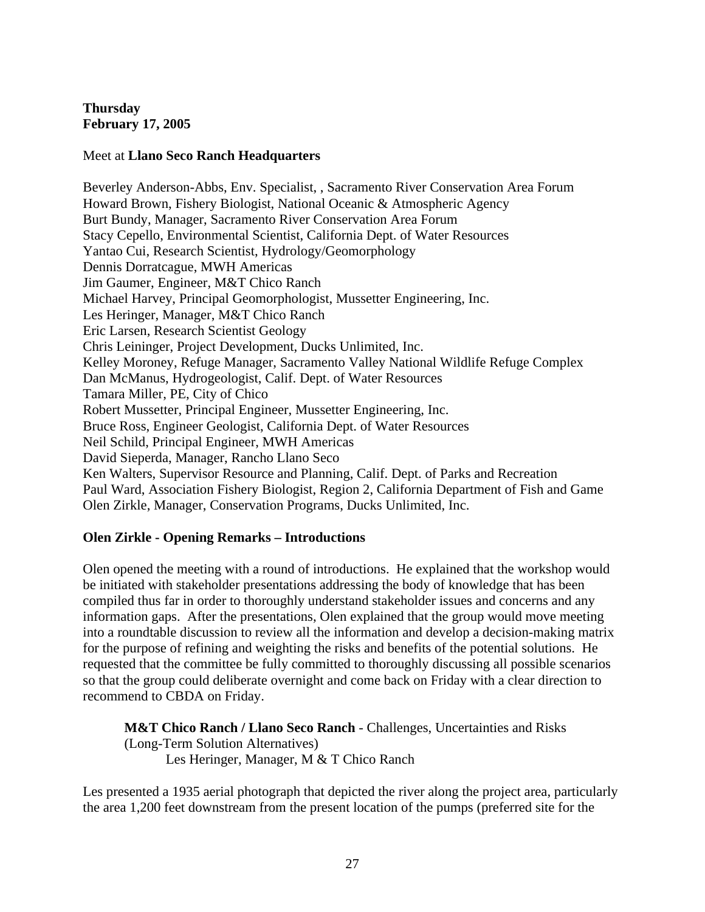**Thursday**
**February 17, 2005**

Meet at **Llano Seco Ranch Headquarters**

Beverley Anderson-Abbs, Env. Specialist, , Sacramento River Conservation Area Forum
Howard Brown, Fishery Biologist, National Oceanic & Atmospheric Agency
Burt Bundy, Manager, Sacramento River Conservation Area Forum
Stacy Cepello, Environmental Scientist, California Dept. of Water Resources
Yantao Cui, Research Scientist, Hydrology/Geomorphology
Dennis Dorratcague, MWH Americas
Jim Gaumer, Engineer, M&T Chico Ranch
Michael Harvey, Principal Geomorphologist, Mussetter Engineering, Inc.
Les Heringer, Manager, M&T Chico Ranch
Eric Larsen, Research Scientist Geology
Chris Leininger, Project Development, Ducks Unlimited, Inc.
Kelley Moroney, Refuge Manager, Sacramento Valley National Wildlife Refuge Complex
Dan McManus, Hydrogeologist, Calif. Dept. of Water Resources
Tamara Miller, PE, City of Chico
Robert Mussetter, Principal Engineer, Mussetter Engineering, Inc.
Bruce Ross, Engineer Geologist, California Dept. of Water Resources
Neil Schild, Principal Engineer, MWH Americas
David Sieperda, Manager, Rancho Llano Seco
Ken Walters, Supervisor Resource and Planning, Calif. Dept. of Parks and Recreation
Paul Ward, Association Fishery Biologist, Region 2, California Department of Fish and Game
Olen Zirkle, Manager, Conservation Programs, Ducks Unlimited, Inc.

**Olen Zirkle - Opening Remarks – Introductions**

Olen opened the meeting with a round of introductions. He explained that the workshop would be initiated with stakeholder presentations addressing the body of knowledge that has been compiled thus far in order to thoroughly understand stakeholder issues and concerns and any information gaps. After the presentations, Olen explained that the group would move meeting into a roundtable discussion to review all the information and develop a decision-making matrix for the purpose of refining and weighting the risks and benefits of the potential solutions. He requested that the committee be fully committed to thoroughly discussing all possible scenarios so that the group could deliberate overnight and come back on Friday with a clear direction to recommend to CBDA on Friday.

> **M&T Chico Ranch / Llano Seco Ranch** - Challenges, Uncertainties and Risks (Long-Term Solution Alternatives)
> Les Heringer, Manager, M & T Chico Ranch

Les presented a 1935 aerial photograph that depicted the river along the project area, particularly the area 1,200 feet downstream from the present location of the pumps (preferred site for the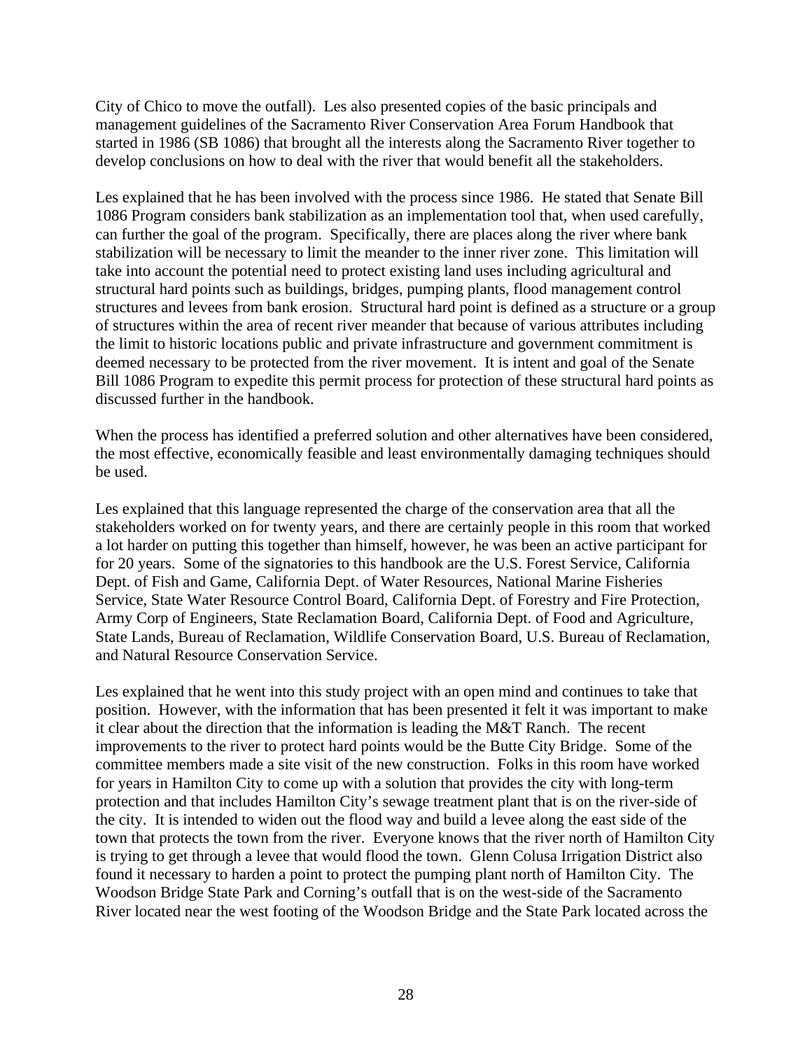City of Chico to move the outfall). Les also presented copies of the basic principals and management guidelines of the Sacramento River Conservation Area Forum Handbook that started in 1986 (SB 1086) that brought all the interests along the Sacramento River together to develop conclusions on how to deal with the river that would benefit all the stakeholders.

Les explained that he has been involved with the process since 1986. He stated that Senate Bill 1086 Program considers bank stabilization as an implementation tool that, when used carefully, can further the goal of the program. Specifically, there are places along the river where bank stabilization will be necessary to limit the meander to the inner river zone. This limitation will take into account the potential need to protect existing land uses including agricultural and structural hard points such as buildings, bridges, pumping plants, flood management control structures and levees from bank erosion. Structural hard point is defined as a structure or a group of structures within the area of recent river meander that because of various attributes including the limit to historic locations public and private infrastructure and government commitment is deemed necessary to be protected from the river movement. It is intent and goal of the Senate Bill 1086 Program to expedite this permit process for protection of these structural hard points as discussed further in the handbook.

When the process has identified a preferred solution and other alternatives have been considered, the most effective, economically feasible and least environmentally damaging techniques should be used.

Les explained that this language represented the charge of the conservation area that all the stakeholders worked on for twenty years, and there are certainly people in this room that worked a lot harder on putting this together than himself, however, he was been an active participant for for 20 years. Some of the signatories to this handbook are the U.S. Forest Service, California Dept. of Fish and Game, California Dept. of Water Resources, National Marine Fisheries Service, State Water Resource Control Board, California Dept. of Forestry and Fire Protection, Army Corp of Engineers, State Reclamation Board, California Dept. of Food and Agriculture, State Lands, Bureau of Reclamation, Wildlife Conservation Board, U.S. Bureau of Reclamation, and Natural Resource Conservation Service.

Les explained that he went into this study project with an open mind and continues to take that position. However, with the information that has been presented it felt it was important to make it clear about the direction that the information is leading the M&T Ranch. The recent improvements to the river to protect hard points would be the Butte City Bridge. Some of the committee members made a site visit of the new construction. Folks in this room have worked for years in Hamilton City to come up with a solution that provides the city with long-term protection and that includes Hamilton City's sewage treatment plant that is on the river-side of the city. It is intended to widen out the flood way and build a levee along the east side of the town that protects the town from the river. Everyone knows that the river north of Hamilton City is trying to get through a levee that would flood the town. Glenn Colusa Irrigation District also found it necessary to harden a point to protect the pumping plant north of Hamilton City. The Woodson Bridge State Park and Corning's outfall that is on the west-side of the Sacramento River located near the west footing of the Woodson Bridge and the State Park located across the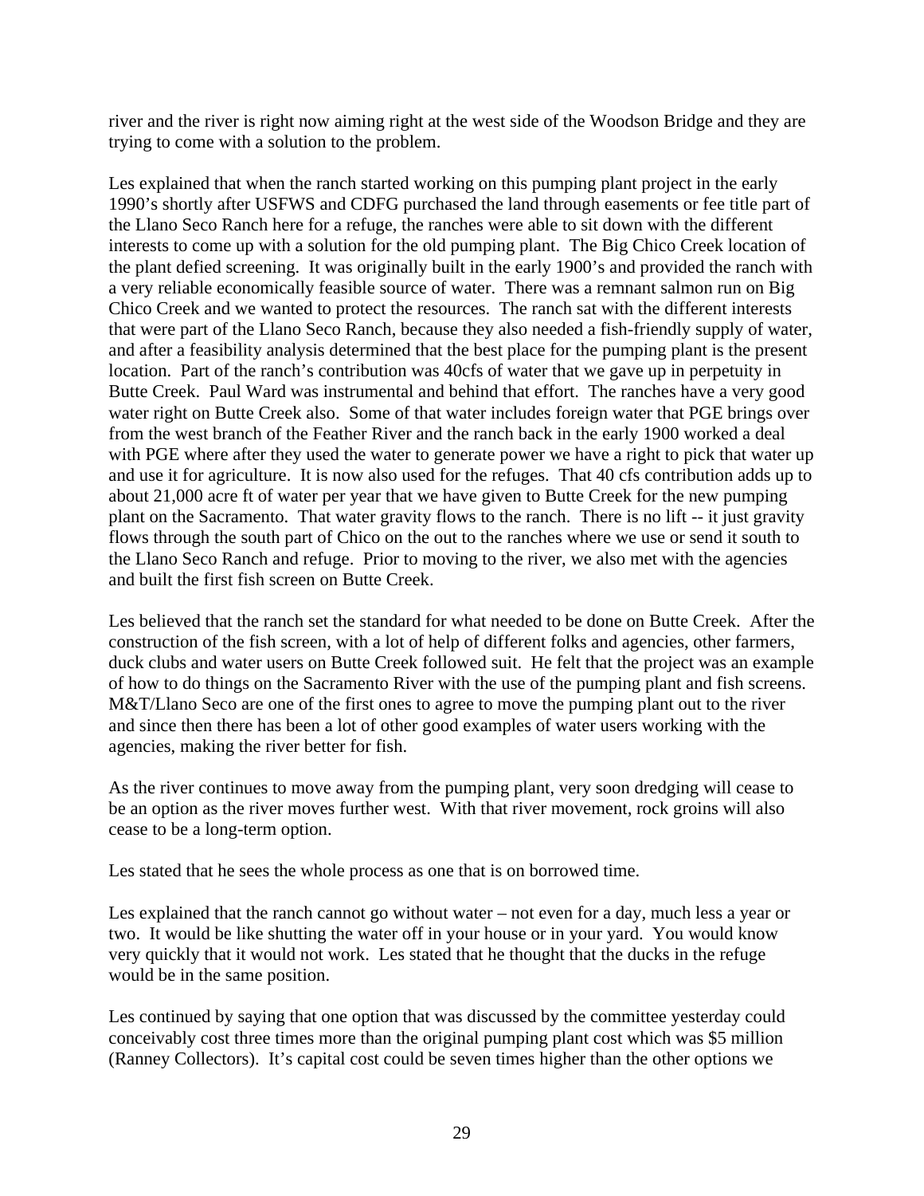river and the river is right now aiming right at the west side of the Woodson Bridge and they are trying to come with a solution to the problem.

Les explained that when the ranch started working on this pumping plant project in the early 1990's shortly after USFWS and CDFG purchased the land through easements or fee title part of the Llano Seco Ranch here for a refuge, the ranches were able to sit down with the different interests to come up with a solution for the old pumping plant. The Big Chico Creek location of the plant defied screening. It was originally built in the early 1900's and provided the ranch with a very reliable economically feasible source of water. There was a remnant salmon run on Big Chico Creek and we wanted to protect the resources. The ranch sat with the different interests that were part of the Llano Seco Ranch, because they also needed a fish-friendly supply of water, and after a feasibility analysis determined that the best place for the pumping plant is the present location. Part of the ranch's contribution was 40cfs of water that we gave up in perpetuity in Butte Creek. Paul Ward was instrumental and behind that effort. The ranches have a very good water right on Butte Creek also. Some of that water includes foreign water that PGE brings over from the west branch of the Feather River and the ranch back in the early 1900 worked a deal with PGE where after they used the water to generate power we have a right to pick that water up and use it for agriculture. It is now also used for the refuges. That 40 cfs contribution adds up to about 21,000 acre ft of water per year that we have given to Butte Creek for the new pumping plant on the Sacramento. That water gravity flows to the ranch. There is no lift -- it just gravity flows through the south part of Chico on the out to the ranches where we use or send it south to the Llano Seco Ranch and refuge. Prior to moving to the river, we also met with the agencies and built the first fish screen on Butte Creek.

Les believed that the ranch set the standard for what needed to be done on Butte Creek. After the construction of the fish screen, with a lot of help of different folks and agencies, other farmers, duck clubs and water users on Butte Creek followed suit. He felt that the project was an example of how to do things on the Sacramento River with the use of the pumping plant and fish screens. M&T/Llano Seco are one of the first ones to agree to move the pumping plant out to the river and since then there has been a lot of other good examples of water users working with the agencies, making the river better for fish.

As the river continues to move away from the pumping plant, very soon dredging will cease to be an option as the river moves further west. With that river movement, rock groins will also cease to be a long-term option.

Les stated that he sees the whole process as one that is on borrowed time.

Les explained that the ranch cannot go without water – not even for a day, much less a year or two. It would be like shutting the water off in your house or in your yard. You would know very quickly that it would not work. Les stated that he thought that the ducks in the refuge would be in the same position.

Les continued by saying that one option that was discussed by the committee yesterday could conceivably cost three times more than the original pumping plant cost which was $5 million (Ranney Collectors). It's capital cost could be seven times higher than the other options we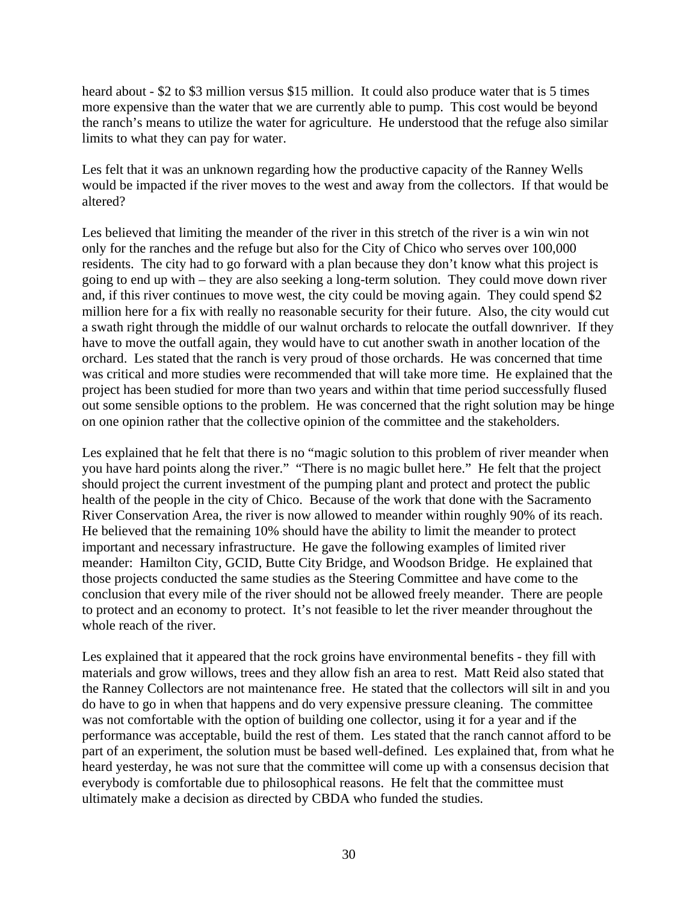heard about - $2 to $3 million versus $15 million. It could also produce water that is 5 times more expensive than the water that we are currently able to pump. This cost would be beyond the ranch's means to utilize the water for agriculture. He understood that the refuge also similar limits to what they can pay for water.

Les felt that it was an unknown regarding how the productive capacity of the Ranney Wells would be impacted if the river moves to the west and away from the collectors. If that would be altered?

Les believed that limiting the meander of the river in this stretch of the river is a win win not only for the ranches and the refuge but also for the City of Chico who serves over 100,000 residents. The city had to go forward with a plan because they don't know what this project is going to end up with – they are also seeking a long-term solution. They could move down river and, if this river continues to move west, the city could be moving again. They could spend $2 million here for a fix with really no reasonable security for their future. Also, the city would cut a swath right through the middle of our walnut orchards to relocate the outfall downriver. If they have to move the outfall again, they would have to cut another swath in another location of the orchard. Les stated that the ranch is very proud of those orchards. He was concerned that time was critical and more studies were recommended that will take more time. He explained that the project has been studied for more than two years and within that time period successfully flused out some sensible options to the problem. He was concerned that the right solution may be hinge on one opinion rather that the collective opinion of the committee and the stakeholders.

Les explained that he felt that there is no "magic solution to this problem of river meander when you have hard points along the river." "There is no magic bullet here." He felt that the project should project the current investment of the pumping plant and protect and protect the public health of the people in the city of Chico. Because of the work that done with the Sacramento River Conservation Area, the river is now allowed to meander within roughly 90% of its reach. He believed that the remaining 10% should have the ability to limit the meander to protect important and necessary infrastructure. He gave the following examples of limited river meander: Hamilton City, GCID, Butte City Bridge, and Woodson Bridge. He explained that those projects conducted the same studies as the Steering Committee and have come to the conclusion that every mile of the river should not be allowed freely meander. There are people to protect and an economy to protect. It's not feasible to let the river meander throughout the whole reach of the river.

Les explained that it appeared that the rock groins have environmental benefits - they fill with materials and grow willows, trees and they allow fish an area to rest. Matt Reid also stated that the Ranney Collectors are not maintenance free. He stated that the collectors will silt in and you do have to go in when that happens and do very expensive pressure cleaning. The committee was not comfortable with the option of building one collector, using it for a year and if the performance was acceptable, build the rest of them. Les stated that the ranch cannot afford to be part of an experiment, the solution must be based well-defined. Les explained that, from what he heard yesterday, he was not sure that the committee will come up with a consensus decision that everybody is comfortable due to philosophical reasons. He felt that the committee must ultimately make a decision as directed by CBDA who funded the studies.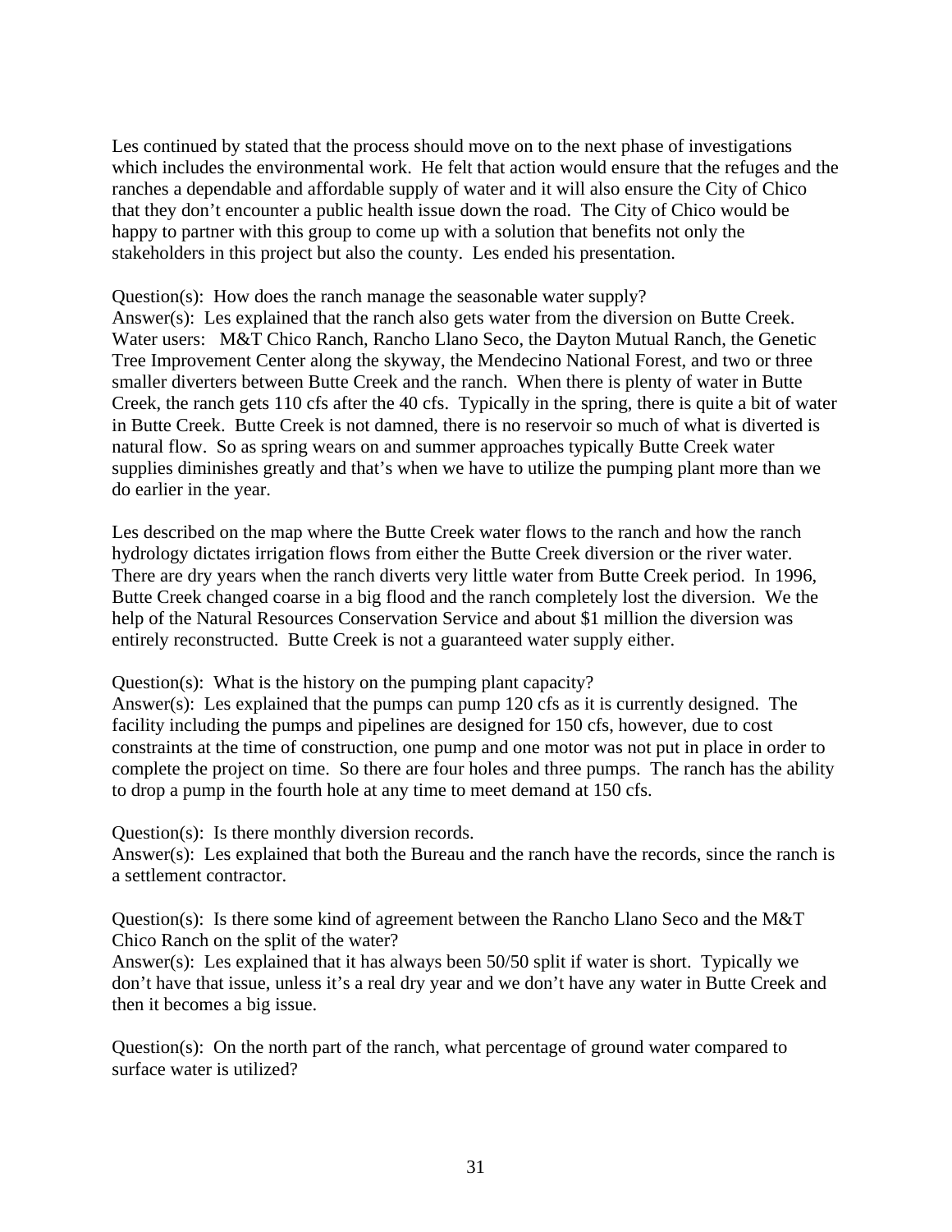Les continued by stated that the process should move on to the next phase of investigations which includes the environmental work. He felt that action would ensure that the refuges and the ranches a dependable and affordable supply of water and it will also ensure the City of Chico that they don't encounter a public health issue down the road. The City of Chico would be happy to partner with this group to come up with a solution that benefits not only the stakeholders in this project but also the county. Les ended his presentation.

Question(s): How does the ranch manage the seasonable water supply?
Answer(s): Les explained that the ranch also gets water from the diversion on Butte Creek. Water users: M&T Chico Ranch, Rancho Llano Seco, the Dayton Mutual Ranch, the Genetic Tree Improvement Center along the skyway, the Mendecino National Forest, and two or three smaller diverters between Butte Creek and the ranch. When there is plenty of water in Butte Creek, the ranch gets 110 cfs after the 40 cfs. Typically in the spring, there is quite a bit of water in Butte Creek. Butte Creek is not damned, there is no reservoir so much of what is diverted is natural flow. So as spring wears on and summer approaches typically Butte Creek water supplies diminishes greatly and that's when we have to utilize the pumping plant more than we do earlier in the year.

Les described on the map where the Butte Creek water flows to the ranch and how the ranch hydrology dictates irrigation flows from either the Butte Creek diversion or the river water. There are dry years when the ranch diverts very little water from Butte Creek period. In 1996, Butte Creek changed coarse in a big flood and the ranch completely lost the diversion. We the help of the Natural Resources Conservation Service and about $1 million the diversion was entirely reconstructed. Butte Creek is not a guaranteed water supply either.

Question(s): What is the history on the pumping plant capacity?
Answer(s): Les explained that the pumps can pump 120 cfs as it is currently designed. The facility including the pumps and pipelines are designed for 150 cfs, however, due to cost constraints at the time of construction, one pump and one motor was not put in place in order to complete the project on time. So there are four holes and three pumps. The ranch has the ability to drop a pump in the fourth hole at any time to meet demand at 150 cfs.

Question(s): Is there monthly diversion records.
Answer(s): Les explained that both the Bureau and the ranch have the records, since the ranch is a settlement contractor.

Question(s): Is there some kind of agreement between the Rancho Llano Seco and the M&T Chico Ranch on the split of the water?
Answer(s): Les explained that it has always been 50/50 split if water is short. Typically we don't have that issue, unless it's a real dry year and we don't have any water in Butte Creek and then it becomes a big issue.

Question(s): On the north part of the ranch, what percentage of ground water compared to surface water is utilized?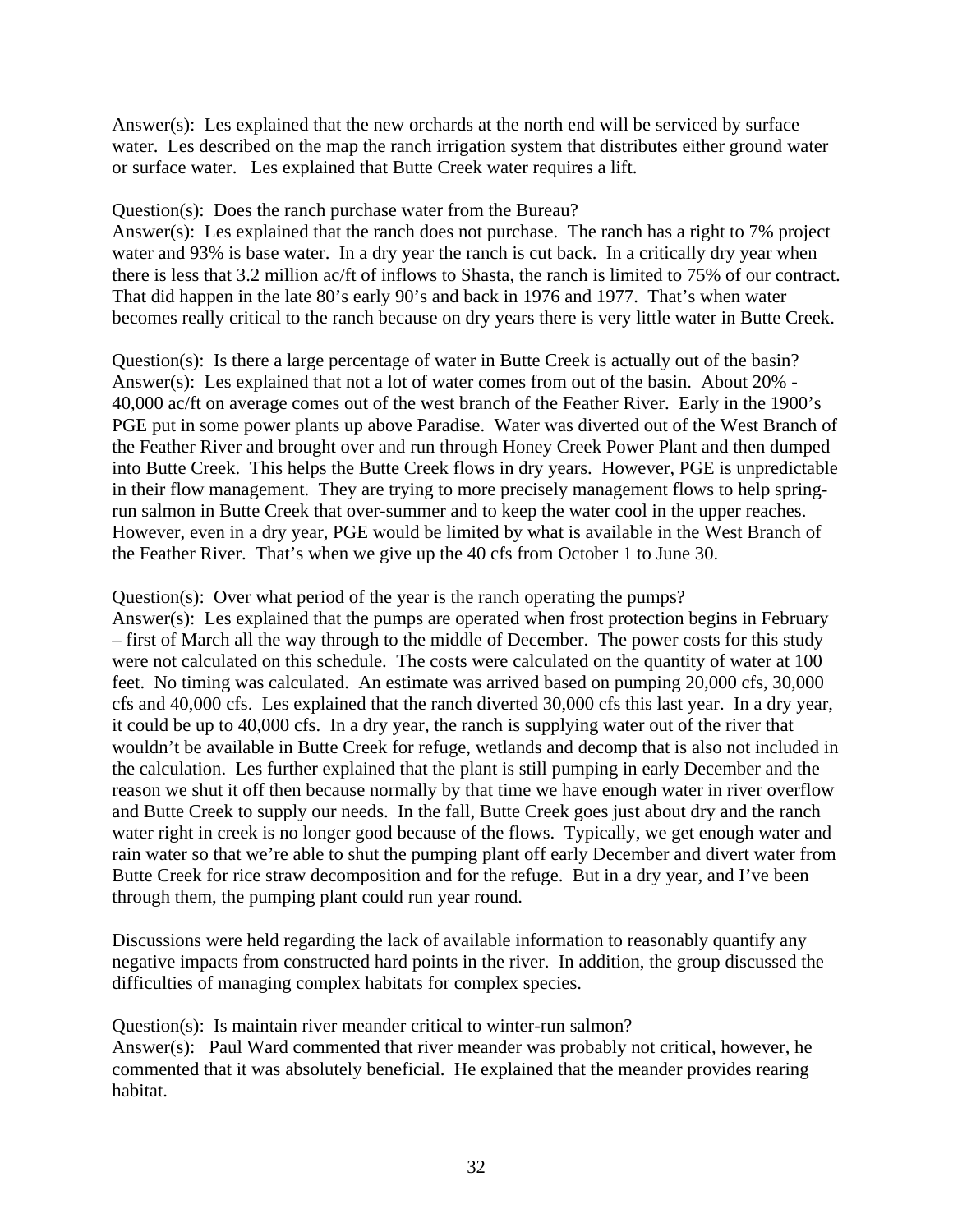Answer(s): Les explained that the new orchards at the north end will be serviced by surface water. Les described on the map the ranch irrigation system that distributes either ground water or surface water. Les explained that Butte Creek water requires a lift.

Question(s): Does the ranch purchase water from the Bureau?
Answer(s): Les explained that the ranch does not purchase. The ranch has a right to 7% project water and 93% is base water. In a dry year the ranch is cut back. In a critically dry year when there is less that 3.2 million ac/ft of inflows to Shasta, the ranch is limited to 75% of our contract. That did happen in the late 80's early 90's and back in 1976 and 1977. That's when water becomes really critical to the ranch because on dry years there is very little water in Butte Creek.

Question(s): Is there a large percentage of water in Butte Creek is actually out of the basin?
Answer(s): Les explained that not a lot of water comes from out of the basin. About 20% - 40,000 ac/ft on average comes out of the west branch of the Feather River. Early in the 1900's PGE put in some power plants up above Paradise. Water was diverted out of the West Branch of the Feather River and brought over and run through Honey Creek Power Plant and then dumped into Butte Creek. This helps the Butte Creek flows in dry years. However, PGE is unpredictable in their flow management. They are trying to more precisely management flows to help spring-run salmon in Butte Creek that over-summer and to keep the water cool in the upper reaches. However, even in a dry year, PGE would be limited by what is available in the West Branch of the Feather River. That's when we give up the 40 cfs from October 1 to June 30.

Question(s): Over what period of the year is the ranch operating the pumps?
Answer(s): Les explained that the pumps are operated when frost protection begins in February – first of March all the way through to the middle of December. The power costs for this study were not calculated on this schedule. The costs were calculated on the quantity of water at 100 feet. No timing was calculated. An estimate was arrived based on pumping 20,000 cfs, 30,000 cfs and 40,000 cfs. Les explained that the ranch diverted 30,000 cfs this last year. In a dry year, it could be up to 40,000 cfs. In a dry year, the ranch is supplying water out of the river that wouldn't be available in Butte Creek for refuge, wetlands and decomp that is also not included in the calculation. Les further explained that the plant is still pumping in early December and the reason we shut it off then because normally by that time we have enough water in river overflow and Butte Creek to supply our needs. In the fall, Butte Creek goes just about dry and the ranch water right in creek is no longer good because of the flows. Typically, we get enough water and rain water so that we're able to shut the pumping plant off early December and divert water from Butte Creek for rice straw decomposition and for the refuge. But in a dry year, and I've been through them, the pumping plant could run year round.

Discussions were held regarding the lack of available information to reasonably quantify any negative impacts from constructed hard points in the river. In addition, the group discussed the difficulties of managing complex habitats for complex species.

Question(s): Is maintain river meander critical to winter-run salmon?
Answer(s): Paul Ward commented that river meander was probably not critical, however, he commented that it was absolutely beneficial. He explained that the meander provides rearing habitat.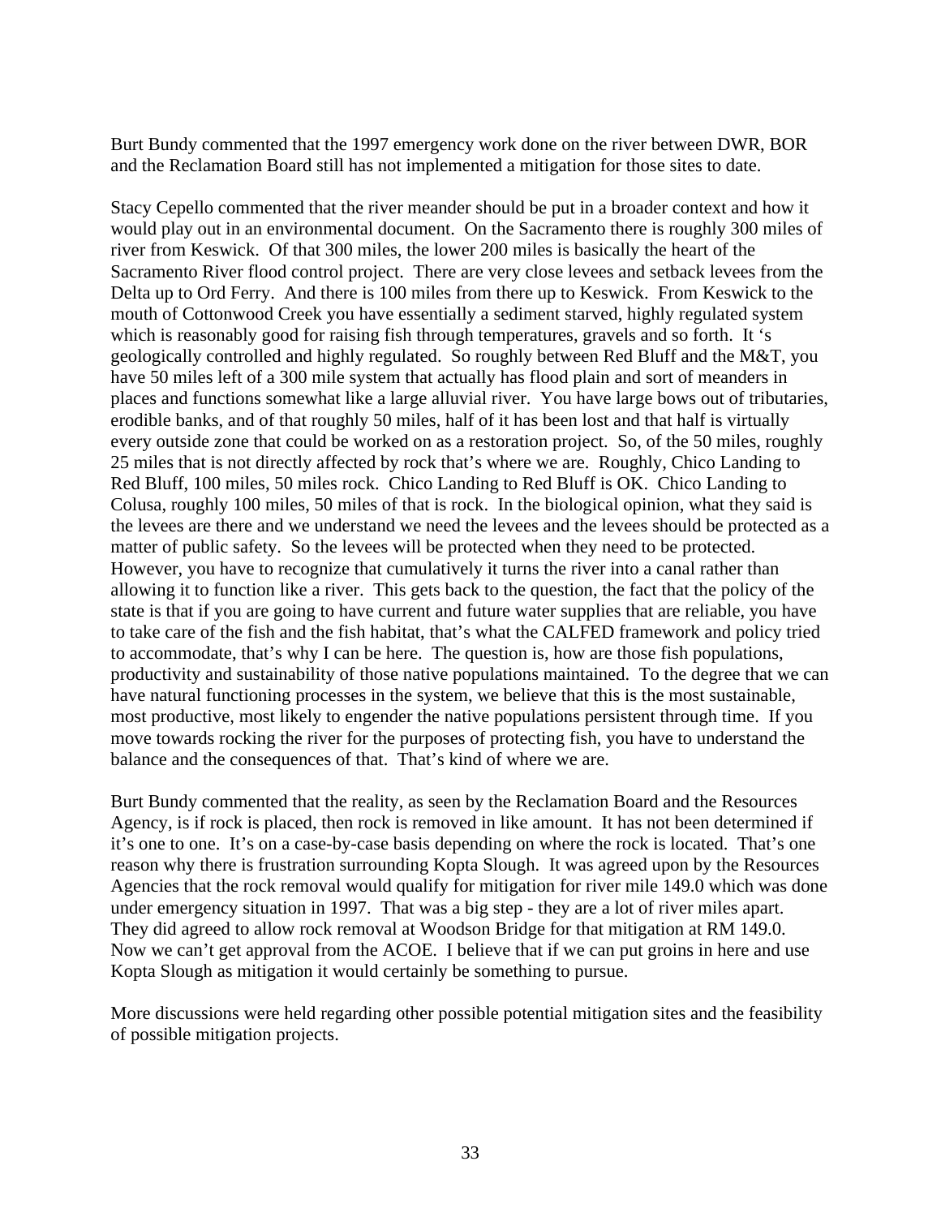Burt Bundy commented that the 1997 emergency work done on the river between DWR, BOR and the Reclamation Board still has not implemented a mitigation for those sites to date.

Stacy Cepello commented that the river meander should be put in a broader context and how it would play out in an environmental document. On the Sacramento there is roughly 300 miles of river from Keswick. Of that 300 miles, the lower 200 miles is basically the heart of the Sacramento River flood control project. There are very close levees and setback levees from the Delta up to Ord Ferry. And there is 100 miles from there up to Keswick. From Keswick to the mouth of Cottonwood Creek you have essentially a sediment starved, highly regulated system which is reasonably good for raising fish through temperatures, gravels and so forth. It 's geologically controlled and highly regulated. So roughly between Red Bluff and the M&T, you have 50 miles left of a 300 mile system that actually has flood plain and sort of meanders in places and functions somewhat like a large alluvial river. You have large bows out of tributaries, erodible banks, and of that roughly 50 miles, half of it has been lost and that half is virtually every outside zone that could be worked on as a restoration project. So, of the 50 miles, roughly 25 miles that is not directly affected by rock that's where we are. Roughly, Chico Landing to Red Bluff, 100 miles, 50 miles rock. Chico Landing to Red Bluff is OK. Chico Landing to Colusa, roughly 100 miles, 50 miles of that is rock. In the biological opinion, what they said is the levees are there and we understand we need the levees and the levees should be protected as a matter of public safety. So the levees will be protected when they need to be protected. However, you have to recognize that cumulatively it turns the river into a canal rather than allowing it to function like a river. This gets back to the question, the fact that the policy of the state is that if you are going to have current and future water supplies that are reliable, you have to take care of the fish and the fish habitat, that's what the CALFED framework and policy tried to accommodate, that's why I can be here. The question is, how are those fish populations, productivity and sustainability of those native populations maintained. To the degree that we can have natural functioning processes in the system, we believe that this is the most sustainable, most productive, most likely to engender the native populations persistent through time. If you move towards rocking the river for the purposes of protecting fish, you have to understand the balance and the consequences of that. That's kind of where we are.

Burt Bundy commented that the reality, as seen by the Reclamation Board and the Resources Agency, is if rock is placed, then rock is removed in like amount. It has not been determined if it's one to one. It's on a case-by-case basis depending on where the rock is located. That's one reason why there is frustration surrounding Kopta Slough. It was agreed upon by the Resources Agencies that the rock removal would qualify for mitigation for river mile 149.0 which was done under emergency situation in 1997. That was a big step - they are a lot of river miles apart. They did agreed to allow rock removal at Woodson Bridge for that mitigation at RM 149.0. Now we can't get approval from the ACOE. I believe that if we can put groins in here and use Kopta Slough as mitigation it would certainly be something to pursue.

More discussions were held regarding other possible potential mitigation sites and the feasibility of possible mitigation projects.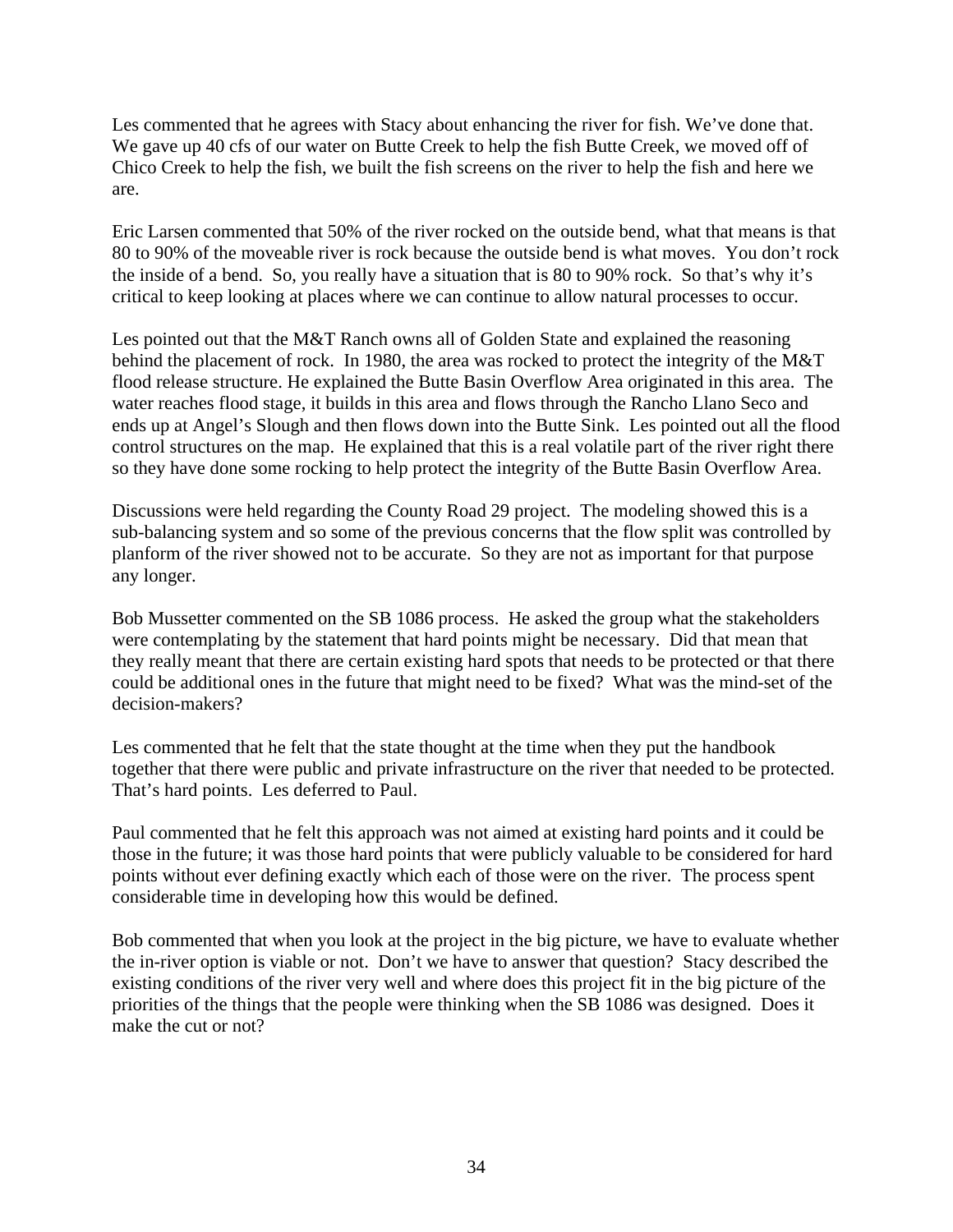Les commented that he agrees with Stacy about enhancing the river for fish. We've done that. We gave up 40 cfs of our water on Butte Creek to help the fish Butte Creek, we moved off of Chico Creek to help the fish, we built the fish screens on the river to help the fish and here we are.

Eric Larsen commented that 50% of the river rocked on the outside bend, what that means is that 80 to 90% of the moveable river is rock because the outside bend is what moves. You don't rock the inside of a bend. So, you really have a situation that is 80 to 90% rock. So that's why it's critical to keep looking at places where we can continue to allow natural processes to occur.

Les pointed out that the M&T Ranch owns all of Golden State and explained the reasoning behind the placement of rock. In 1980, the area was rocked to protect the integrity of the M&T flood release structure. He explained the Butte Basin Overflow Area originated in this area. The water reaches flood stage, it builds in this area and flows through the Rancho Llano Seco and ends up at Angel's Slough and then flows down into the Butte Sink. Les pointed out all the flood control structures on the map. He explained that this is a real volatile part of the river right there so they have done some rocking to help protect the integrity of the Butte Basin Overflow Area.

Discussions were held regarding the County Road 29 project. The modeling showed this is a sub-balancing system and so some of the previous concerns that the flow split was controlled by planform of the river showed not to be accurate. So they are not as important for that purpose any longer.

Bob Mussetter commented on the SB 1086 process. He asked the group what the stakeholders were contemplating by the statement that hard points might be necessary. Did that mean that they really meant that there are certain existing hard spots that needs to be protected or that there could be additional ones in the future that might need to be fixed? What was the mind-set of the decision-makers?

Les commented that he felt that the state thought at the time when they put the handbook together that there were public and private infrastructure on the river that needed to be protected. That's hard points. Les deferred to Paul.

Paul commented that he felt this approach was not aimed at existing hard points and it could be those in the future; it was those hard points that were publicly valuable to be considered for hard points without ever defining exactly which each of those were on the river. The process spent considerable time in developing how this would be defined.

Bob commented that when you look at the project in the big picture, we have to evaluate whether the in-river option is viable or not. Don't we have to answer that question? Stacy described the existing conditions of the river very well and where does this project fit in the big picture of the priorities of the things that the people were thinking when the SB 1086 was designed. Does it make the cut or not?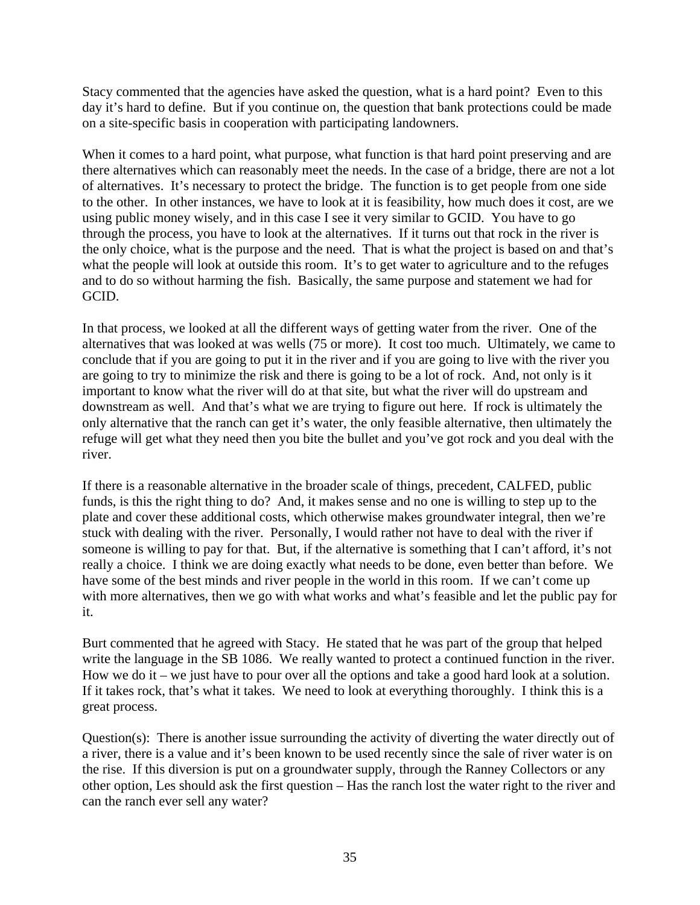Stacy commented that the agencies have asked the question, what is a hard point? Even to this day it's hard to define. But if you continue on, the question that bank protections could be made on a site-specific basis in cooperation with participating landowners.

When it comes to a hard point, what purpose, what function is that hard point preserving and are there alternatives which can reasonably meet the needs. In the case of a bridge, there are not a lot of alternatives. It's necessary to protect the bridge. The function is to get people from one side to the other. In other instances, we have to look at it is feasibility, how much does it cost, are we using public money wisely, and in this case I see it very similar to GCID. You have to go through the process, you have to look at the alternatives. If it turns out that rock in the river is the only choice, what is the purpose and the need. That is what the project is based on and that's what the people will look at outside this room. It's to get water to agriculture and to the refuges and to do so without harming the fish. Basically, the same purpose and statement we had for GCID.

In that process, we looked at all the different ways of getting water from the river. One of the alternatives that was looked at was wells (75 or more). It cost too much. Ultimately, we came to conclude that if you are going to put it in the river and if you are going to live with the river you are going to try to minimize the risk and there is going to be a lot of rock. And, not only is it important to know what the river will do at that site, but what the river will do upstream and downstream as well. And that's what we are trying to figure out here. If rock is ultimately the only alternative that the ranch can get it's water, the only feasible alternative, then ultimately the refuge will get what they need then you bite the bullet and you've got rock and you deal with the river.

If there is a reasonable alternative in the broader scale of things, precedent, CALFED, public funds, is this the right thing to do? And, it makes sense and no one is willing to step up to the plate and cover these additional costs, which otherwise makes groundwater integral, then we're stuck with dealing with the river. Personally, I would rather not have to deal with the river if someone is willing to pay for that. But, if the alternative is something that I can't afford, it's not really a choice. I think we are doing exactly what needs to be done, even better than before. We have some of the best minds and river people in the world in this room. If we can't come up with more alternatives, then we go with what works and what's feasible and let the public pay for it.

Burt commented that he agreed with Stacy. He stated that he was part of the group that helped write the language in the SB 1086. We really wanted to protect a continued function in the river. How we do it – we just have to pour over all the options and take a good hard look at a solution. If it takes rock, that's what it takes. We need to look at everything thoroughly. I think this is a great process.

Question(s): There is another issue surrounding the activity of diverting the water directly out of a river, there is a value and it's been known to be used recently since the sale of river water is on the rise. If this diversion is put on a groundwater supply, through the Ranney Collectors or any other option, Les should ask the first question – Has the ranch lost the water right to the river and can the ranch ever sell any water?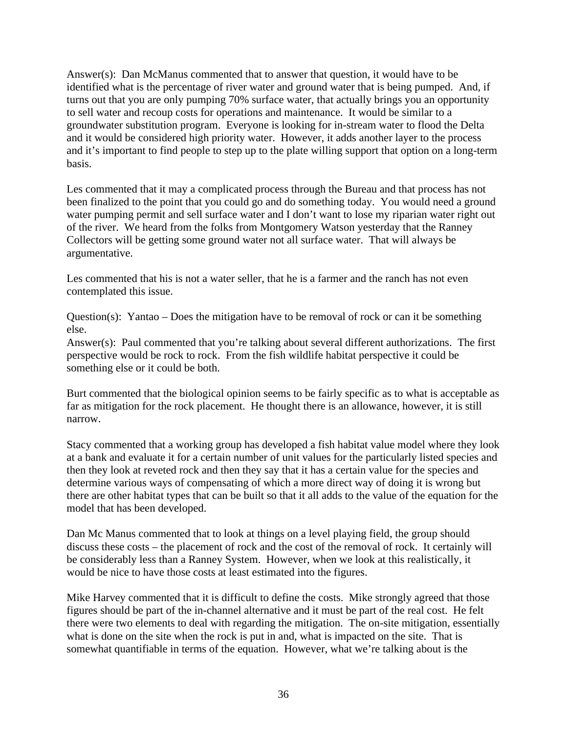Answer(s): Dan McManus commented that to answer that question, it would have to be identified what is the percentage of river water and ground water that is being pumped. And, if turns out that you are only pumping 70% surface water, that actually brings you an opportunity to sell water and recoup costs for operations and maintenance. It would be similar to a groundwater substitution program. Everyone is looking for in-stream water to flood the Delta and it would be considered high priority water. However, it adds another layer to the process and it's important to find people to step up to the plate willing support that option on a long-term basis.

Les commented that it may a complicated process through the Bureau and that process has not been finalized to the point that you could go and do something today. You would need a ground water pumping permit and sell surface water and I don't want to lose my riparian water right out of the river. We heard from the folks from Montgomery Watson yesterday that the Ranney Collectors will be getting some ground water not all surface water. That will always be argumentative.

Les commented that his is not a water seller, that he is a farmer and the ranch has not even contemplated this issue.

Question(s): Yantao – Does the mitigation have to be removal of rock or can it be something else.
Answer(s): Paul commented that you're talking about several different authorizations. The first perspective would be rock to rock. From the fish wildlife habitat perspective it could be something else or it could be both.

Burt commented that the biological opinion seems to be fairly specific as to what is acceptable as far as mitigation for the rock placement. He thought there is an allowance, however, it is still narrow.

Stacy commented that a working group has developed a fish habitat value model where they look at a bank and evaluate it for a certain number of unit values for the particularly listed species and then they look at reveted rock and then they say that it has a certain value for the species and determine various ways of compensating of which a more direct way of doing it is wrong but there are other habitat types that can be built so that it all adds to the value of the equation for the model that has been developed.

Dan Mc Manus commented that to look at things on a level playing field, the group should discuss these costs – the placement of rock and the cost of the removal of rock. It certainly will be considerably less than a Ranney System. However, when we look at this realistically, it would be nice to have those costs at least estimated into the figures.

Mike Harvey commented that it is difficult to define the costs. Mike strongly agreed that those figures should be part of the in-channel alternative and it must be part of the real cost. He felt there were two elements to deal with regarding the mitigation. The on-site mitigation, essentially what is done on the site when the rock is put in and, what is impacted on the site. That is somewhat quantifiable in terms of the equation. However, what we're talking about is the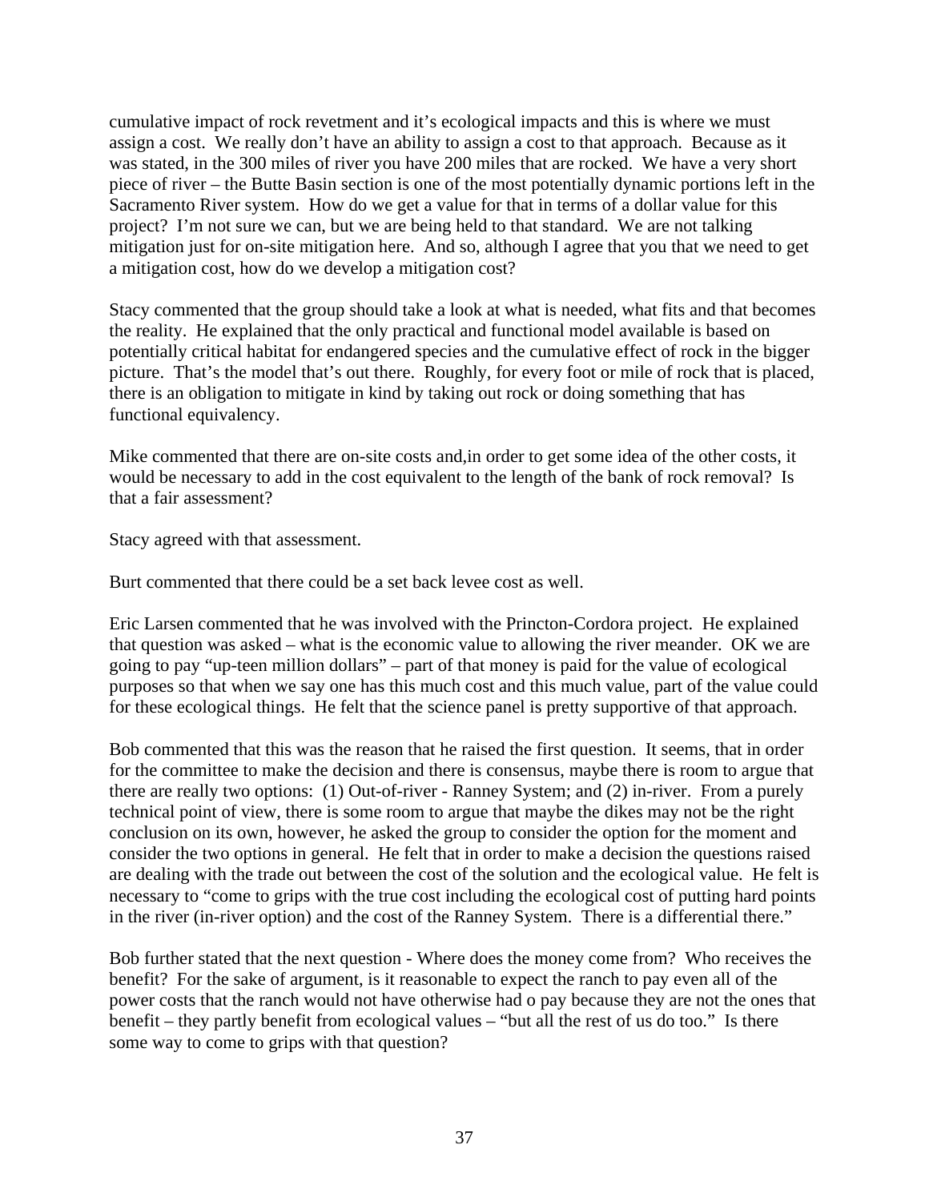cumulative impact of rock revetment and it's ecological impacts and this is where we must assign a cost. We really don't have an ability to assign a cost to that approach. Because as it was stated, in the 300 miles of river you have 200 miles that are rocked. We have a very short piece of river – the Butte Basin section is one of the most potentially dynamic portions left in the Sacramento River system. How do we get a value for that in terms of a dollar value for this project? I'm not sure we can, but we are being held to that standard. We are not talking mitigation just for on-site mitigation here. And so, although I agree that you that we need to get a mitigation cost, how do we develop a mitigation cost?

Stacy commented that the group should take a look at what is needed, what fits and that becomes the reality. He explained that the only practical and functional model available is based on potentially critical habitat for endangered species and the cumulative effect of rock in the bigger picture. That's the model that's out there. Roughly, for every foot or mile of rock that is placed, there is an obligation to mitigate in kind by taking out rock or doing something that has functional equivalency.

Mike commented that there are on-site costs and,in order to get some idea of the other costs, it would be necessary to add in the cost equivalent to the length of the bank of rock removal? Is that a fair assessment?

Stacy agreed with that assessment.

Burt commented that there could be a set back levee cost as well.

Eric Larsen commented that he was involved with the Princton-Cordora project. He explained that question was asked – what is the economic value to allowing the river meander. OK we are going to pay "up-teen million dollars" – part of that money is paid for the value of ecological purposes so that when we say one has this much cost and this much value, part of the value could for these ecological things. He felt that the science panel is pretty supportive of that approach.

Bob commented that this was the reason that he raised the first question. It seems, that in order for the committee to make the decision and there is consensus, maybe there is room to argue that there are really two options: (1) Out-of-river - Ranney System; and (2) in-river. From a purely technical point of view, there is some room to argue that maybe the dikes may not be the right conclusion on its own, however, he asked the group to consider the option for the moment and consider the two options in general. He felt that in order to make a decision the questions raised are dealing with the trade out between the cost of the solution and the ecological value. He felt is necessary to "come to grips with the true cost including the ecological cost of putting hard points in the river (in-river option) and the cost of the Ranney System. There is a differential there."

Bob further stated that the next question - Where does the money come from? Who receives the benefit? For the sake of argument, is it reasonable to expect the ranch to pay even all of the power costs that the ranch would not have otherwise had o pay because they are not the ones that benefit – they partly benefit from ecological values – "but all the rest of us do too." Is there some way to come to grips with that question?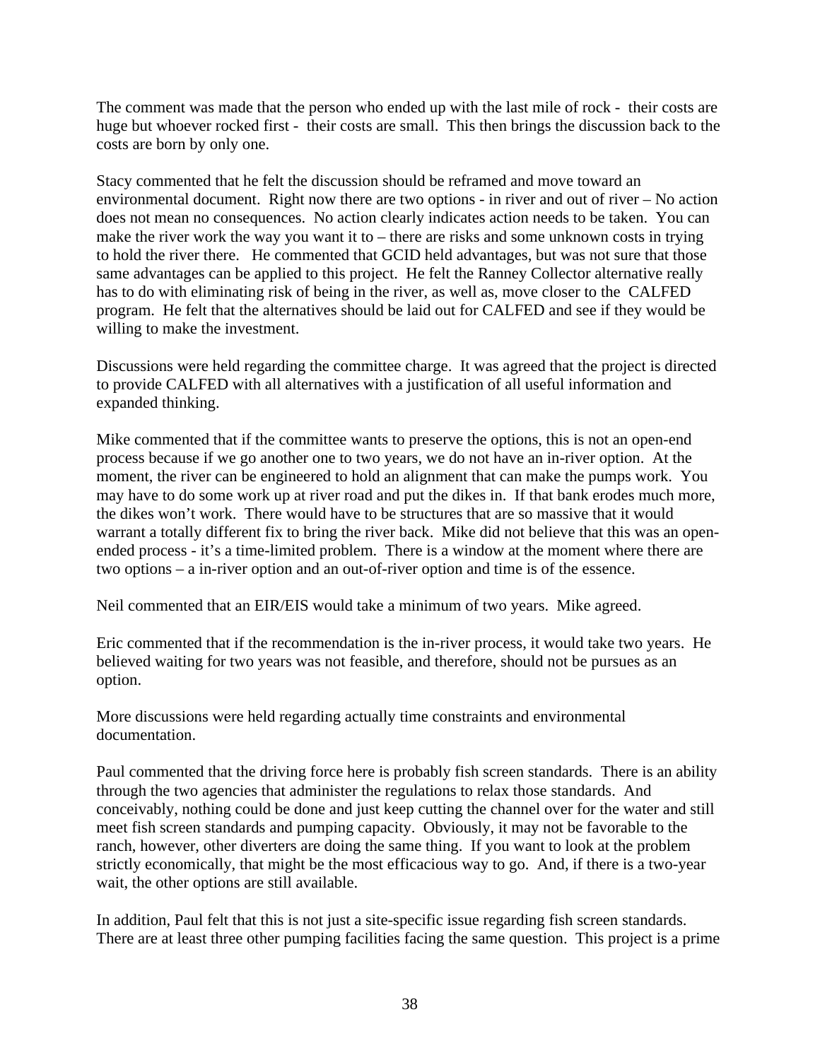The comment was made that the person who ended up with the last mile of rock - their costs are huge but whoever rocked first - their costs are small. This then brings the discussion back to the costs are born by only one.

Stacy commented that he felt the discussion should be reframed and move toward an environmental document. Right now there are two options - in river and out of river – No action does not mean no consequences. No action clearly indicates action needs to be taken. You can make the river work the way you want it to – there are risks and some unknown costs in trying to hold the river there. He commented that GCID held advantages, but was not sure that those same advantages can be applied to this project. He felt the Ranney Collector alternative really has to do with eliminating risk of being in the river, as well as, move closer to the CALFED program. He felt that the alternatives should be laid out for CALFED and see if they would be willing to make the investment.

Discussions were held regarding the committee charge. It was agreed that the project is directed to provide CALFED with all alternatives with a justification of all useful information and expanded thinking.

Mike commented that if the committee wants to preserve the options, this is not an open-end process because if we go another one to two years, we do not have an in-river option. At the moment, the river can be engineered to hold an alignment that can make the pumps work. You may have to do some work up at river road and put the dikes in. If that bank erodes much more, the dikes won't work. There would have to be structures that are so massive that it would warrant a totally different fix to bring the river back. Mike did not believe that this was an open-ended process - it's a time-limited problem. There is a window at the moment where there are two options – a in-river option and an out-of-river option and time is of the essence.

Neil commented that an EIR/EIS would take a minimum of two years. Mike agreed.

Eric commented that if the recommendation is the in-river process, it would take two years. He believed waiting for two years was not feasible, and therefore, should not be pursues as an option.

More discussions were held regarding actually time constraints and environmental documentation.

Paul commented that the driving force here is probably fish screen standards. There is an ability through the two agencies that administer the regulations to relax those standards. And conceivably, nothing could be done and just keep cutting the channel over for the water and still meet fish screen standards and pumping capacity. Obviously, it may not be favorable to the ranch, however, other diverters are doing the same thing. If you want to look at the problem strictly economically, that might be the most efficacious way to go. And, if there is a two-year wait, the other options are still available.

In addition, Paul felt that this is not just a site-specific issue regarding fish screen standards. There are at least three other pumping facilities facing the same question. This project is a prime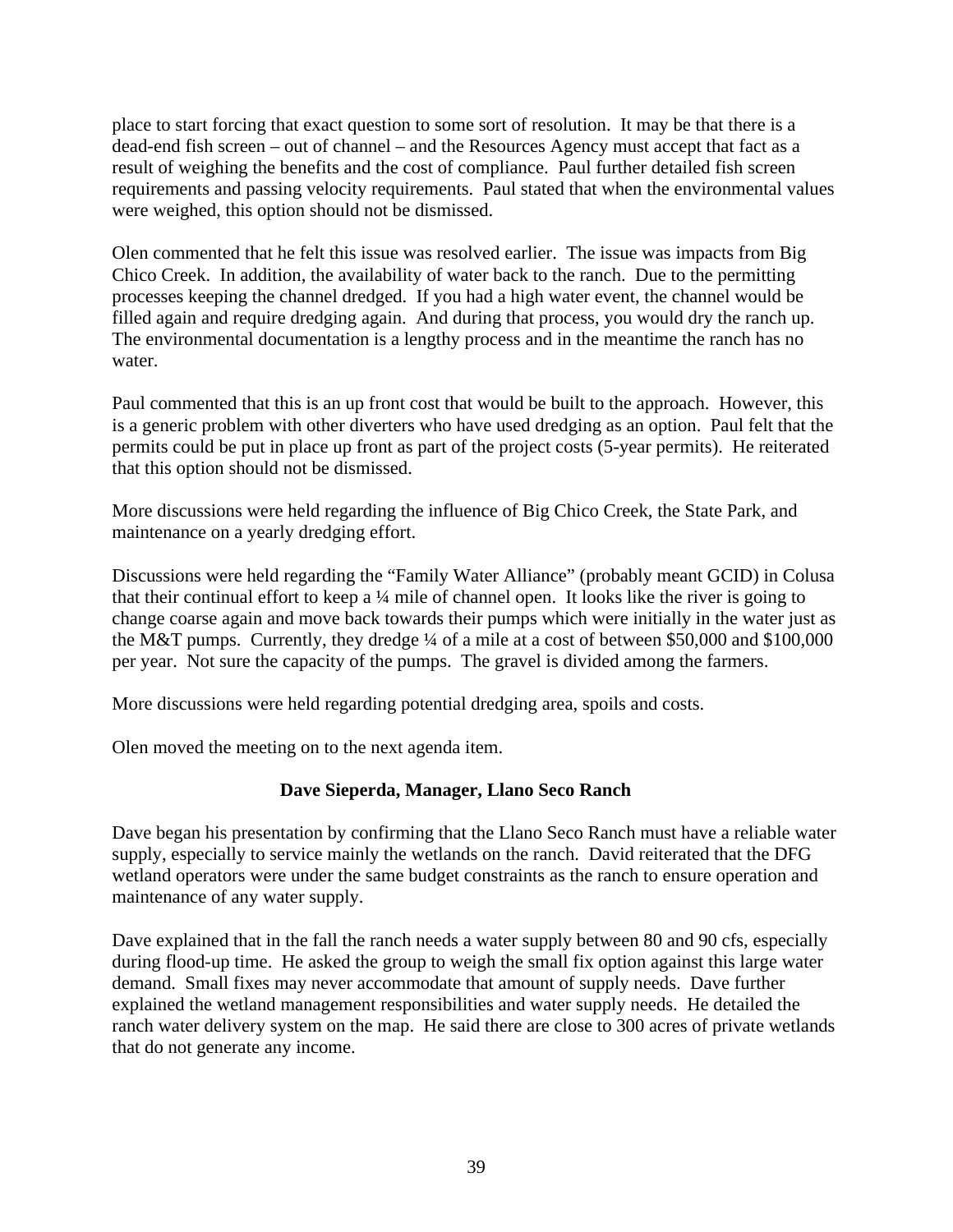place to start forcing that exact question to some sort of resolution. It may be that there is a dead-end fish screen – out of channel – and the Resources Agency must accept that fact as a result of weighing the benefits and the cost of compliance. Paul further detailed fish screen requirements and passing velocity requirements. Paul stated that when the environmental values were weighed, this option should not be dismissed.

Olen commented that he felt this issue was resolved earlier. The issue was impacts from Big Chico Creek. In addition, the availability of water back to the ranch. Due to the permitting processes keeping the channel dredged. If you had a high water event, the channel would be filled again and require dredging again. And during that process, you would dry the ranch up. The environmental documentation is a lengthy process and in the meantime the ranch has no water.

Paul commented that this is an up front cost that would be built to the approach. However, this is a generic problem with other diverters who have used dredging as an option. Paul felt that the permits could be put in place up front as part of the project costs (5-year permits). He reiterated that this option should not be dismissed.

More discussions were held regarding the influence of Big Chico Creek, the State Park, and maintenance on a yearly dredging effort.

Discussions were held regarding the "Family Water Alliance" (probably meant GCID) in Colusa that their continual effort to keep a ¼ mile of channel open. It looks like the river is going to change coarse again and move back towards their pumps which were initially in the water just as the M&T pumps. Currently, they dredge ¼ of a mile at a cost of between $50,000 and $100,000 per year. Not sure the capacity of the pumps. The gravel is divided among the farmers.

More discussions were held regarding potential dredging area, spoils and costs.

Olen moved the meeting on to the next agenda item.

**Dave Sieperda, Manager, Llano Seco Ranch**

Dave began his presentation by confirming that the Llano Seco Ranch must have a reliable water supply, especially to service mainly the wetlands on the ranch. David reiterated that the DFG wetland operators were under the same budget constraints as the ranch to ensure operation and maintenance of any water supply.

Dave explained that in the fall the ranch needs a water supply between 80 and 90 cfs, especially during flood-up time. He asked the group to weigh the small fix option against this large water demand. Small fixes may never accommodate that amount of supply needs. Dave further explained the wetland management responsibilities and water supply needs. He detailed the ranch water delivery system on the map. He said there are close to 300 acres of private wetlands that do not generate any income.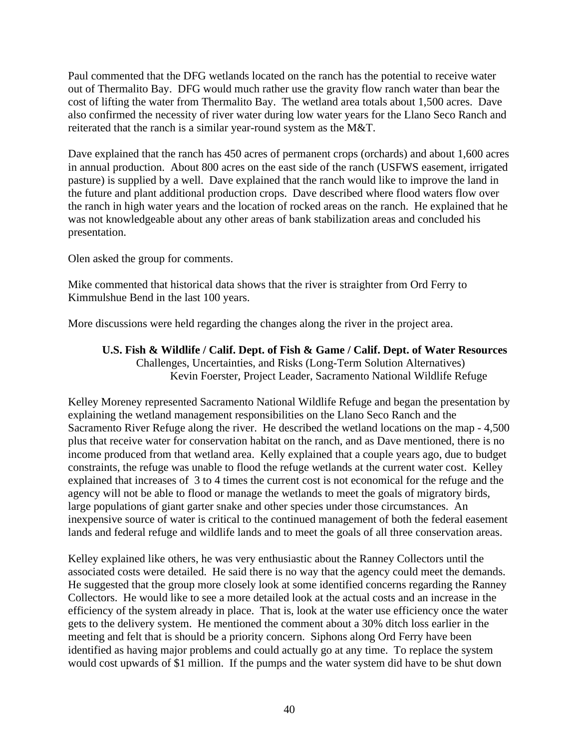Paul commented that the DFG wetlands located on the ranch has the potential to receive water out of Thermalito Bay. DFG would much rather use the gravity flow ranch water than bear the cost of lifting the water from Thermalito Bay. The wetland area totals about 1,500 acres. Dave also confirmed the necessity of river water during low water years for the Llano Seco Ranch and reiterated that the ranch is a similar year-round system as the M&T.

Dave explained that the ranch has 450 acres of permanent crops (orchards) and about 1,600 acres in annual production. About 800 acres on the east side of the ranch (USFWS easement, irrigated pasture) is supplied by a well. Dave explained that the ranch would like to improve the land in the future and plant additional production crops. Dave described where flood waters flow over the ranch in high water years and the location of rocked areas on the ranch. He explained that he was not knowledgeable about any other areas of bank stabilization areas and concluded his presentation.

Olen asked the group for comments.

Mike commented that historical data shows that the river is straighter from Ord Ferry to Kimmulshue Bend in the last 100 years.

More discussions were held regarding the changes along the river in the project area.

**U.S. Fish & Wildlife / Calif. Dept. of Fish & Game / Calif. Dept. of Water Resources**
Challenges, Uncertainties, and Risks (Long-Term Solution Alternatives)
Kevin Foerster, Project Leader, Sacramento National Wildlife Refuge

Kelley Moreney represented Sacramento National Wildlife Refuge and began the presentation by explaining the wetland management responsibilities on the Llano Seco Ranch and the Sacramento River Refuge along the river. He described the wetland locations on the map - 4,500 plus that receive water for conservation habitat on the ranch, and as Dave mentioned, there is no income produced from that wetland area. Kelly explained that a couple years ago, due to budget constraints, the refuge was unable to flood the refuge wetlands at the current water cost. Kelley explained that increases of 3 to 4 times the current cost is not economical for the refuge and the agency will not be able to flood or manage the wetlands to meet the goals of migratory birds, large populations of giant garter snake and other species under those circumstances. An inexpensive source of water is critical to the continued management of both the federal easement lands and federal refuge and wildlife lands and to meet the goals of all three conservation areas.

Kelley explained like others, he was very enthusiastic about the Ranney Collectors until the associated costs were detailed. He said there is no way that the agency could meet the demands. He suggested that the group more closely look at some identified concerns regarding the Ranney Collectors. He would like to see a more detailed look at the actual costs and an increase in the efficiency of the system already in place. That is, look at the water use efficiency once the water gets to the delivery system. He mentioned the comment about a 30% ditch loss earlier in the meeting and felt that is should be a priority concern. Siphons along Ord Ferry have been identified as having major problems and could actually go at any time. To replace the system would cost upwards of $1 million. If the pumps and the water system did have to be shut down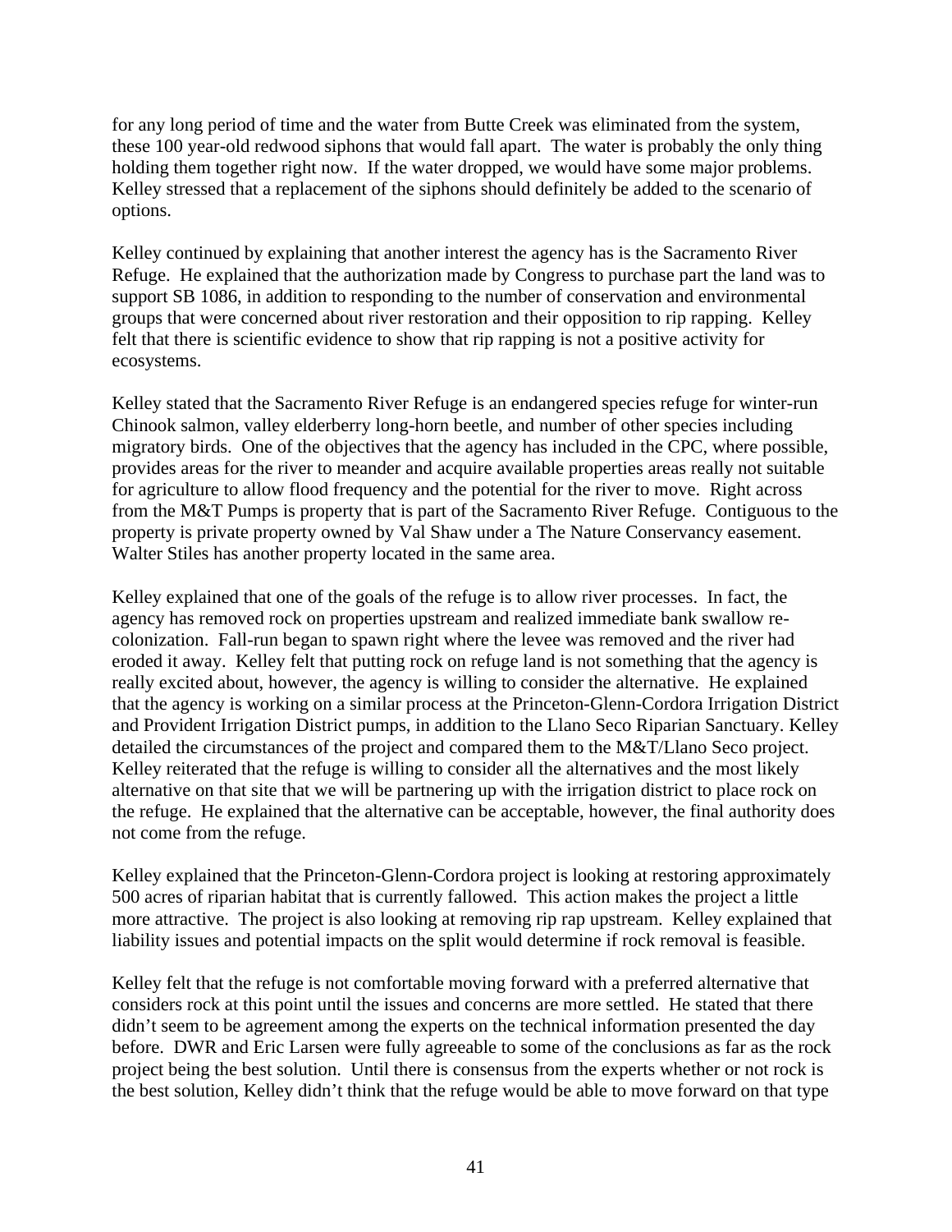for any long period of time and the water from Butte Creek was eliminated from the system, these 100 year-old redwood siphons that would fall apart. The water is probably the only thing holding them together right now. If the water dropped, we would have some major problems. Kelley stressed that a replacement of the siphons should definitely be added to the scenario of options.

Kelley continued by explaining that another interest the agency has is the Sacramento River Refuge. He explained that the authorization made by Congress to purchase part the land was to support SB 1086, in addition to responding to the number of conservation and environmental groups that were concerned about river restoration and their opposition to rip rapping. Kelley felt that there is scientific evidence to show that rip rapping is not a positive activity for ecosystems.

Kelley stated that the Sacramento River Refuge is an endangered species refuge for winter-run Chinook salmon, valley elderberry long-horn beetle, and number of other species including migratory birds. One of the objectives that the agency has included in the CPC, where possible, provides areas for the river to meander and acquire available properties areas really not suitable for agriculture to allow flood frequency and the potential for the river to move. Right across from the M&T Pumps is property that is part of the Sacramento River Refuge. Contiguous to the property is private property owned by Val Shaw under a The Nature Conservancy easement. Walter Stiles has another property located in the same area.

Kelley explained that one of the goals of the refuge is to allow river processes. In fact, the agency has removed rock on properties upstream and realized immediate bank swallow re-colonization. Fall-run began to spawn right where the levee was removed and the river had eroded it away. Kelley felt that putting rock on refuge land is not something that the agency is really excited about, however, the agency is willing to consider the alternative. He explained that the agency is working on a similar process at the Princeton-Glenn-Cordora Irrigation District and Provident Irrigation District pumps, in addition to the Llano Seco Riparian Sanctuary. Kelley detailed the circumstances of the project and compared them to the M&T/Llano Seco project. Kelley reiterated that the refuge is willing to consider all the alternatives and the most likely alternative on that site that we will be partnering up with the irrigation district to place rock on the refuge. He explained that the alternative can be acceptable, however, the final authority does not come from the refuge.

Kelley explained that the Princeton-Glenn-Cordora project is looking at restoring approximately 500 acres of riparian habitat that is currently fallowed. This action makes the project a little more attractive. The project is also looking at removing rip rap upstream. Kelley explained that liability issues and potential impacts on the split would determine if rock removal is feasible.

Kelley felt that the refuge is not comfortable moving forward with a preferred alternative that considers rock at this point until the issues and concerns are more settled. He stated that there didn't seem to be agreement among the experts on the technical information presented the day before. DWR and Eric Larsen were fully agreeable to some of the conclusions as far as the rock project being the best solution. Until there is consensus from the experts whether or not rock is the best solution, Kelley didn't think that the refuge would be able to move forward on that type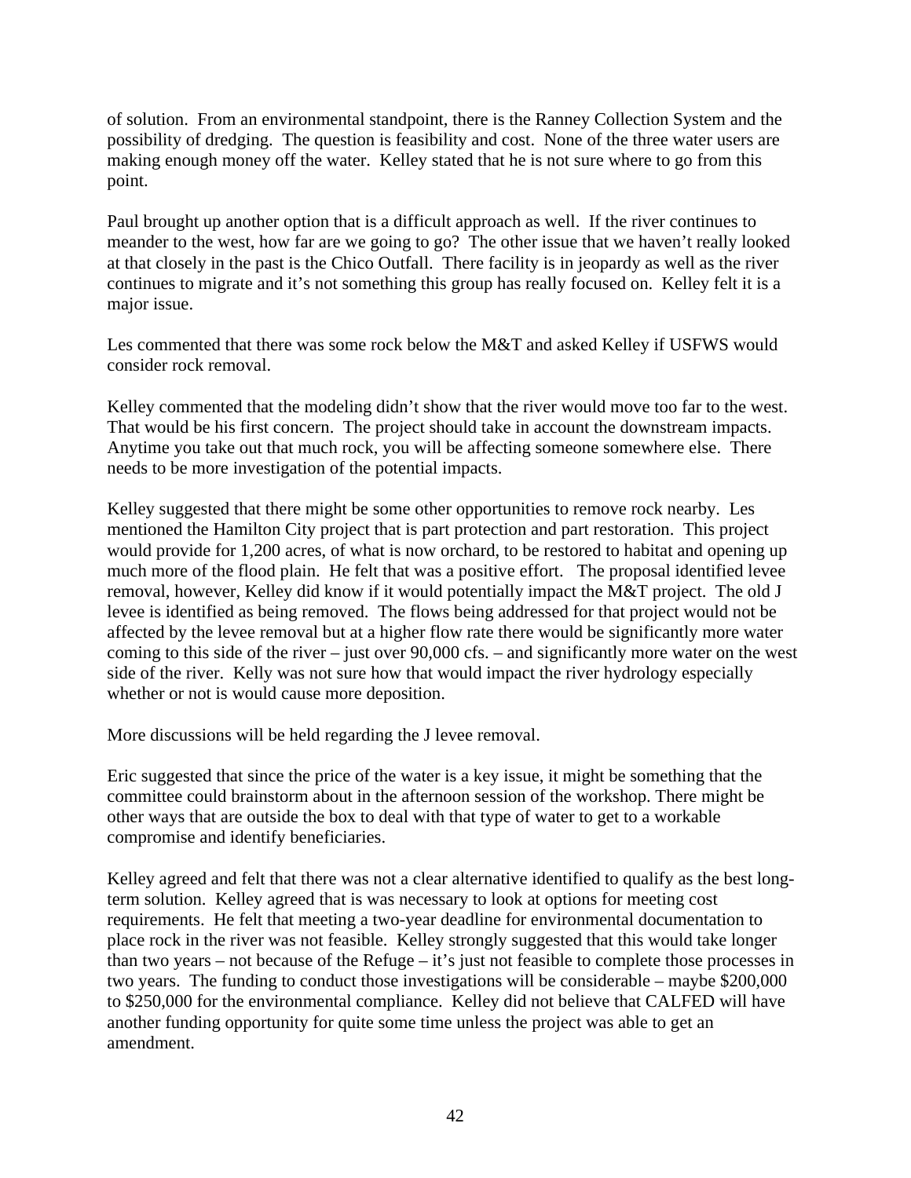of solution. From an environmental standpoint, there is the Ranney Collection System and the possibility of dredging. The question is feasibility and cost. None of the three water users are making enough money off the water. Kelley stated that he is not sure where to go from this point.

Paul brought up another option that is a difficult approach as well. If the river continues to meander to the west, how far are we going to go? The other issue that we haven't really looked at that closely in the past is the Chico Outfall. There facility is in jeopardy as well as the river continues to migrate and it's not something this group has really focused on. Kelley felt it is a major issue.

Les commented that there was some rock below the M&T and asked Kelley if USFWS would consider rock removal.

Kelley commented that the modeling didn't show that the river would move too far to the west. That would be his first concern. The project should take in account the downstream impacts. Anytime you take out that much rock, you will be affecting someone somewhere else. There needs to be more investigation of the potential impacts.

Kelley suggested that there might be some other opportunities to remove rock nearby. Les mentioned the Hamilton City project that is part protection and part restoration. This project would provide for 1,200 acres, of what is now orchard, to be restored to habitat and opening up much more of the flood plain. He felt that was a positive effort. The proposal identified levee removal, however, Kelley did know if it would potentially impact the M&T project. The old J levee is identified as being removed. The flows being addressed for that project would not be affected by the levee removal but at a higher flow rate there would be significantly more water coming to this side of the river – just over 90,000 cfs. – and significantly more water on the west side of the river. Kelly was not sure how that would impact the river hydrology especially whether or not is would cause more deposition.

More discussions will be held regarding the J levee removal.

Eric suggested that since the price of the water is a key issue, it might be something that the committee could brainstorm about in the afternoon session of the workshop. There might be other ways that are outside the box to deal with that type of water to get to a workable compromise and identify beneficiaries.

Kelley agreed and felt that there was not a clear alternative identified to qualify as the best long-term solution. Kelley agreed that is was necessary to look at options for meeting cost requirements. He felt that meeting a two-year deadline for environmental documentation to place rock in the river was not feasible. Kelley strongly suggested that this would take longer than two years – not because of the Refuge – it's just not feasible to complete those processes in two years. The funding to conduct those investigations will be considerable – maybe $200,000 to $250,000 for the environmental compliance. Kelley did not believe that CALFED will have another funding opportunity for quite some time unless the project was able to get an amendment.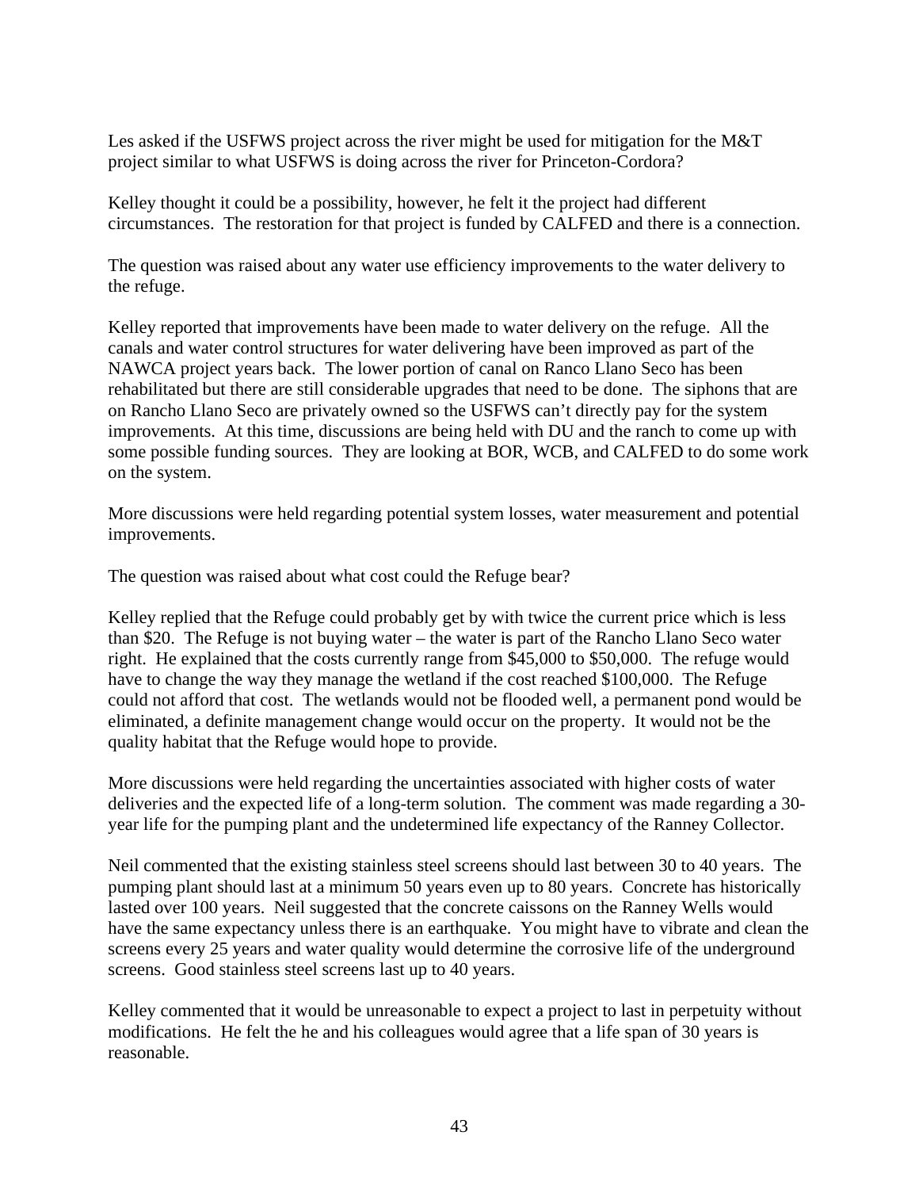Les asked if the USFWS project across the river might be used for mitigation for the M&T project similar to what USFWS is doing across the river for Princeton-Cordora?

Kelley thought it could be a possibility, however, he felt it the project had different circumstances. The restoration for that project is funded by CALFED and there is a connection.

The question was raised about any water use efficiency improvements to the water delivery to the refuge.

Kelley reported that improvements have been made to water delivery on the refuge. All the canals and water control structures for water delivering have been improved as part of the NAWCA project years back. The lower portion of canal on Ranco Llano Seco has been rehabilitated but there are still considerable upgrades that need to be done. The siphons that are on Rancho Llano Seco are privately owned so the USFWS can't directly pay for the system improvements. At this time, discussions are being held with DU and the ranch to come up with some possible funding sources. They are looking at BOR, WCB, and CALFED to do some work on the system.

More discussions were held regarding potential system losses, water measurement and potential improvements.

The question was raised about what cost could the Refuge bear?

Kelley replied that the Refuge could probably get by with twice the current price which is less than $20. The Refuge is not buying water – the water is part of the Rancho Llano Seco water right. He explained that the costs currently range from $45,000 to $50,000. The refuge would have to change the way they manage the wetland if the cost reached $100,000. The Refuge could not afford that cost. The wetlands would not be flooded well, a permanent pond would be eliminated, a definite management change would occur on the property. It would not be the quality habitat that the Refuge would hope to provide.

More discussions were held regarding the uncertainties associated with higher costs of water deliveries and the expected life of a long-term solution. The comment was made regarding a 30-year life for the pumping plant and the undetermined life expectancy of the Ranney Collector.

Neil commented that the existing stainless steel screens should last between 30 to 40 years. The pumping plant should last at a minimum 50 years even up to 80 years. Concrete has historically lasted over 100 years. Neil suggested that the concrete caissons on the Ranney Wells would have the same expectancy unless there is an earthquake. You might have to vibrate and clean the screens every 25 years and water quality would determine the corrosive life of the underground screens. Good stainless steel screens last up to 40 years.

Kelley commented that it would be unreasonable to expect a project to last in perpetuity without modifications. He felt the he and his colleagues would agree that a life span of 30 years is reasonable.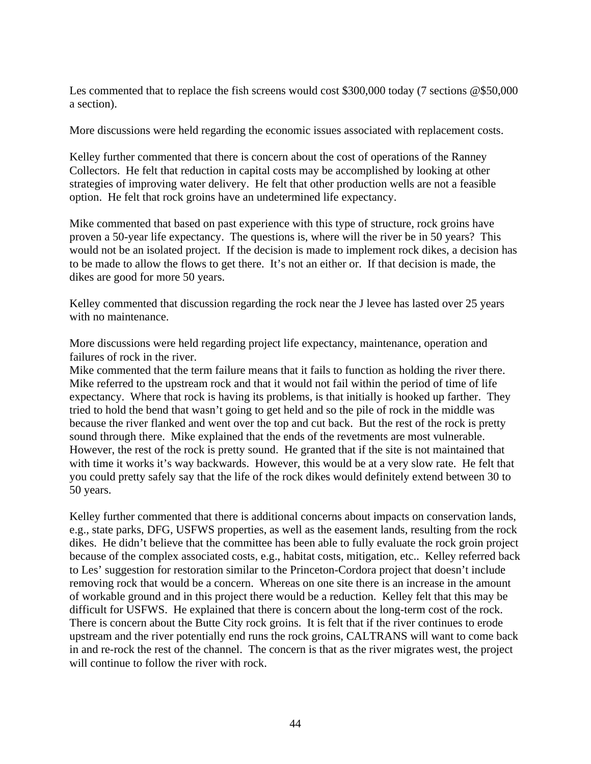Les commented that to replace the fish screens would cost $300,000 today (7 sections @$50,000 a section).

More discussions were held regarding the economic issues associated with replacement costs.

Kelley further commented that there is concern about the cost of operations of the Ranney Collectors. He felt that reduction in capital costs may be accomplished by looking at other strategies of improving water delivery. He felt that other production wells are not a feasible option. He felt that rock groins have an undetermined life expectancy.

Mike commented that based on past experience with this type of structure, rock groins have proven a 50-year life expectancy. The questions is, where will the river be in 50 years? This would not be an isolated project. If the decision is made to implement rock dikes, a decision has to be made to allow the flows to get there. It's not an either or. If that decision is made, the dikes are good for more 50 years.

Kelley commented that discussion regarding the rock near the J levee has lasted over 25 years with no maintenance.

More discussions were held regarding project life expectancy, maintenance, operation and failures of rock in the river.
Mike commented that the term failure means that it fails to function as holding the river there. Mike referred to the upstream rock and that it would not fail within the period of time of life expectancy. Where that rock is having its problems, is that initially is hooked up farther. They tried to hold the bend that wasn't going to get held and so the pile of rock in the middle was because the river flanked and went over the top and cut back. But the rest of the rock is pretty sound through there. Mike explained that the ends of the revetments are most vulnerable. However, the rest of the rock is pretty sound. He granted that if the site is not maintained that with time it works it's way backwards. However, this would be at a very slow rate. He felt that you could pretty safely say that the life of the rock dikes would definitely extend between 30 to 50 years.

Kelley further commented that there is additional concerns about impacts on conservation lands, e.g., state parks, DFG, USFWS properties, as well as the easement lands, resulting from the rock dikes. He didn't believe that the committee has been able to fully evaluate the rock groin project because of the complex associated costs, e.g., habitat costs, mitigation, etc.. Kelley referred back to Les' suggestion for restoration similar to the Princeton-Cordora project that doesn't include removing rock that would be a concern. Whereas on one site there is an increase in the amount of workable ground and in this project there would be a reduction. Kelley felt that this may be difficult for USFWS. He explained that there is concern about the long-term cost of the rock. There is concern about the Butte City rock groins. It is felt that if the river continues to erode upstream and the river potentially end runs the rock groins, CALTRANS will want to come back in and re-rock the rest of the channel. The concern is that as the river migrates west, the project will continue to follow the river with rock.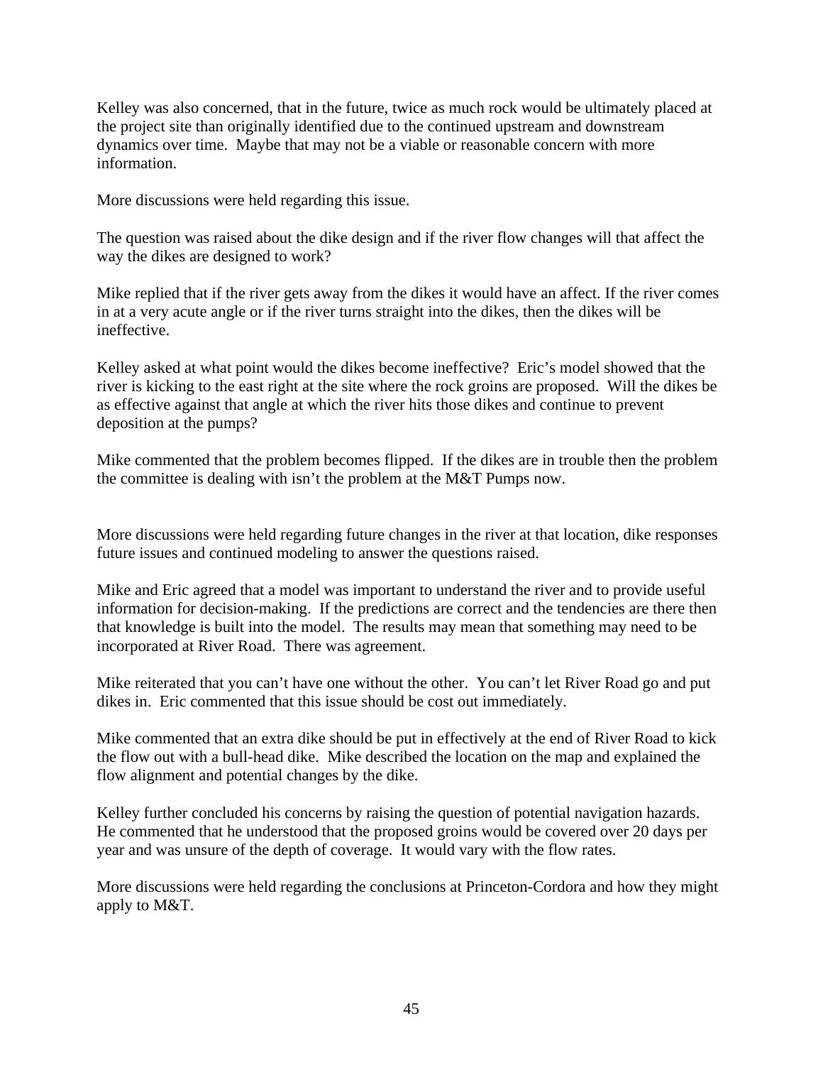Kelley was also concerned, that in the future, twice as much rock would be ultimately placed at the project site than originally identified due to the continued upstream and downstream dynamics over time. Maybe that may not be a viable or reasonable concern with more information.

More discussions were held regarding this issue.

The question was raised about the dike design and if the river flow changes will that affect the way the dikes are designed to work?

Mike replied that if the river gets away from the dikes it would have an affect. If the river comes in at a very acute angle or if the river turns straight into the dikes, then the dikes will be ineffective.

Kelley asked at what point would the dikes become ineffective? Eric's model showed that the river is kicking to the east right at the site where the rock groins are proposed. Will the dikes be as effective against that angle at which the river hits those dikes and continue to prevent deposition at the pumps?

Mike commented that the problem becomes flipped. If the dikes are in trouble then the problem the committee is dealing with isn't the problem at the M&T Pumps now.

More discussions were held regarding future changes in the river at that location, dike responses future issues and continued modeling to answer the questions raised.

Mike and Eric agreed that a model was important to understand the river and to provide useful information for decision-making. If the predictions are correct and the tendencies are there then that knowledge is built into the model. The results may mean that something may need to be incorporated at River Road. There was agreement.

Mike reiterated that you can't have one without the other. You can't let River Road go and put dikes in. Eric commented that this issue should be cost out immediately.

Mike commented that an extra dike should be put in effectively at the end of River Road to kick the flow out with a bull-head dike. Mike described the location on the map and explained the flow alignment and potential changes by the dike.

Kelley further concluded his concerns by raising the question of potential navigation hazards. He commented that he understood that the proposed groins would be covered over 20 days per year and was unsure of the depth of coverage. It would vary with the flow rates.

More discussions were held regarding the conclusions at Princeton-Cordora and how they might apply to M&T.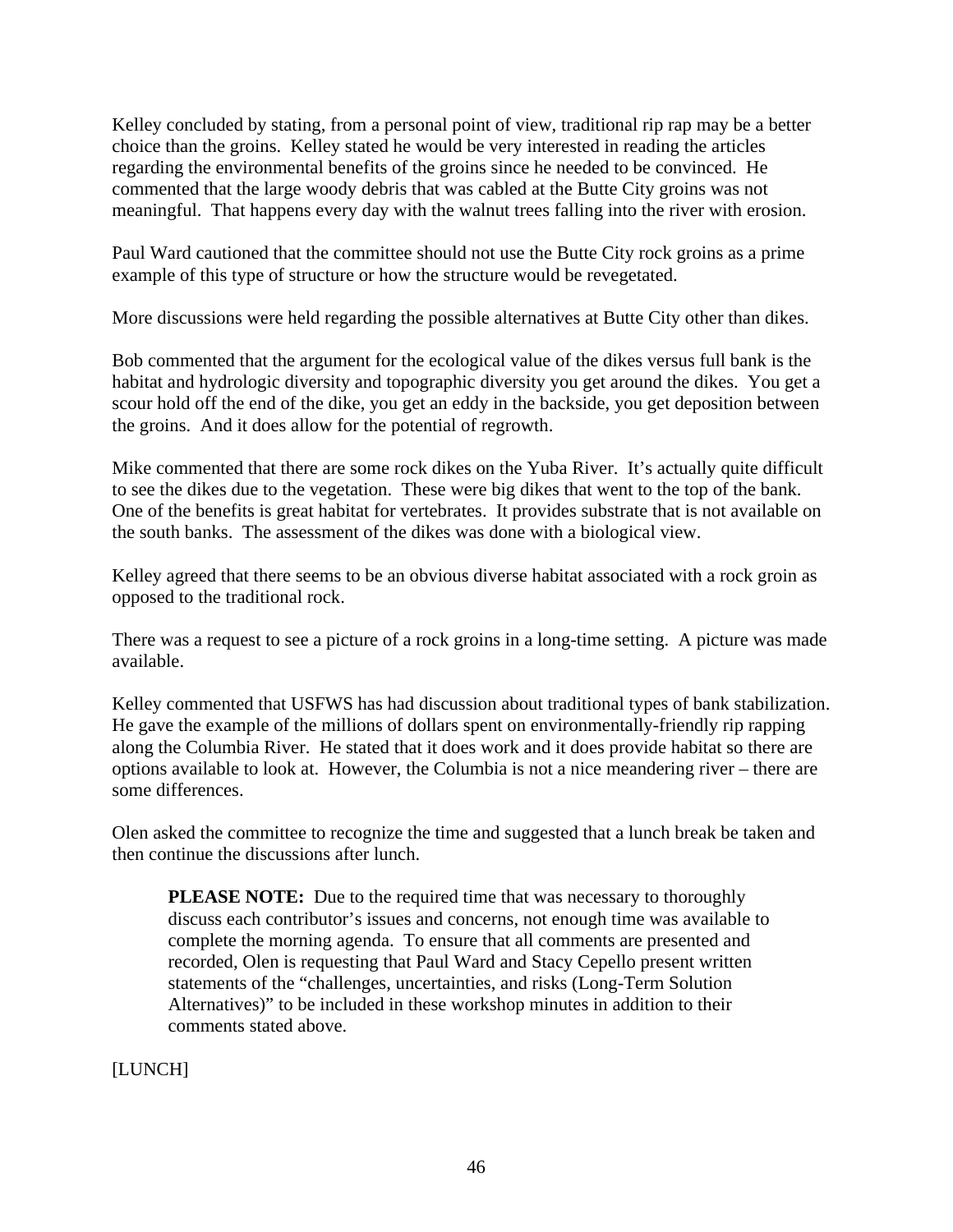Kelley concluded by stating, from a personal point of view, traditional rip rap may be a better choice than the groins. Kelley stated he would be very interested in reading the articles regarding the environmental benefits of the groins since he needed to be convinced. He commented that the large woody debris that was cabled at the Butte City groins was not meaningful. That happens every day with the walnut trees falling into the river with erosion.

Paul Ward cautioned that the committee should not use the Butte City rock groins as a prime example of this type of structure or how the structure would be revegetated.

More discussions were held regarding the possible alternatives at Butte City other than dikes.

Bob commented that the argument for the ecological value of the dikes versus full bank is the habitat and hydrologic diversity and topographic diversity you get around the dikes. You get a scour hold off the end of the dike, you get an eddy in the backside, you get deposition between the groins. And it does allow for the potential of regrowth.

Mike commented that there are some rock dikes on the Yuba River. It's actually quite difficult to see the dikes due to the vegetation. These were big dikes that went to the top of the bank. One of the benefits is great habitat for vertebrates. It provides substrate that is not available on the south banks. The assessment of the dikes was done with a biological view.

Kelley agreed that there seems to be an obvious diverse habitat associated with a rock groin as opposed to the traditional rock.

There was a request to see a picture of a rock groins in a long-time setting. A picture was made available.

Kelley commented that USFWS has had discussion about traditional types of bank stabilization. He gave the example of the millions of dollars spent on environmentally-friendly rip rapping along the Columbia River. He stated that it does work and it does provide habitat so there are options available to look at. However, the Columbia is not a nice meandering river – there are some differences.

Olen asked the committee to recognize the time and suggested that a lunch break be taken and then continue the discussions after lunch.

> **PLEASE NOTE:** Due to the required time that was necessary to thoroughly discuss each contributor's issues and concerns, not enough time was available to complete the morning agenda. To ensure that all comments are presented and recorded, Olen is requesting that Paul Ward and Stacy Cepello present written statements of the "challenges, uncertainties, and risks (Long-Term Solution Alternatives)" to be included in these workshop minutes in addition to their comments stated above.

[LUNCH]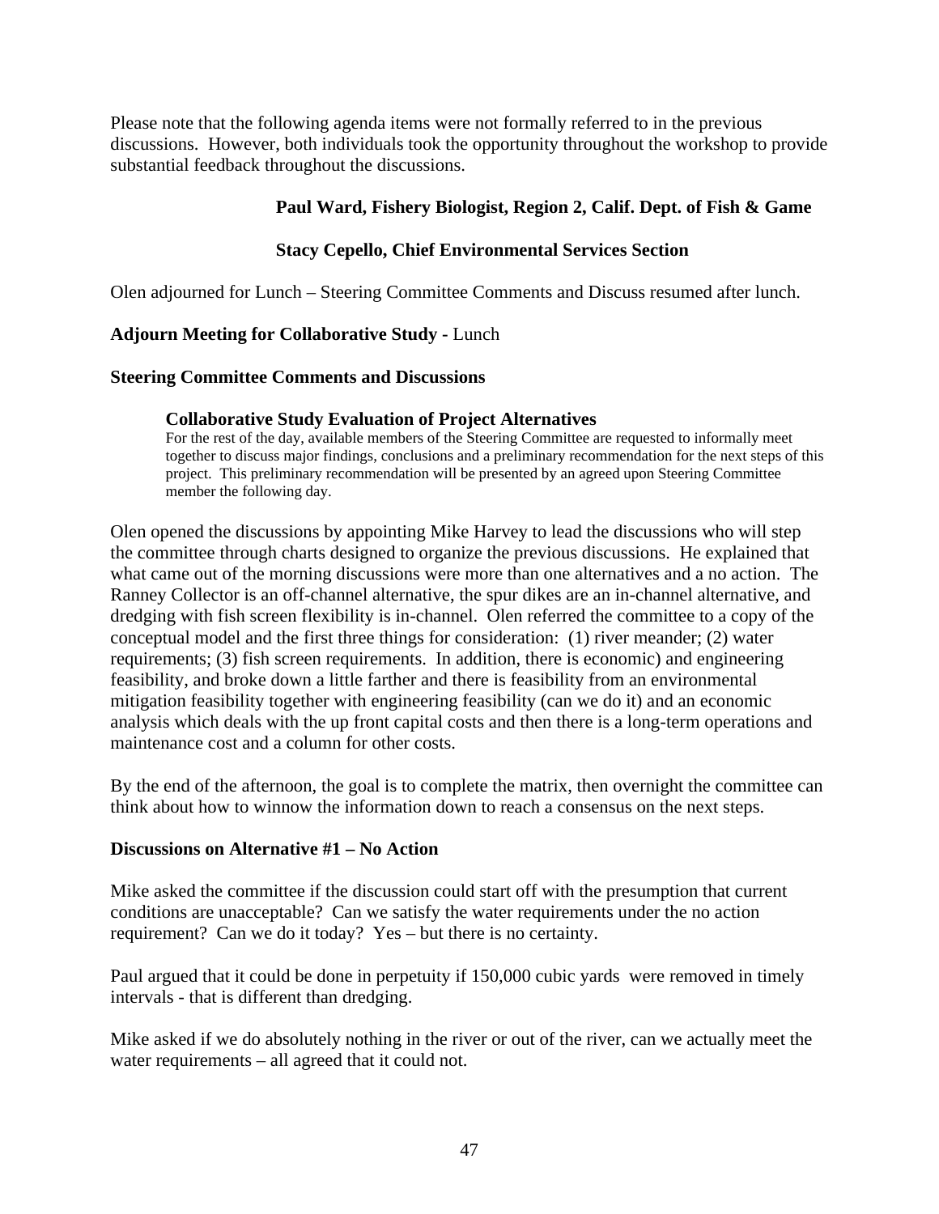Please note that the following agenda items were not formally referred to in the previous discussions. However, both individuals took the opportunity throughout the workshop to provide substantial feedback throughout the discussions.

**Paul Ward, Fishery Biologist, Region 2, Calif. Dept. of Fish & Game**

**Stacy Cepello, Chief Environmental Services Section**

Olen adjourned for Lunch – Steering Committee Comments and Discuss resumed after lunch.

**Adjourn Meeting for Collaborative Study** - Lunch

**Steering Committee Comments and Discussions**

**Collaborative Study Evaluation of Project Alternatives**

For the rest of the day, available members of the Steering Committee are requested to informally meet together to discuss major findings, conclusions and a preliminary recommendation for the next steps of this project. This preliminary recommendation will be presented by an agreed upon Steering Committee member the following day.

Olen opened the discussions by appointing Mike Harvey to lead the discussions who will step the committee through charts designed to organize the previous discussions. He explained that what came out of the morning discussions were more than one alternatives and a no action. The Ranney Collector is an off-channel alternative, the spur dikes are an in-channel alternative, and dredging with fish screen flexibility is in-channel. Olen referred the committee to a copy of the conceptual model and the first three things for consideration: (1) river meander; (2) water requirements; (3) fish screen requirements. In addition, there is economic) and engineering feasibility, and broke down a little farther and there is feasibility from an environmental mitigation feasibility together with engineering feasibility (can we do it) and an economic analysis which deals with the up front capital costs and then there is a long-term operations and maintenance cost and a column for other costs.

By the end of the afternoon, the goal is to complete the matrix, then overnight the committee can think about how to winnow the information down to reach a consensus on the next steps.

**Discussions on Alternative #1 – No Action**

Mike asked the committee if the discussion could start off with the presumption that current conditions are unacceptable? Can we satisfy the water requirements under the no action requirement? Can we do it today? Yes – but there is no certainty.

Paul argued that it could be done in perpetuity if 150,000 cubic yards were removed in timely intervals - that is different than dredging.

Mike asked if we do absolutely nothing in the river or out of the river, can we actually meet the water requirements – all agreed that it could not.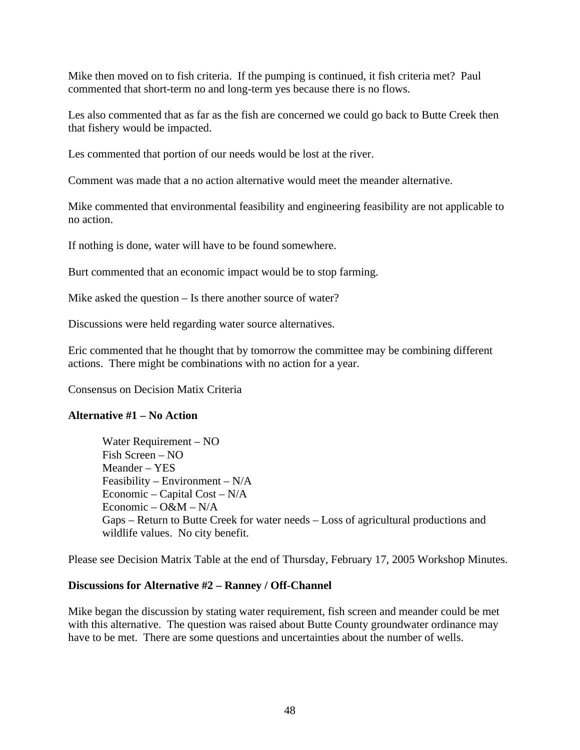Mike then moved on to fish criteria. If the pumping is continued, it fish criteria met? Paul commented that short-term no and long-term yes because there is no flows.

Les also commented that as far as the fish are concerned we could go back to Butte Creek then that fishery would be impacted.

Les commented that portion of our needs would be lost at the river.

Comment was made that a no action alternative would meet the meander alternative.

Mike commented that environmental feasibility and engineering feasibility are not applicable to no action.

If nothing is done, water will have to be found somewhere.

Burt commented that an economic impact would be to stop farming.

Mike asked the question – Is there another source of water?

Discussions were held regarding water source alternatives.

Eric commented that he thought that by tomorrow the committee may be combining different actions. There might be combinations with no action for a year.

Consensus on Decision Matix Criteria

**Alternative #1 – No Action**

> Water Requirement – NO
> Fish Screen – NO
> Meander – YES
> Feasibility – Environment – N/A
> Economic – Capital Cost – N/A
> Economic – O&M – N/A
> Gaps – Return to Butte Creek for water needs – Loss of agricultural productions and wildlife values. No city benefit.

Please see Decision Matrix Table at the end of Thursday, February 17, 2005 Workshop Minutes.

**Discussions for Alternative #2 – Ranney / Off-Channel**

Mike began the discussion by stating water requirement, fish screen and meander could be met with this alternative. The question was raised about Butte County groundwater ordinance may have to be met. There are some questions and uncertainties about the number of wells.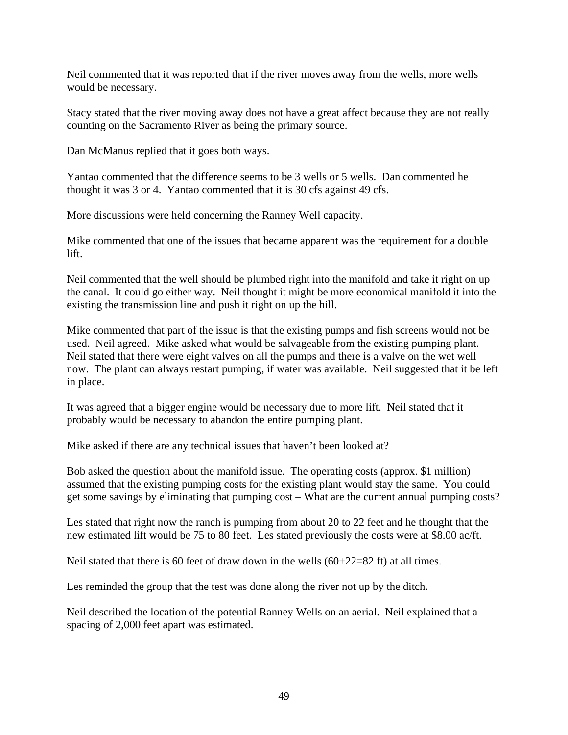Neil commented that it was reported that if the river moves away from the wells, more wells would be necessary.

Stacy stated that the river moving away does not have a great affect because they are not really counting on the Sacramento River as being the primary source.

Dan McManus replied that it goes both ways.

Yantao commented that the difference seems to be 3 wells or 5 wells. Dan commented he thought it was 3 or 4. Yantao commented that it is 30 cfs against 49 cfs.

More discussions were held concerning the Ranney Well capacity.

Mike commented that one of the issues that became apparent was the requirement for a double lift.

Neil commented that the well should be plumbed right into the manifold and take it right on up the canal. It could go either way. Neil thought it might be more economical manifold it into the existing the transmission line and push it right on up the hill.

Mike commented that part of the issue is that the existing pumps and fish screens would not be used. Neil agreed. Mike asked what would be salvageable from the existing pumping plant. Neil stated that there were eight valves on all the pumps and there is a valve on the wet well now. The plant can always restart pumping, if water was available. Neil suggested that it be left in place.

It was agreed that a bigger engine would be necessary due to more lift. Neil stated that it probably would be necessary to abandon the entire pumping plant.

Mike asked if there are any technical issues that haven't been looked at?

Bob asked the question about the manifold issue. The operating costs (approx. $1 million) assumed that the existing pumping costs for the existing plant would stay the same. You could get some savings by eliminating that pumping cost – What are the current annual pumping costs?

Les stated that right now the ranch is pumping from about 20 to 22 feet and he thought that the new estimated lift would be 75 to 80 feet. Les stated previously the costs were at $8.00 ac/ft.

Neil stated that there is 60 feet of draw down in the wells (60+22=82 ft) at all times.

Les reminded the group that the test was done along the river not up by the ditch.

Neil described the location of the potential Ranney Wells on an aerial. Neil explained that a spacing of 2,000 feet apart was estimated.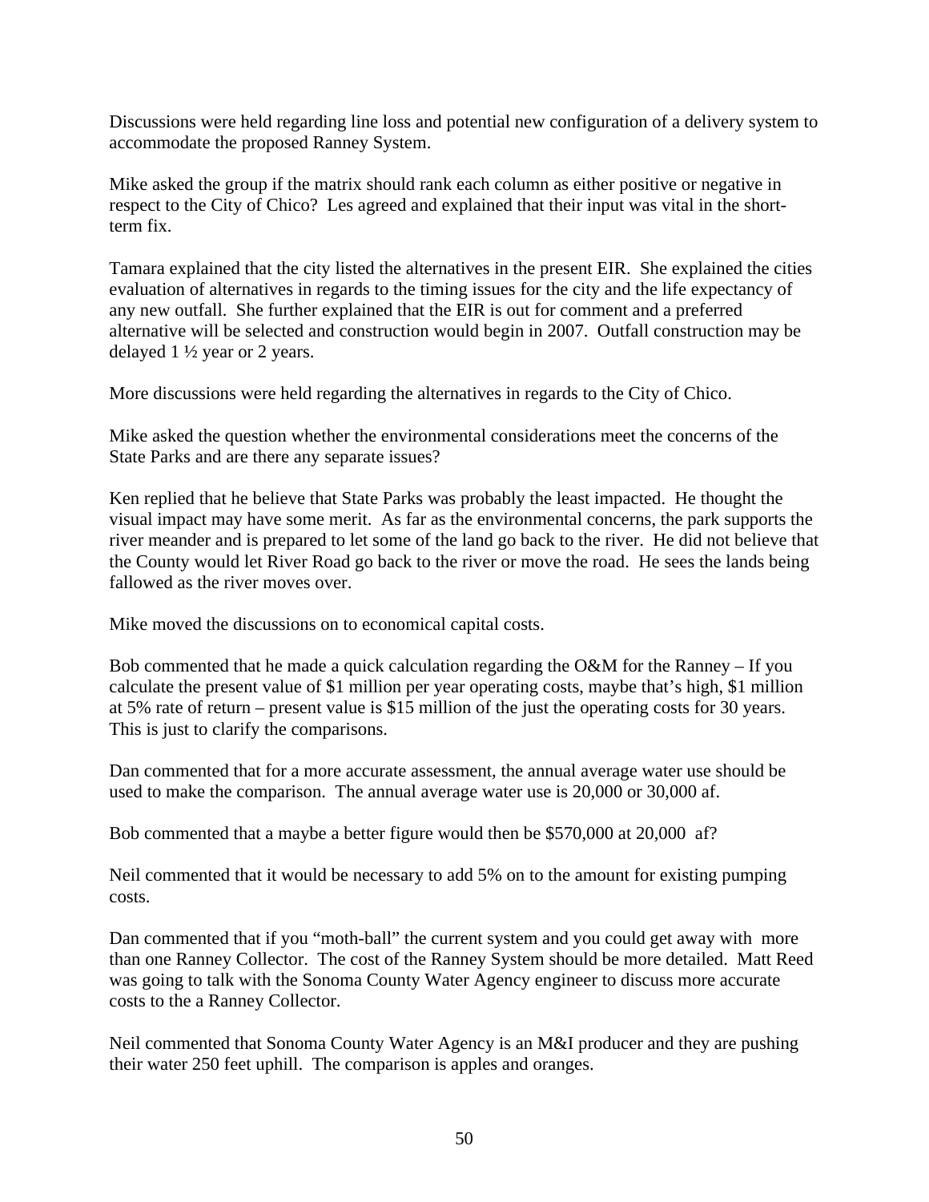Discussions were held regarding line loss and potential new configuration of a delivery system to accommodate the proposed Ranney System.

Mike asked the group if the matrix should rank each column as either positive or negative in respect to the City of Chico? Les agreed and explained that their input was vital in the short-term fix.

Tamara explained that the city listed the alternatives in the present EIR. She explained the cities evaluation of alternatives in regards to the timing issues for the city and the life expectancy of any new outfall. She further explained that the EIR is out for comment and a preferred alternative will be selected and construction would begin in 2007. Outfall construction may be delayed 1 ½ year or 2 years.

More discussions were held regarding the alternatives in regards to the City of Chico.

Mike asked the question whether the environmental considerations meet the concerns of the State Parks and are there any separate issues?

Ken replied that he believe that State Parks was probably the least impacted. He thought the visual impact may have some merit. As far as the environmental concerns, the park supports the river meander and is prepared to let some of the land go back to the river. He did not believe that the County would let River Road go back to the river or move the road. He sees the lands being fallowed as the river moves over.

Mike moved the discussions on to economical capital costs.

Bob commented that he made a quick calculation regarding the O&M for the Ranney – If you calculate the present value of $1 million per year operating costs, maybe that's high, $1 million at 5% rate of return – present value is $15 million of the just the operating costs for 30 years. This is just to clarify the comparisons.

Dan commented that for a more accurate assessment, the annual average water use should be used to make the comparison. The annual average water use is 20,000 or 30,000 af.

Bob commented that a maybe a better figure would then be $570,000 at 20,000 af?

Neil commented that it would be necessary to add 5% on to the amount for existing pumping costs.

Dan commented that if you "moth-ball" the current system and you could get away with more than one Ranney Collector. The cost of the Ranney System should be more detailed. Matt Reed was going to talk with the Sonoma County Water Agency engineer to discuss more accurate costs to the a Ranney Collector.

Neil commented that Sonoma County Water Agency is an M&I producer and they are pushing their water 250 feet uphill. The comparison is apples and oranges.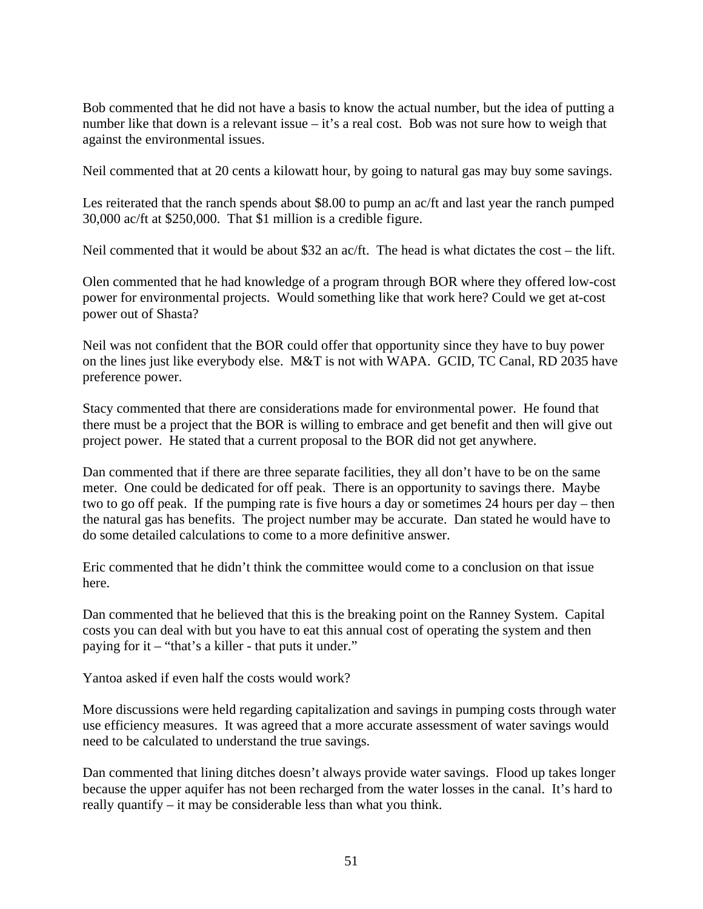Bob commented that he did not have a basis to know the actual number, but the idea of putting a number like that down is a relevant issue – it's a real cost. Bob was not sure how to weigh that against the environmental issues.

Neil commented that at 20 cents a kilowatt hour, by going to natural gas may buy some savings.

Les reiterated that the ranch spends about $8.00 to pump an ac/ft and last year the ranch pumped 30,000 ac/ft at $250,000. That $1 million is a credible figure.

Neil commented that it would be about $32 an ac/ft. The head is what dictates the cost – the lift.

Olen commented that he had knowledge of a program through BOR where they offered low-cost power for environmental projects. Would something like that work here? Could we get at-cost power out of Shasta?

Neil was not confident that the BOR could offer that opportunity since they have to buy power on the lines just like everybody else. M&T is not with WAPA. GCID, TC Canal, RD 2035 have preference power.

Stacy commented that there are considerations made for environmental power. He found that there must be a project that the BOR is willing to embrace and get benefit and then will give out project power. He stated that a current proposal to the BOR did not get anywhere.

Dan commented that if there are three separate facilities, they all don't have to be on the same meter. One could be dedicated for off peak. There is an opportunity to savings there. Maybe two to go off peak. If the pumping rate is five hours a day or sometimes 24 hours per day – then the natural gas has benefits. The project number may be accurate. Dan stated he would have to do some detailed calculations to come to a more definitive answer.

Eric commented that he didn't think the committee would come to a conclusion on that issue here.

Dan commented that he believed that this is the breaking point on the Ranney System. Capital costs you can deal with but you have to eat this annual cost of operating the system and then paying for it – "that's a killer - that puts it under."

Yantoa asked if even half the costs would work?

More discussions were held regarding capitalization and savings in pumping costs through water use efficiency measures. It was agreed that a more accurate assessment of water savings would need to be calculated to understand the true savings.

Dan commented that lining ditches doesn't always provide water savings. Flood up takes longer because the upper aquifer has not been recharged from the water losses in the canal. It's hard to really quantify – it may be considerable less than what you think.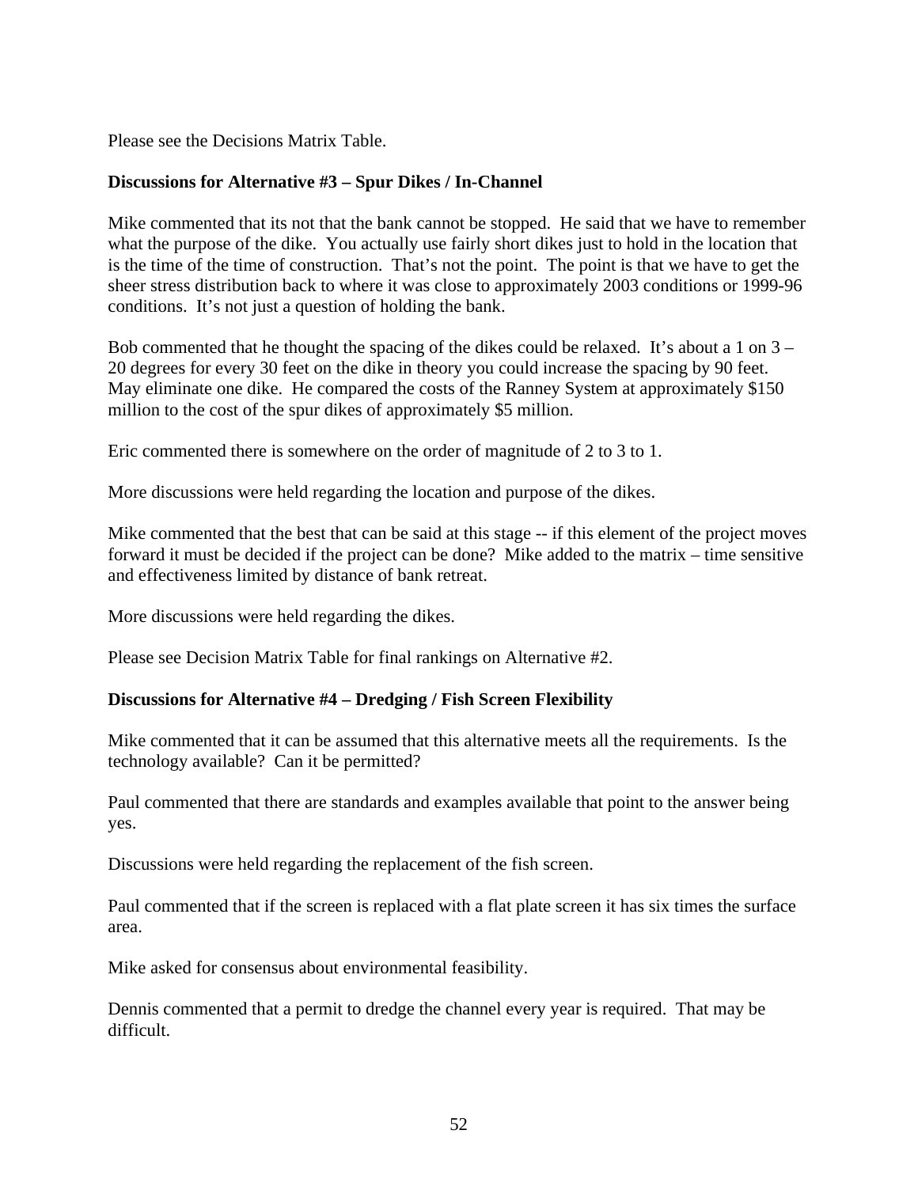Please see the Decisions Matrix Table.

**Discussions for Alternative #3 – Spur Dikes / In-Channel**

Mike commented that its not that the bank cannot be stopped. He said that we have to remember what the purpose of the dike. You actually use fairly short dikes just to hold in the location that is the time of the time of construction. That's not the point. The point is that we have to get the sheer stress distribution back to where it was close to approximately 2003 conditions or 1999-96 conditions. It's not just a question of holding the bank.

Bob commented that he thought the spacing of the dikes could be relaxed. It's about a 1 on 3 – 20 degrees for every 30 feet on the dike in theory you could increase the spacing by 90 feet. May eliminate one dike. He compared the costs of the Ranney System at approximately $150 million to the cost of the spur dikes of approximately $5 million.

Eric commented there is somewhere on the order of magnitude of 2 to 3 to 1.

More discussions were held regarding the location and purpose of the dikes.

Mike commented that the best that can be said at this stage -- if this element of the project moves forward it must be decided if the project can be done? Mike added to the matrix – time sensitive and effectiveness limited by distance of bank retreat.

More discussions were held regarding the dikes.

Please see Decision Matrix Table for final rankings on Alternative #2.

**Discussions for Alternative #4 – Dredging / Fish Screen Flexibility**

Mike commented that it can be assumed that this alternative meets all the requirements. Is the technology available? Can it be permitted?

Paul commented that there are standards and examples available that point to the answer being yes.

Discussions were held regarding the replacement of the fish screen.

Paul commented that if the screen is replaced with a flat plate screen it has six times the surface area.

Mike asked for consensus about environmental feasibility.

Dennis commented that a permit to dredge the channel every year is required. That may be difficult.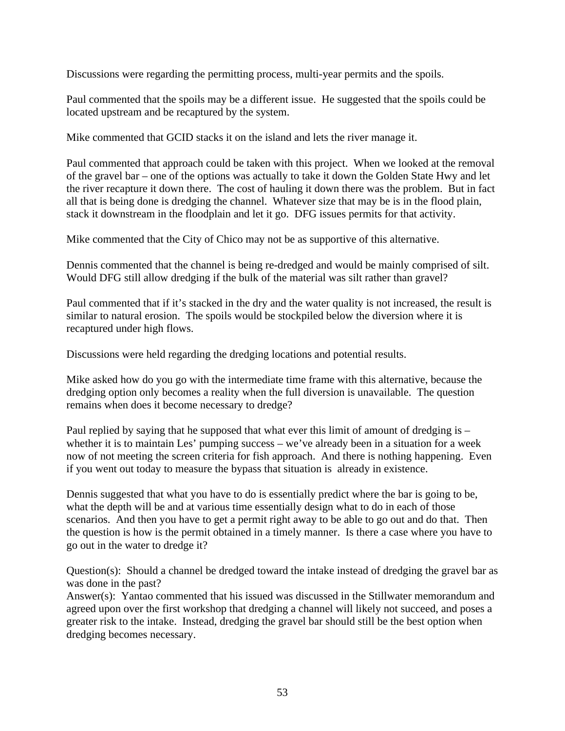Discussions were regarding the permitting process, multi-year permits and the spoils.

Paul commented that the spoils may be a different issue. He suggested that the spoils could be located upstream and be recaptured by the system.

Mike commented that GCID stacks it on the island and lets the river manage it.

Paul commented that approach could be taken with this project. When we looked at the removal of the gravel bar – one of the options was actually to take it down the Golden State Hwy and let the river recapture it down there. The cost of hauling it down there was the problem. But in fact all that is being done is dredging the channel. Whatever size that may be is in the flood plain, stack it downstream in the floodplain and let it go. DFG issues permits for that activity.

Mike commented that the City of Chico may not be as supportive of this alternative.

Dennis commented that the channel is being re-dredged and would be mainly comprised of silt. Would DFG still allow dredging if the bulk of the material was silt rather than gravel?

Paul commented that if it's stacked in the dry and the water quality is not increased, the result is similar to natural erosion. The spoils would be stockpiled below the diversion where it is recaptured under high flows.

Discussions were held regarding the dredging locations and potential results.

Mike asked how do you go with the intermediate time frame with this alternative, because the dredging option only becomes a reality when the full diversion is unavailable. The question remains when does it become necessary to dredge?

Paul replied by saying that he supposed that what ever this limit of amount of dredging is – whether it is to maintain Les' pumping success – we've already been in a situation for a week now of not meeting the screen criteria for fish approach. And there is nothing happening. Even if you went out today to measure the bypass that situation is already in existence.

Dennis suggested that what you have to do is essentially predict where the bar is going to be, what the depth will be and at various time essentially design what to do in each of those scenarios. And then you have to get a permit right away to be able to go out and do that. Then the question is how is the permit obtained in a timely manner. Is there a case where you have to go out in the water to dredge it?

Question(s): Should a channel be dredged toward the intake instead of dredging the gravel bar as was done in the past?
Answer(s): Yantao commented that his issued was discussed in the Stillwater memorandum and agreed upon over the first workshop that dredging a channel will likely not succeed, and poses a greater risk to the intake. Instead, dredging the gravel bar should still be the best option when dredging becomes necessary.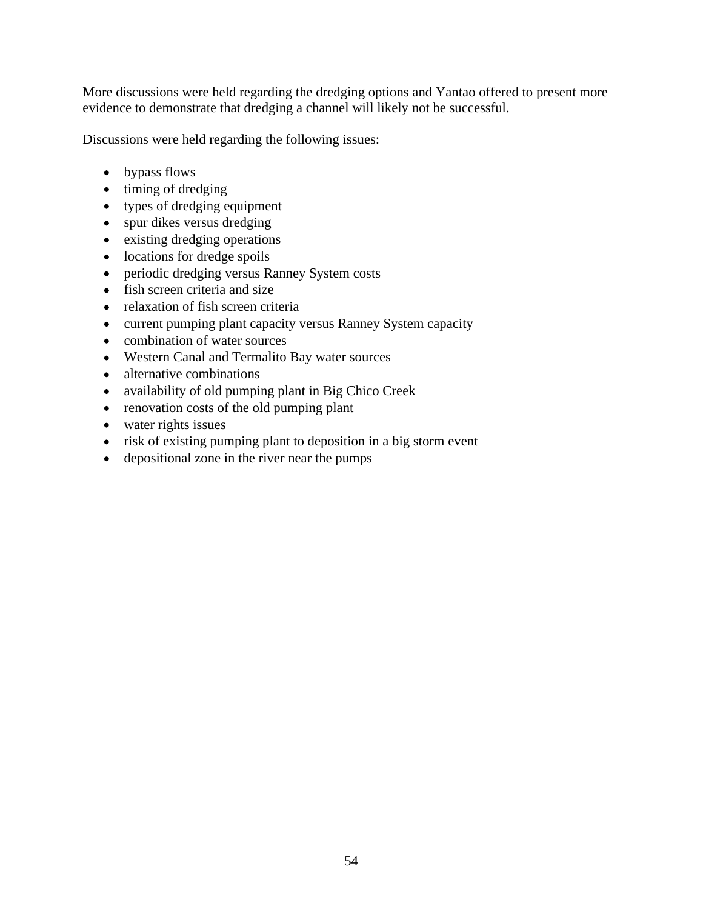More discussions were held regarding the dredging options and Yantao offered to present more evidence to demonstrate that dredging a channel will likely not be successful.

Discussions were held regarding the following issues:

- bypass flows
- timing of dredging
- types of dredging equipment
- spur dikes versus dredging
- existing dredging operations
- locations for dredge spoils
- periodic dredging versus Ranney System costs
- fish screen criteria and size
- relaxation of fish screen criteria
- current pumping plant capacity versus Ranney System capacity
- combination of water sources
- Western Canal and Termalito Bay water sources
- alternative combinations
- availability of old pumping plant in Big Chico Creek
- renovation costs of the old pumping plant
- water rights issues
- risk of existing pumping plant to deposition in a big storm event
- depositional zone in the river near the pumps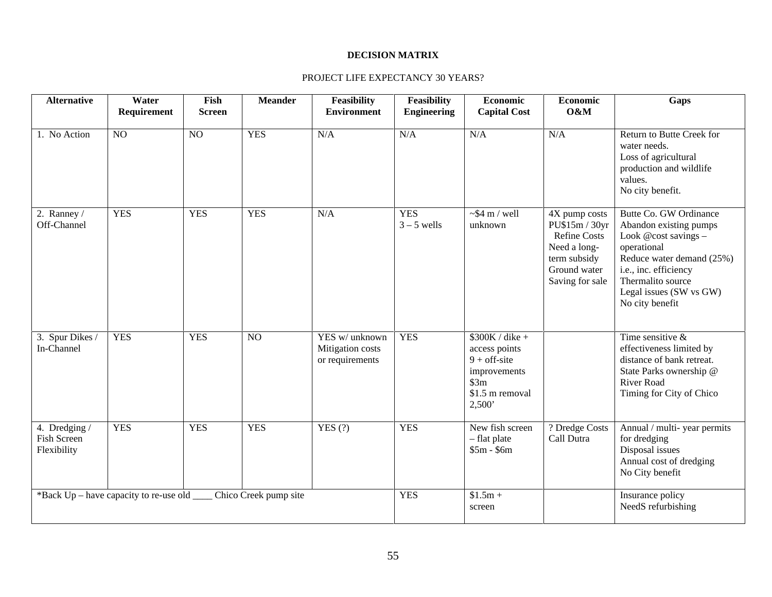**DECISION MATRIX**

PROJECT LIFE EXPECTANCY 30 YEARS?

| Alternative | Water Requirement | Fish Screen | Meander | Feasibility Environment | Feasibility Engineering | Economic Capital Cost | Economic O&M | Gaps |
|---|---|---|---|---|---|---|---|---|
| 1. No Action | NO | NO | YES | N/A | N/A | N/A | N/A | Return to Butte Creek for water needs.<br>Loss of agricultural production and wildlife values.<br>No city benefit. |
| 2. Ranney / Off-Channel | YES | YES | YES | N/A | YES<br>3 – 5 wells | ~$4 m / well unknown | 4X pump costs<br>PU$15m / 30yr<br>Refine Costs<br>Need a long-term subsidy<br>Ground water Saving for sale | Butte Co. GW Ordinance<br>Abandon existing pumps<br>Look @cost savings – operational<br>Reduce water demand (25%) i.e., inc. efficiency<br>Thermalito source<br>Legal issues (SW vs GW)<br>No city benefit |
| 3. Spur Dikes / In-Channel | YES | YES | NO | YES w/ unknown Mitigation costs or requirements | YES | $300K / dike + access points<br>9 + off-site improvements<br>$3m<br>$1.5 m removal<br>2,500’ | | Time sensitive & effectiveness limited by distance of bank retreat.<br>State Parks ownership @ River Road<br>Timing for City of Chico |
| 4. Dredging / Fish Screen Flexibility | YES | YES | YES | YES (?) | YES | New fish screen – flat plate<br>$5m - $6m | ? Dredge Costs<br>Call Dutra | Annual / multi- year permits for dredging<br>Disposal issues<br>Annual cost of dredging<br>No City benefit |
| *Back Up – have capacity to re-use old ____ Chico Creek pump site | | | | | YES | $1.5m + screen | | Insurance policy<br>NeedS refurbishing |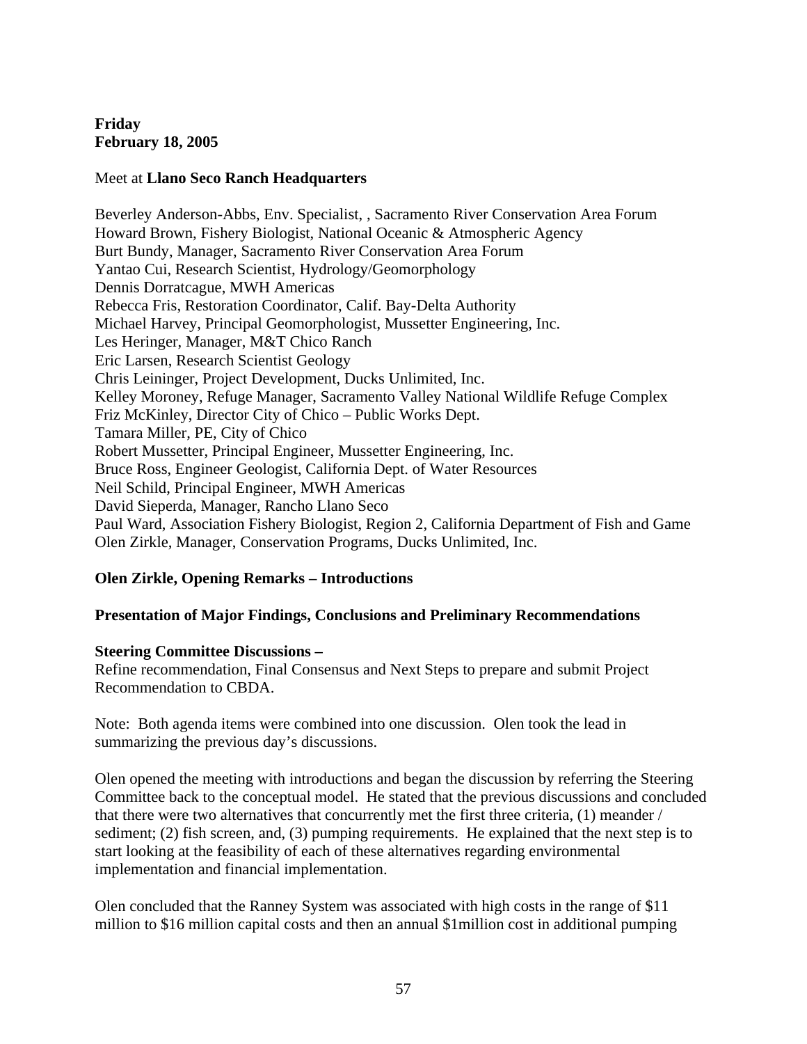**Friday**
**February 18, 2005**

Meet at **Llano Seco Ranch Headquarters**

Beverley Anderson-Abbs, Env. Specialist, , Sacramento River Conservation Area Forum
Howard Brown, Fishery Biologist, National Oceanic & Atmospheric Agency
Burt Bundy, Manager, Sacramento River Conservation Area Forum
Yantao Cui, Research Scientist, Hydrology/Geomorphology
Dennis Dorratcague, MWH Americas
Rebecca Fris, Restoration Coordinator, Calif. Bay-Delta Authority
Michael Harvey, Principal Geomorphologist, Mussetter Engineering, Inc.
Les Heringer, Manager, M&T Chico Ranch
Eric Larsen, Research Scientist Geology
Chris Leininger, Project Development, Ducks Unlimited, Inc.
Kelley Moroney, Refuge Manager, Sacramento Valley National Wildlife Refuge Complex
Friz McKinley, Director City of Chico – Public Works Dept.
Tamara Miller, PE, City of Chico
Robert Mussetter, Principal Engineer, Mussetter Engineering, Inc.
Bruce Ross, Engineer Geologist, California Dept. of Water Resources
Neil Schild, Principal Engineer, MWH Americas
David Sieperda, Manager, Rancho Llano Seco
Paul Ward, Association Fishery Biologist, Region 2, California Department of Fish and Game
Olen Zirkle, Manager, Conservation Programs, Ducks Unlimited, Inc.

**Olen Zirkle, Opening Remarks – Introductions**

**Presentation of Major Findings, Conclusions and Preliminary Recommendations**

**Steering Committee Discussions –**
Refine recommendation, Final Consensus and Next Steps to prepare and submit Project Recommendation to CBDA.

Note: Both agenda items were combined into one discussion. Olen took the lead in summarizing the previous day's discussions.

Olen opened the meeting with introductions and began the discussion by referring the Steering Committee back to the conceptual model. He stated that the previous discussions and concluded that there were two alternatives that concurrently met the first three criteria, (1) meander / sediment; (2) fish screen, and, (3) pumping requirements. He explained that the next step is to start looking at the feasibility of each of these alternatives regarding environmental implementation and financial implementation.

Olen concluded that the Ranney System was associated with high costs in the range of $11 million to $16 million capital costs and then an annual $1million cost in additional pumping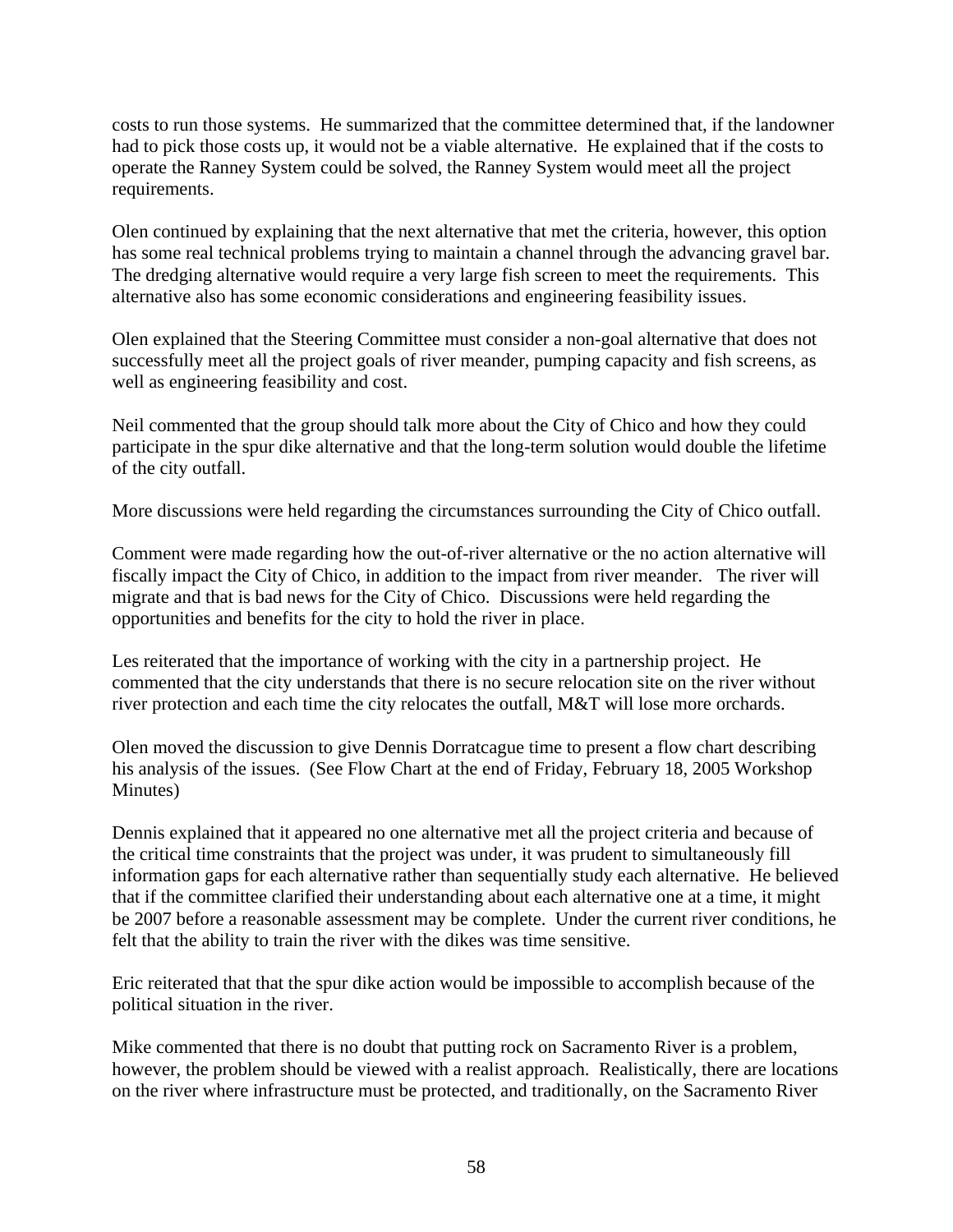costs to run those systems. He summarized that the committee determined that, if the landowner had to pick those costs up, it would not be a viable alternative. He explained that if the costs to operate the Ranney System could be solved, the Ranney System would meet all the project requirements.

Olen continued by explaining that the next alternative that met the criteria, however, this option has some real technical problems trying to maintain a channel through the advancing gravel bar. The dredging alternative would require a very large fish screen to meet the requirements. This alternative also has some economic considerations and engineering feasibility issues.

Olen explained that the Steering Committee must consider a non-goal alternative that does not successfully meet all the project goals of river meander, pumping capacity and fish screens, as well as engineering feasibility and cost.

Neil commented that the group should talk more about the City of Chico and how they could participate in the spur dike alternative and that the long-term solution would double the lifetime of the city outfall.

More discussions were held regarding the circumstances surrounding the City of Chico outfall.

Comment were made regarding how the out-of-river alternative or the no action alternative will fiscally impact the City of Chico, in addition to the impact from river meander. The river will migrate and that is bad news for the City of Chico. Discussions were held regarding the opportunities and benefits for the city to hold the river in place.

Les reiterated that the importance of working with the city in a partnership project. He commented that the city understands that there is no secure relocation site on the river without river protection and each time the city relocates the outfall, M&T will lose more orchards.

Olen moved the discussion to give Dennis Dorratcague time to present a flow chart describing his analysis of the issues. (See Flow Chart at the end of Friday, February 18, 2005 Workshop Minutes)

Dennis explained that it appeared no one alternative met all the project criteria and because of the critical time constraints that the project was under, it was prudent to simultaneously fill information gaps for each alternative rather than sequentially study each alternative. He believed that if the committee clarified their understanding about each alternative one at a time, it might be 2007 before a reasonable assessment may be complete. Under the current river conditions, he felt that the ability to train the river with the dikes was time sensitive.

Eric reiterated that that the spur dike action would be impossible to accomplish because of the political situation in the river.

Mike commented that there is no doubt that putting rock on Sacramento River is a problem, however, the problem should be viewed with a realist approach. Realistically, there are locations on the river where infrastructure must be protected, and traditionally, on the Sacramento River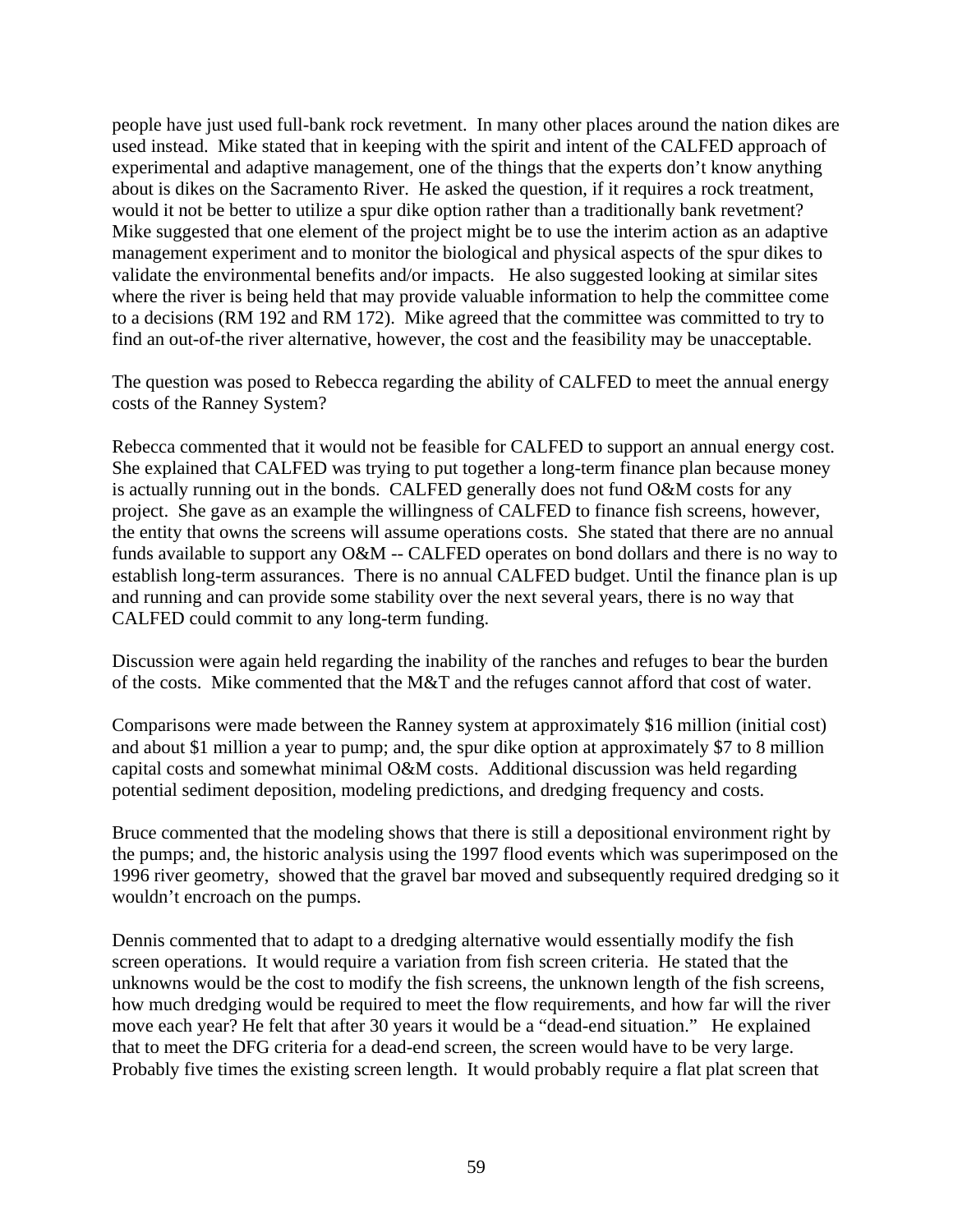people have just used full-bank rock revetment. In many other places around the nation dikes are used instead. Mike stated that in keeping with the spirit and intent of the CALFED approach of experimental and adaptive management, one of the things that the experts don't know anything about is dikes on the Sacramento River. He asked the question, if it requires a rock treatment, would it not be better to utilize a spur dike option rather than a traditionally bank revetment? Mike suggested that one element of the project might be to use the interim action as an adaptive management experiment and to monitor the biological and physical aspects of the spur dikes to validate the environmental benefits and/or impacts. He also suggested looking at similar sites where the river is being held that may provide valuable information to help the committee come to a decisions (RM 192 and RM 172). Mike agreed that the committee was committed to try to find an out-of-the river alternative, however, the cost and the feasibility may be unacceptable.

The question was posed to Rebecca regarding the ability of CALFED to meet the annual energy costs of the Ranney System?

Rebecca commented that it would not be feasible for CALFED to support an annual energy cost. She explained that CALFED was trying to put together a long-term finance plan because money is actually running out in the bonds. CALFED generally does not fund O&M costs for any project. She gave as an example the willingness of CALFED to finance fish screens, however, the entity that owns the screens will assume operations costs. She stated that there are no annual funds available to support any O&M -- CALFED operates on bond dollars and there is no way to establish long-term assurances. There is no annual CALFED budget. Until the finance plan is up and running and can provide some stability over the next several years, there is no way that CALFED could commit to any long-term funding.

Discussion were again held regarding the inability of the ranches and refuges to bear the burden of the costs. Mike commented that the M&T and the refuges cannot afford that cost of water.

Comparisons were made between the Ranney system at approximately $16 million (initial cost) and about $1 million a year to pump; and, the spur dike option at approximately $7 to 8 million capital costs and somewhat minimal O&M costs. Additional discussion was held regarding potential sediment deposition, modeling predictions, and dredging frequency and costs.

Bruce commented that the modeling shows that there is still a depositional environment right by the pumps; and, the historic analysis using the 1997 flood events which was superimposed on the 1996 river geometry, showed that the gravel bar moved and subsequently required dredging so it wouldn't encroach on the pumps.

Dennis commented that to adapt to a dredging alternative would essentially modify the fish screen operations. It would require a variation from fish screen criteria. He stated that the unknowns would be the cost to modify the fish screens, the unknown length of the fish screens, how much dredging would be required to meet the flow requirements, and how far will the river move each year? He felt that after 30 years it would be a "dead-end situation." He explained that to meet the DFG criteria for a dead-end screen, the screen would have to be very large. Probably five times the existing screen length. It would probably require a flat plat screen that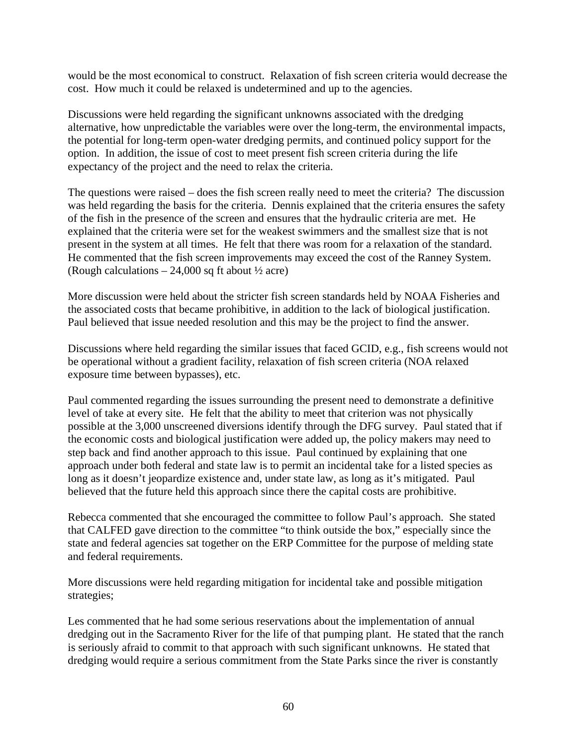would be the most economical to construct. Relaxation of fish screen criteria would decrease the cost. How much it could be relaxed is undetermined and up to the agencies.

Discussions were held regarding the significant unknowns associated with the dredging alternative, how unpredictable the variables were over the long-term, the environmental impacts, the potential for long-term open-water dredging permits, and continued policy support for the option. In addition, the issue of cost to meet present fish screen criteria during the life expectancy of the project and the need to relax the criteria.

The questions were raised – does the fish screen really need to meet the criteria? The discussion was held regarding the basis for the criteria. Dennis explained that the criteria ensures the safety of the fish in the presence of the screen and ensures that the hydraulic criteria are met. He explained that the criteria were set for the weakest swimmers and the smallest size that is not present in the system at all times. He felt that there was room for a relaxation of the standard. He commented that the fish screen improvements may exceed the cost of the Ranney System. (Rough calculations – 24,000 sq ft about ½ acre)

More discussion were held about the stricter fish screen standards held by NOAA Fisheries and the associated costs that became prohibitive, in addition to the lack of biological justification. Paul believed that issue needed resolution and this may be the project to find the answer.

Discussions where held regarding the similar issues that faced GCID, e.g., fish screens would not be operational without a gradient facility, relaxation of fish screen criteria (NOA relaxed exposure time between bypasses), etc.

Paul commented regarding the issues surrounding the present need to demonstrate a definitive level of take at every site. He felt that the ability to meet that criterion was not physically possible at the 3,000 unscreened diversions identify through the DFG survey. Paul stated that if the economic costs and biological justification were added up, the policy makers may need to step back and find another approach to this issue. Paul continued by explaining that one approach under both federal and state law is to permit an incidental take for a listed species as long as it doesn't jeopardize existence and, under state law, as long as it's mitigated. Paul believed that the future held this approach since there the capital costs are prohibitive.

Rebecca commented that she encouraged the committee to follow Paul's approach. She stated that CALFED gave direction to the committee "to think outside the box," especially since the state and federal agencies sat together on the ERP Committee for the purpose of melding state and federal requirements.

More discussions were held regarding mitigation for incidental take and possible mitigation strategies;

Les commented that he had some serious reservations about the implementation of annual dredging out in the Sacramento River for the life of that pumping plant. He stated that the ranch is seriously afraid to commit to that approach with such significant unknowns. He stated that dredging would require a serious commitment from the State Parks since the river is constantly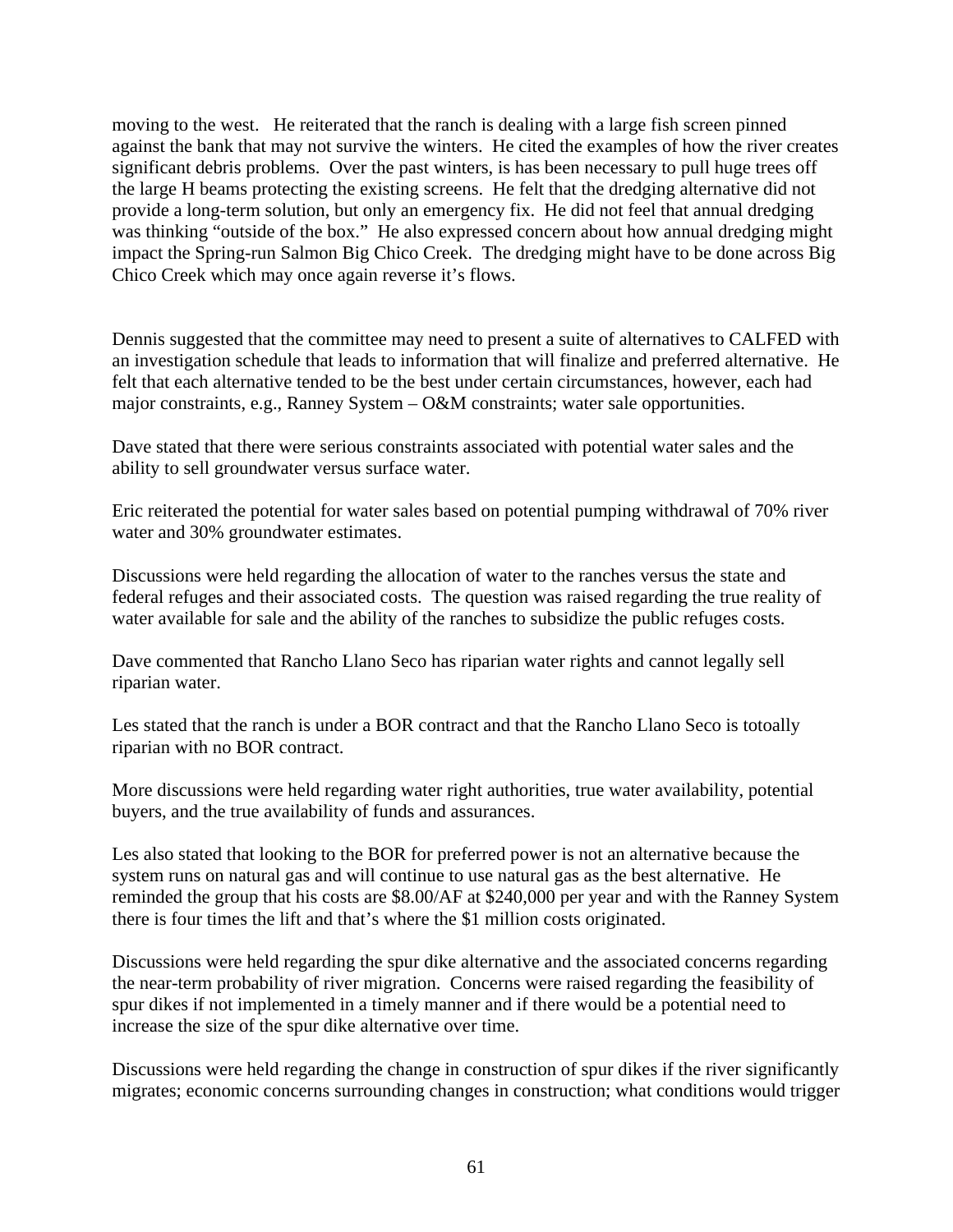moving to the west. He reiterated that the ranch is dealing with a large fish screen pinned against the bank that may not survive the winters. He cited the examples of how the river creates significant debris problems. Over the past winters, is has been necessary to pull huge trees off the large H beams protecting the existing screens. He felt that the dredging alternative did not provide a long-term solution, but only an emergency fix. He did not feel that annual dredging was thinking "outside of the box." He also expressed concern about how annual dredging might impact the Spring-run Salmon Big Chico Creek. The dredging might have to be done across Big Chico Creek which may once again reverse it's flows.

Dennis suggested that the committee may need to present a suite of alternatives to CALFED with an investigation schedule that leads to information that will finalize and preferred alternative. He felt that each alternative tended to be the best under certain circumstances, however, each had major constraints, e.g., Ranney System – O&M constraints; water sale opportunities.

Dave stated that there were serious constraints associated with potential water sales and the ability to sell groundwater versus surface water.

Eric reiterated the potential for water sales based on potential pumping withdrawal of 70% river water and 30% groundwater estimates.

Discussions were held regarding the allocation of water to the ranches versus the state and federal refuges and their associated costs. The question was raised regarding the true reality of water available for sale and the ability of the ranches to subsidize the public refuges costs.

Dave commented that Rancho Llano Seco has riparian water rights and cannot legally sell riparian water.

Les stated that the ranch is under a BOR contract and that the Rancho Llano Seco is totoally riparian with no BOR contract.

More discussions were held regarding water right authorities, true water availability, potential buyers, and the true availability of funds and assurances.

Les also stated that looking to the BOR for preferred power is not an alternative because the system runs on natural gas and will continue to use natural gas as the best alternative. He reminded the group that his costs are $8.00/AF at $240,000 per year and with the Ranney System there is four times the lift and that's where the $1 million costs originated.

Discussions were held regarding the spur dike alternative and the associated concerns regarding the near-term probability of river migration. Concerns were raised regarding the feasibility of spur dikes if not implemented in a timely manner and if there would be a potential need to increase the size of the spur dike alternative over time.

Discussions were held regarding the change in construction of spur dikes if the river significantly migrates; economic concerns surrounding changes in construction; what conditions would trigger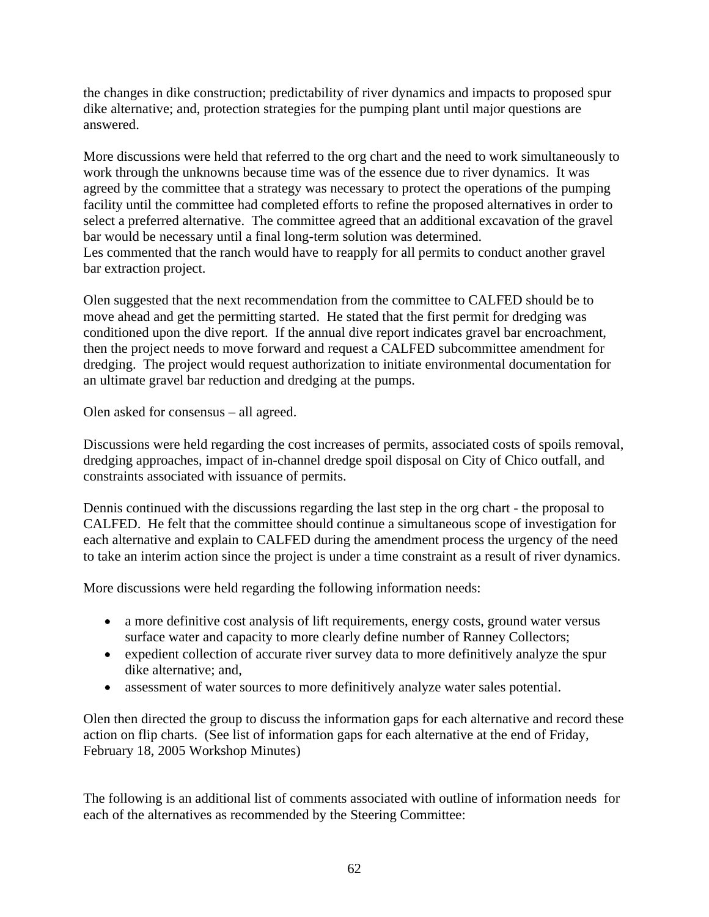the changes in dike construction; predictability of river dynamics and impacts to proposed spur dike alternative; and, protection strategies for the pumping plant until major questions are answered.

More discussions were held that referred to the org chart and the need to work simultaneously to work through the unknowns because time was of the essence due to river dynamics. It was agreed by the committee that a strategy was necessary to protect the operations of the pumping facility until the committee had completed efforts to refine the proposed alternatives in order to select a preferred alternative. The committee agreed that an additional excavation of the gravel bar would be necessary until a final long-term solution was determined.
Les commented that the ranch would have to reapply for all permits to conduct another gravel bar extraction project.

Olen suggested that the next recommendation from the committee to CALFED should be to move ahead and get the permitting started. He stated that the first permit for dredging was conditioned upon the dive report. If the annual dive report indicates gravel bar encroachment, then the project needs to move forward and request a CALFED subcommittee amendment for dredging. The project would request authorization to initiate environmental documentation for an ultimate gravel bar reduction and dredging at the pumps.

Olen asked for consensus – all agreed.

Discussions were held regarding the cost increases of permits, associated costs of spoils removal, dredging approaches, impact of in-channel dredge spoil disposal on City of Chico outfall, and constraints associated with issuance of permits.

Dennis continued with the discussions regarding the last step in the org chart - the proposal to CALFED. He felt that the committee should continue a simultaneous scope of investigation for each alternative and explain to CALFED during the amendment process the urgency of the need to take an interim action since the project is under a time constraint as a result of river dynamics.

More discussions were held regarding the following information needs:

- a more definitive cost analysis of lift requirements, energy costs, ground water versus surface water and capacity to more clearly define number of Ranney Collectors;
- expedient collection of accurate river survey data to more definitively analyze the spur dike alternative; and,
- assessment of water sources to more definitively analyze water sales potential.

Olen then directed the group to discuss the information gaps for each alternative and record these action on flip charts. (See list of information gaps for each alternative at the end of Friday, February 18, 2005 Workshop Minutes)

The following is an additional list of comments associated with outline of information needs for each of the alternatives as recommended by the Steering Committee: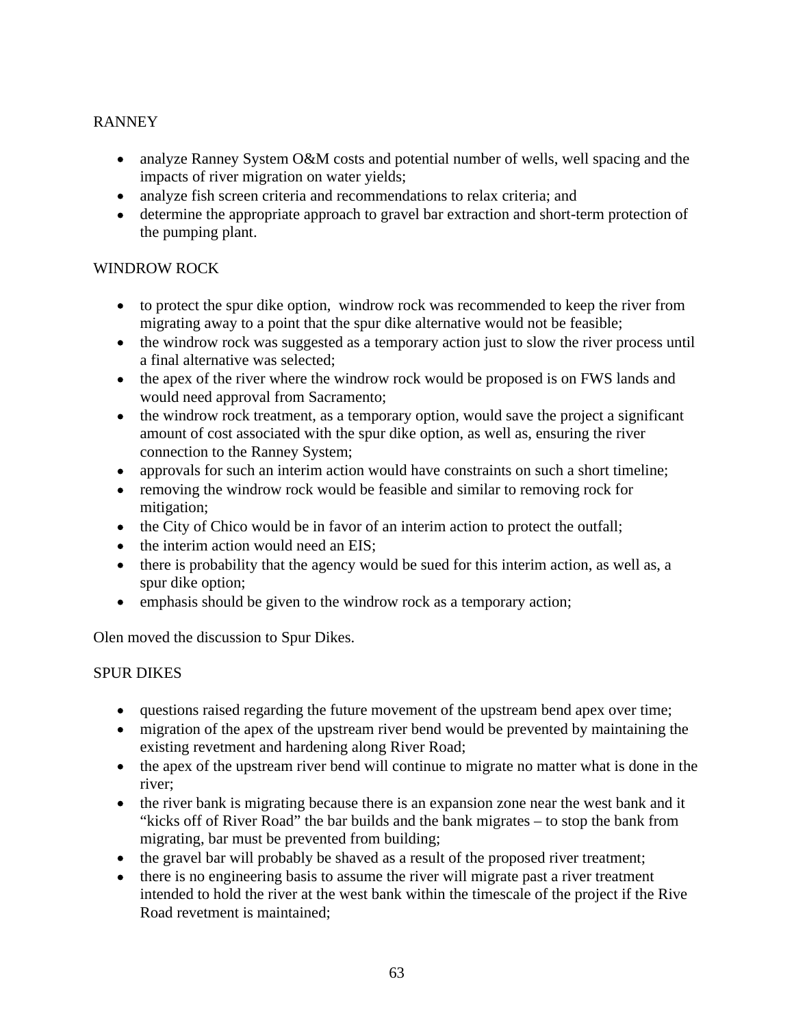RANNEY

- analyze Ranney System O&M costs and potential number of wells, well spacing and the impacts of river migration on water yields;
- analyze fish screen criteria and recommendations to relax criteria; and
- determine the appropriate approach to gravel bar extraction and short-term protection of the pumping plant.

WINDROW ROCK

- to protect the spur dike option, windrow rock was recommended to keep the river from migrating away to a point that the spur dike alternative would not be feasible;
- the windrow rock was suggested as a temporary action just to slow the river process until a final alternative was selected;
- the apex of the river where the windrow rock would be proposed is on FWS lands and would need approval from Sacramento;
- the windrow rock treatment, as a temporary option, would save the project a significant amount of cost associated with the spur dike option, as well as, ensuring the river connection to the Ranney System;
- approvals for such an interim action would have constraints on such a short timeline;
- removing the windrow rock would be feasible and similar to removing rock for mitigation;
- the City of Chico would be in favor of an interim action to protect the outfall;
- the interim action would need an EIS;
- there is probability that the agency would be sued for this interim action, as well as, a spur dike option;
- emphasis should be given to the windrow rock as a temporary action;

Olen moved the discussion to Spur Dikes.

SPUR DIKES

- questions raised regarding the future movement of the upstream bend apex over time;
- migration of the apex of the upstream river bend would be prevented by maintaining the existing revetment and hardening along River Road;
- the apex of the upstream river bend will continue to migrate no matter what is done in the river;
- the river bank is migrating because there is an expansion zone near the west bank and it "kicks off of River Road" the bar builds and the bank migrates – to stop the bank from migrating, bar must be prevented from building;
- the gravel bar will probably be shaved as a result of the proposed river treatment;
- there is no engineering basis to assume the river will migrate past a river treatment intended to hold the river at the west bank within the timescale of the project if the Rive Road revetment is maintained;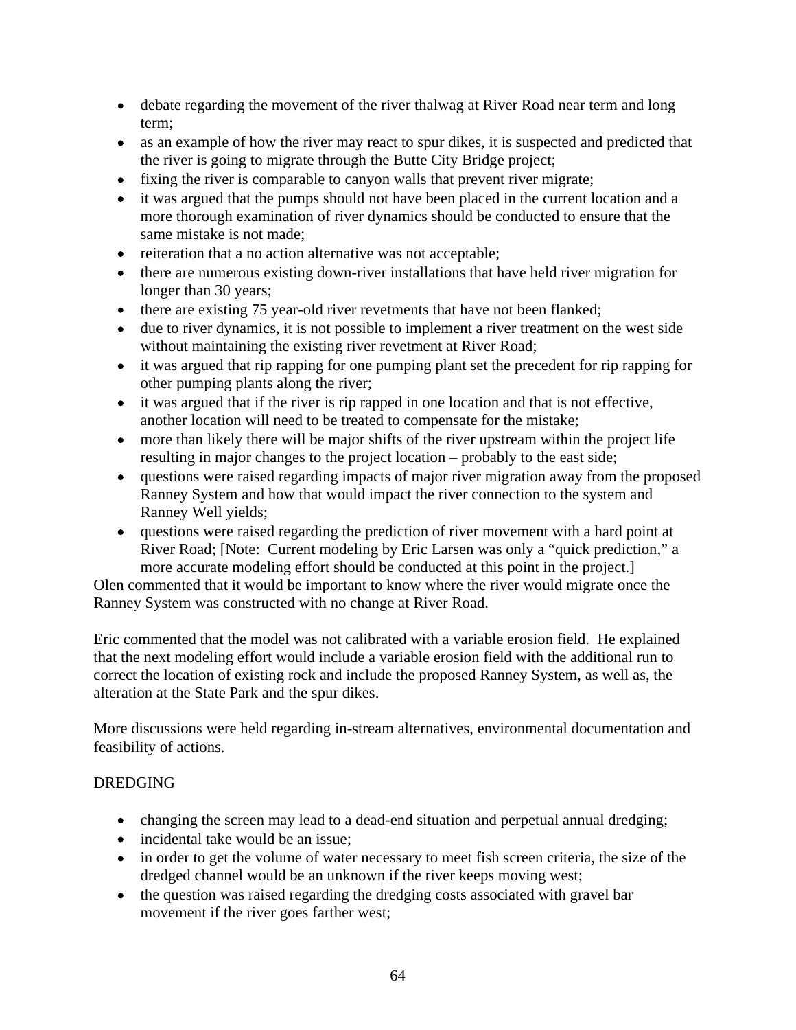- debate regarding the movement of the river thalwag at River Road near term and long term;
- as an example of how the river may react to spur dikes, it is suspected and predicted that the river is going to migrate through the Butte City Bridge project;
- fixing the river is comparable to canyon walls that prevent river migrate;
- it was argued that the pumps should not have been placed in the current location and a more thorough examination of river dynamics should be conducted to ensure that the same mistake is not made;
- reiteration that a no action alternative was not acceptable;
- there are numerous existing down-river installations that have held river migration for longer than 30 years;
- there are existing 75 year-old river revetments that have not been flanked;
- due to river dynamics, it is not possible to implement a river treatment on the west side without maintaining the existing river revetment at River Road;
- it was argued that rip rapping for one pumping plant set the precedent for rip rapping for other pumping plants along the river;
- it was argued that if the river is rip rapped in one location and that is not effective, another location will need to be treated to compensate for the mistake;
- more than likely there will be major shifts of the river upstream within the project life resulting in major changes to the project location – probably to the east side;
- questions were raised regarding impacts of major river migration away from the proposed Ranney System and how that would impact the river connection to the system and Ranney Well yields;
- questions were raised regarding the prediction of river movement with a hard point at River Road; [Note: Current modeling by Eric Larsen was only a "quick prediction," a more accurate modeling effort should be conducted at this point in the project.]

Olen commented that it would be important to know where the river would migrate once the Ranney System was constructed with no change at River Road.

Eric commented that the model was not calibrated with a variable erosion field. He explained that the next modeling effort would include a variable erosion field with the additional run to correct the location of existing rock and include the proposed Ranney System, as well as, the alteration at the State Park and the spur dikes.

More discussions were held regarding in-stream alternatives, environmental documentation and feasibility of actions.

DREDGING

- changing the screen may lead to a dead-end situation and perpetual annual dredging;
- incidental take would be an issue;
- in order to get the volume of water necessary to meet fish screen criteria, the size of the dredged channel would be an unknown if the river keeps moving west;
- the question was raised regarding the dredging costs associated with gravel bar movement if the river goes farther west;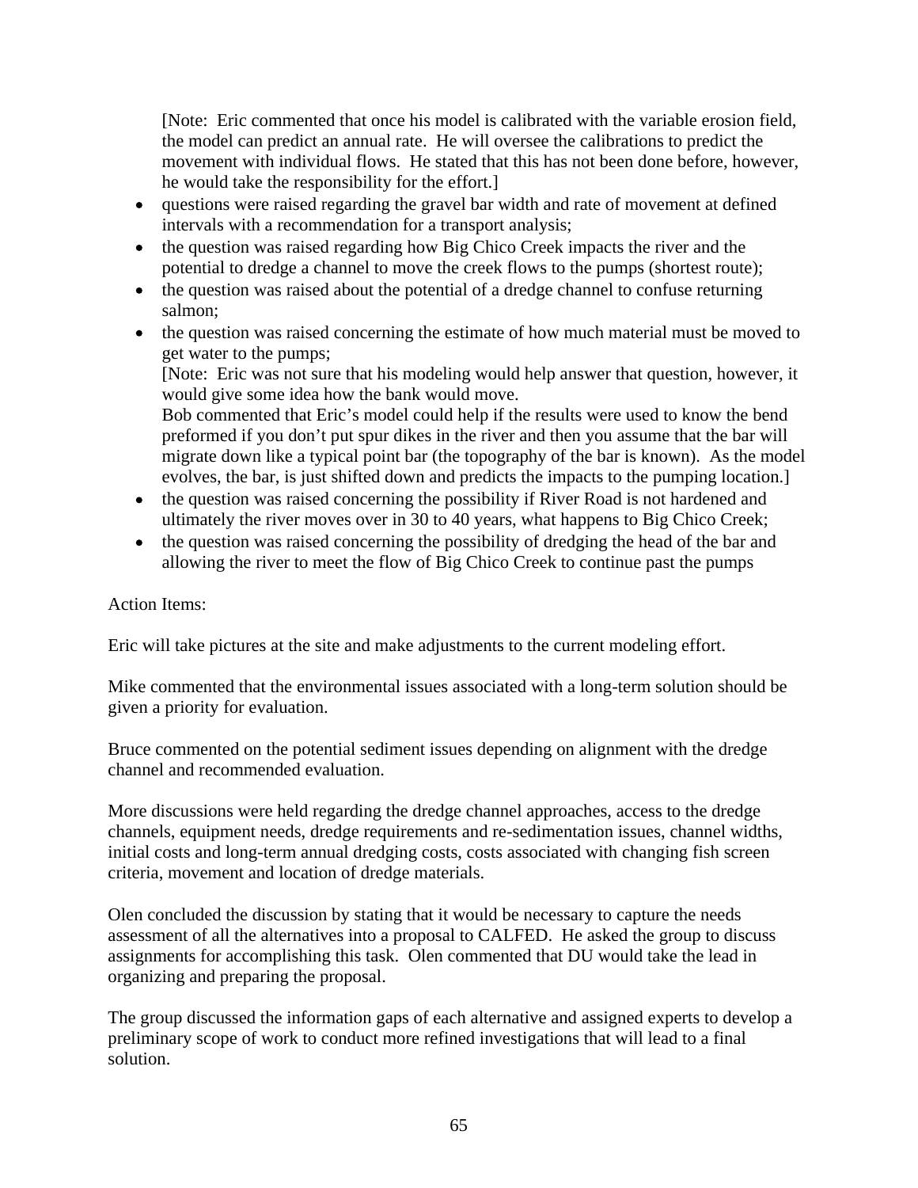[Note: Eric commented that once his model is calibrated with the variable erosion field, the model can predict an annual rate. He will oversee the calibrations to predict the movement with individual flows. He stated that this has not been done before, however, he would take the responsibility for the effort.]

- questions were raised regarding the gravel bar width and rate of movement at defined intervals with a recommendation for a transport analysis;
- the question was raised regarding how Big Chico Creek impacts the river and the potential to dredge a channel to move the creek flows to the pumps (shortest route);
- the question was raised about the potential of a dredge channel to confuse returning salmon;
- the question was raised concerning the estimate of how much material must be moved to get water to the pumps;
  [Note: Eric was not sure that his modeling would help answer that question, however, it would give some idea how the bank would move.
  Bob commented that Eric's model could help if the results were used to know the bend preformed if you don't put spur dikes in the river and then you assume that the bar will migrate down like a typical point bar (the topography of the bar is known). As the model evolves, the bar, is just shifted down and predicts the impacts to the pumping location.]
- the question was raised concerning the possibility if River Road is not hardened and ultimately the river moves over in 30 to 40 years, what happens to Big Chico Creek;
- the question was raised concerning the possibility of dredging the head of the bar and allowing the river to meet the flow of Big Chico Creek to continue past the pumps

Action Items:

Eric will take pictures at the site and make adjustments to the current modeling effort.

Mike commented that the environmental issues associated with a long-term solution should be given a priority for evaluation.

Bruce commented on the potential sediment issues depending on alignment with the dredge channel and recommended evaluation.

More discussions were held regarding the dredge channel approaches, access to the dredge channels, equipment needs, dredge requirements and re-sedimentation issues, channel widths, initial costs and long-term annual dredging costs, costs associated with changing fish screen criteria, movement and location of dredge materials.

Olen concluded the discussion by stating that it would be necessary to capture the needs assessment of all the alternatives into a proposal to CALFED. He asked the group to discuss assignments for accomplishing this task. Olen commented that DU would take the lead in organizing and preparing the proposal.

The group discussed the information gaps of each alternative and assigned experts to develop a preliminary scope of work to conduct more refined investigations that will lead to a final solution.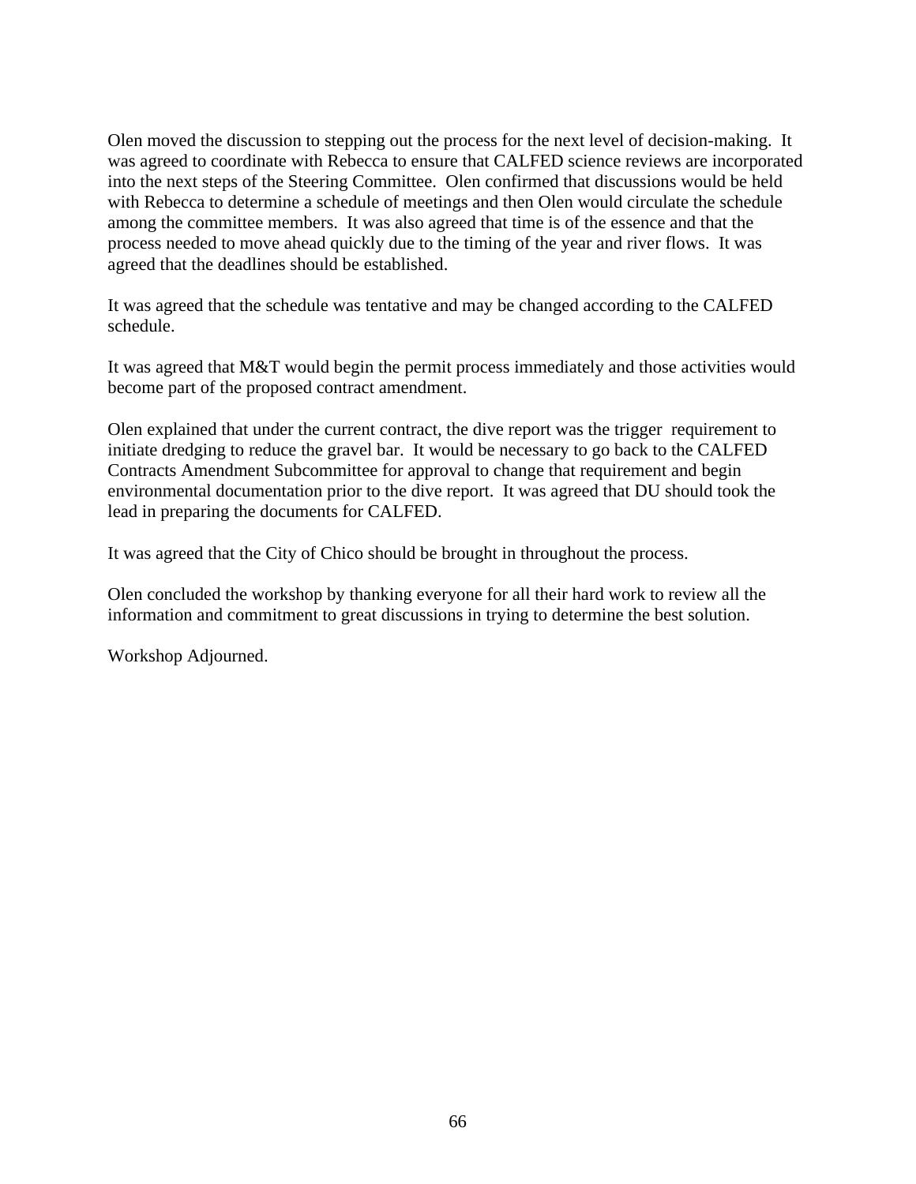Olen moved the discussion to stepping out the process for the next level of decision-making. It was agreed to coordinate with Rebecca to ensure that CALFED science reviews are incorporated into the next steps of the Steering Committee. Olen confirmed that discussions would be held with Rebecca to determine a schedule of meetings and then Olen would circulate the schedule among the committee members. It was also agreed that time is of the essence and that the process needed to move ahead quickly due to the timing of the year and river flows. It was agreed that the deadlines should be established.

It was agreed that the schedule was tentative and may be changed according to the CALFED schedule.

It was agreed that M&T would begin the permit process immediately and those activities would become part of the proposed contract amendment.

Olen explained that under the current contract, the dive report was the trigger requirement to initiate dredging to reduce the gravel bar. It would be necessary to go back to the CALFED Contracts Amendment Subcommittee for approval to change that requirement and begin environmental documentation prior to the dive report. It was agreed that DU should took the lead in preparing the documents for CALFED.

It was agreed that the City of Chico should be brought in throughout the process.

Olen concluded the workshop by thanking everyone for all their hard work to review all the information and commitment to great discussions in trying to determine the best solution.

Workshop Adjourned.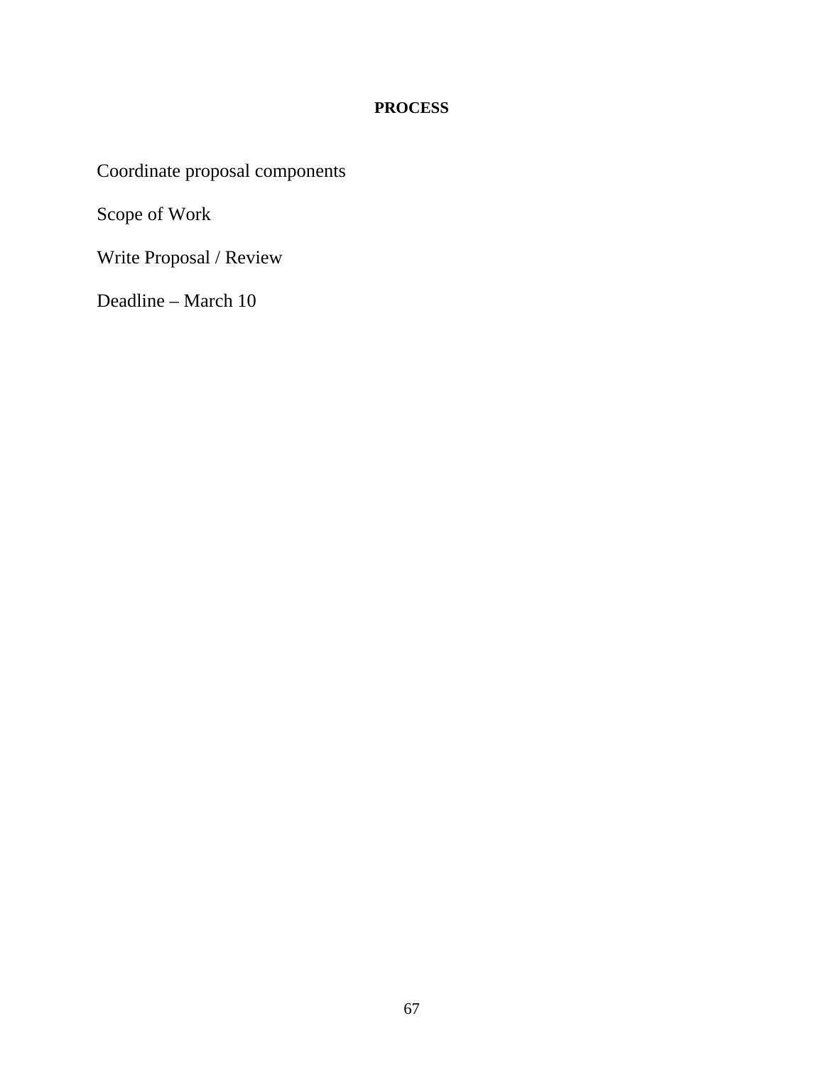**PROCESS**

Coordinate proposal components

Scope of Work

Write Proposal / Review

Deadline – March 10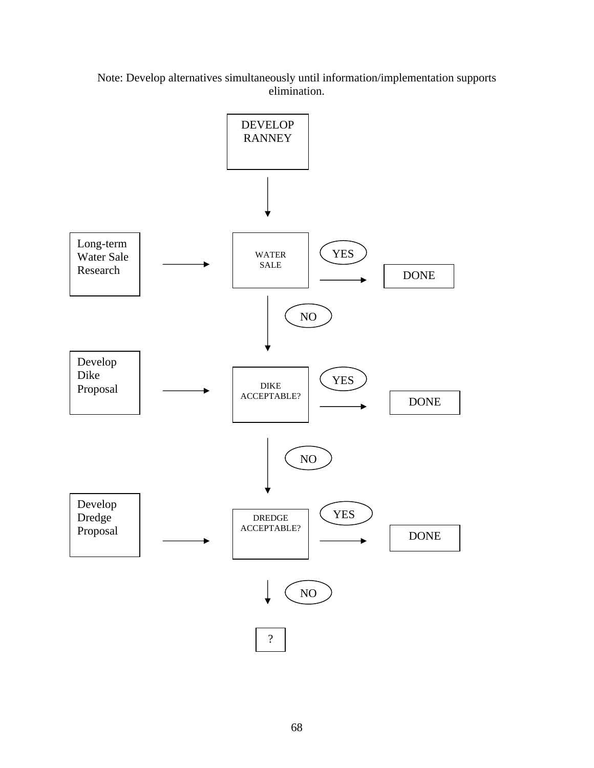Note: Develop alternatives simultaneously until information/implementation supports elimination.

DEVELOP RANNEY

↓

Long-term Water Sale Research → WATER SALE → YES → DONE

↓ NO

Develop Dike Proposal → DIKE ACCEPTABLE? → YES → DONE

↓ NO

Develop Dredge Proposal → DREDGE ACCEPTABLE? → YES → DONE

↓ NO

?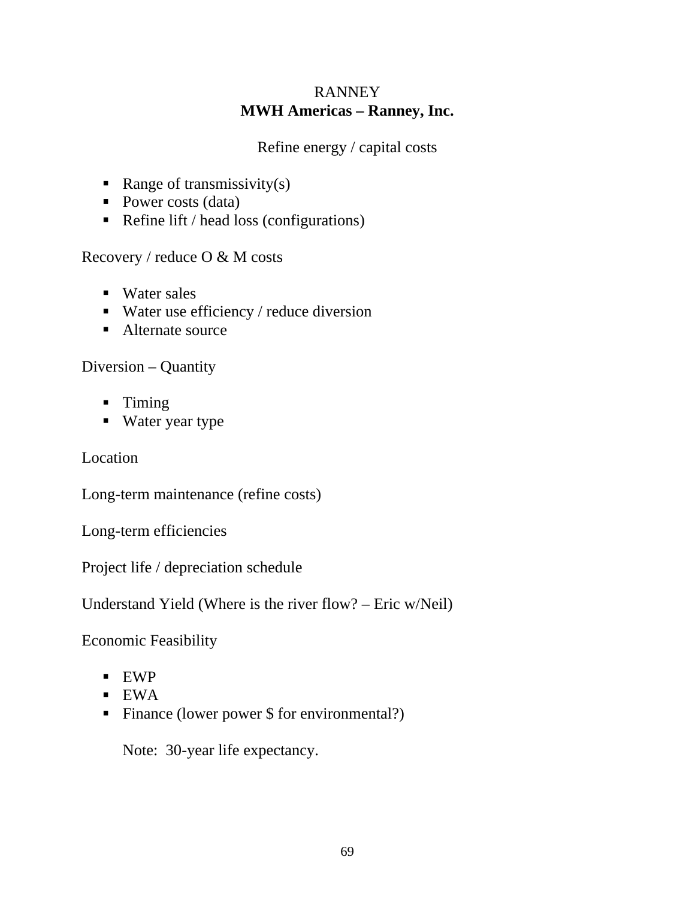RANNEY

**MWH Americas – Ranney, Inc.**

Refine energy / capital costs

- Range of transmissivity(s)
- Power costs (data)
- Refine lift / head loss (configurations)

Recovery / reduce O & M costs

- Water sales
- Water use efficiency / reduce diversion
- Alternate source

Diversion – Quantity

- Timing
- Water year type

Location

Long-term maintenance (refine costs)

Long-term efficiencies

Project life / depreciation schedule

Understand Yield (Where is the river flow? – Eric w/Neil)

Economic Feasibility

- EWP
- EWA
- Finance (lower power $ for environmental?)

  Note: 30-year life expectancy.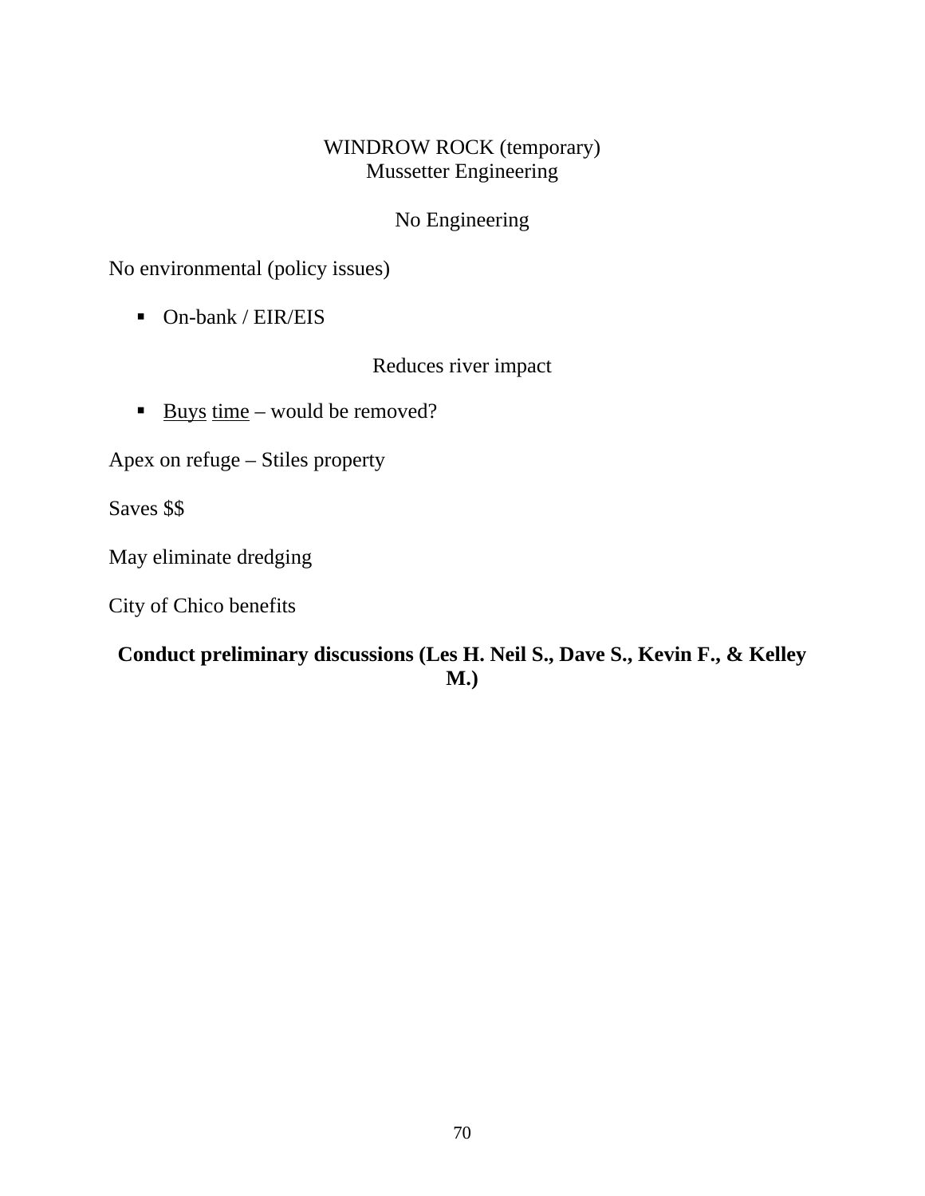WINDROW ROCK (temporary)
Mussetter Engineering

No Engineering

No environmental (policy issues)

- On-bank / EIR/EIS

Reduces river impact

- <u>Buys</u> <u>time</u> – would be removed?

Apex on refuge – Stiles property

Saves $$

May eliminate dredging

City of Chico benefits

**Conduct preliminary discussions (Les H. Neil S., Dave S., Kevin F., & Kelley M.)**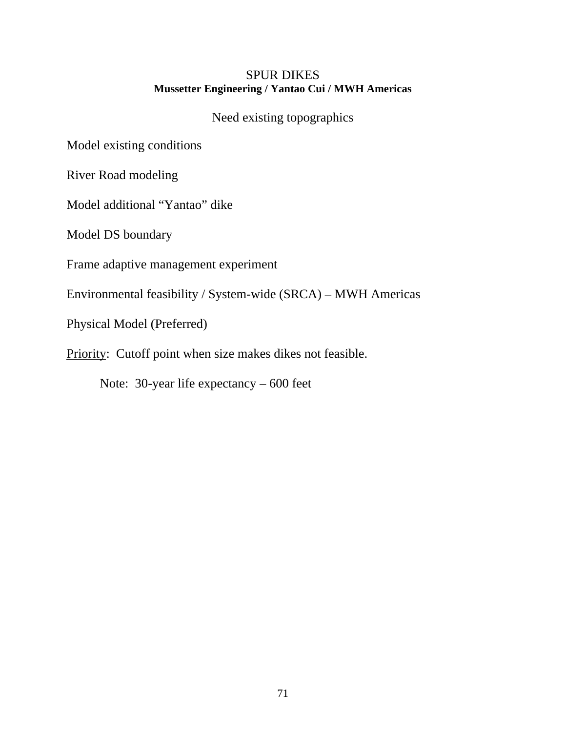# SPUR DIKES

**Mussetter Engineering / Yantao Cui / MWH Americas**

Need existing topographics

Model existing conditions

River Road modeling

Model additional “Yantao” dike

Model DS boundary

Frame adaptive management experiment

Environmental feasibility / System-wide (SRCA) – MWH Americas

Physical Model (Preferred)

<u>Priority</u>: Cutoff point when size makes dikes not feasible.

Note: 30-year life expectancy – 600 feet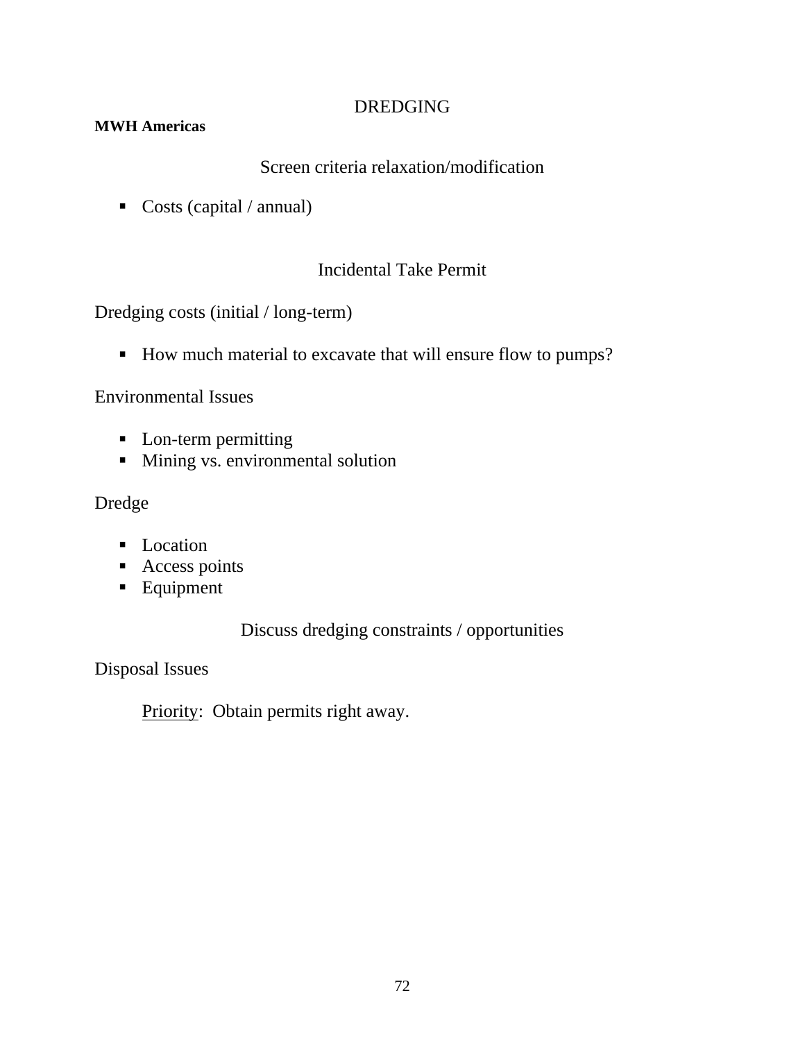# DREDGING

**MWH Americas**

## Screen criteria relaxation/modification

- Costs (capital / annual)

## Incidental Take Permit

Dredging costs (initial / long-term)

- How much material to excavate that will ensure flow to pumps?

Environmental Issues

- Lon-term permitting
- Mining vs. environmental solution

Dredge

- Location
- Access points
- Equipment

## Discuss dredging constraints / opportunities

Disposal Issues

<u>Priority</u>: Obtain permits right away.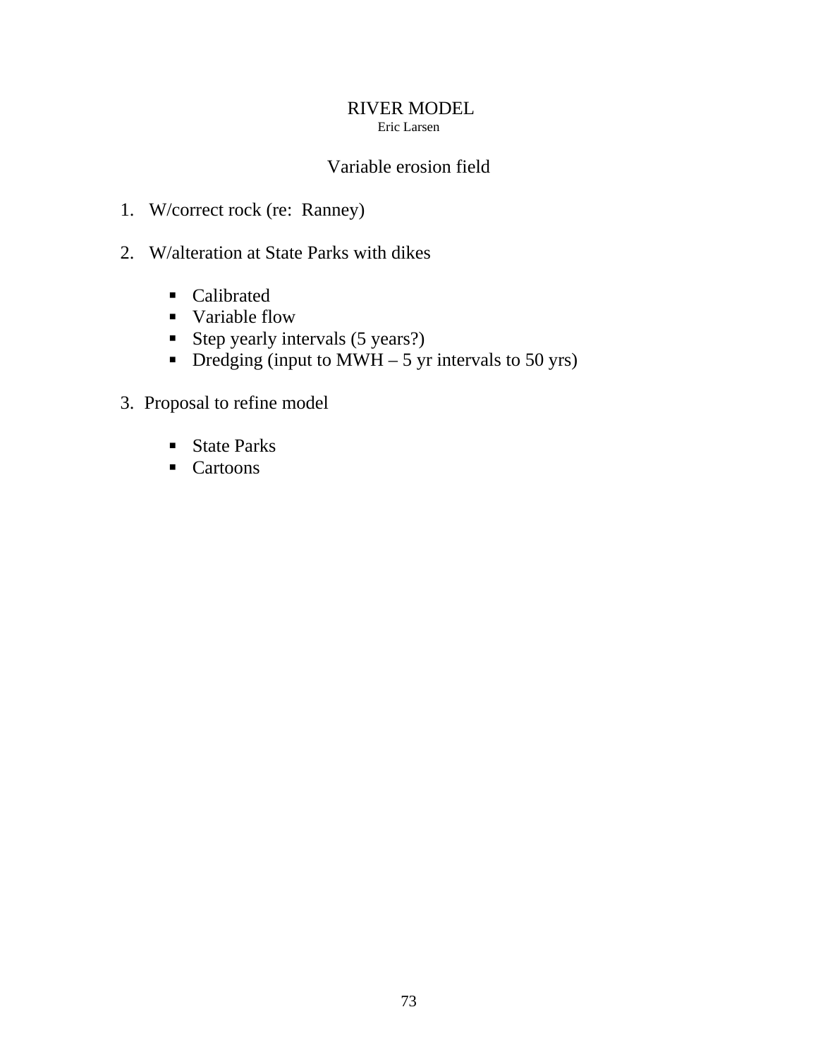# RIVER MODEL

Eric Larsen

## Variable erosion field

1. W/correct rock (re:  Ranney)

2. W/alteration at State Parks with dikes

   - Calibrated
   - Variable flow
   - Step yearly intervals (5 years?)
   - Dredging (input to MWH – 5 yr intervals to 50 yrs)

3. Proposal to refine model

   - State Parks
   - Cartoons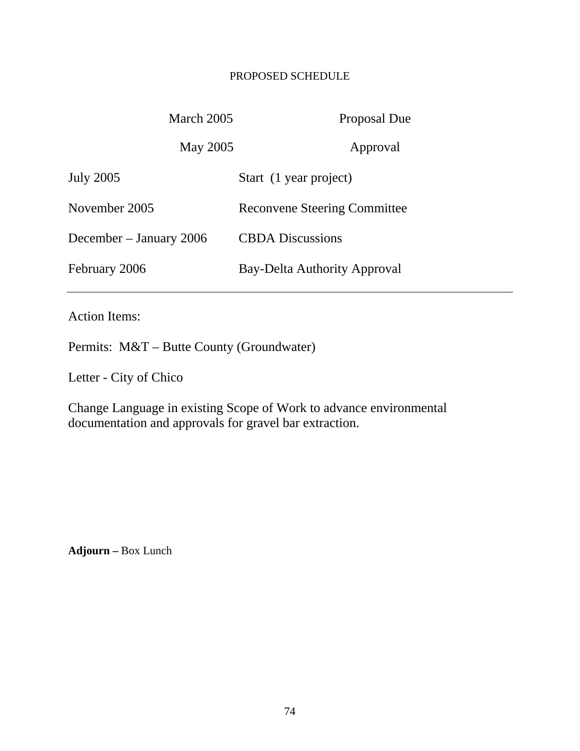PROPOSED SCHEDULE

| | |
|---|---|
| March 2005 | Proposal Due |
| May 2005 | Approval |
| July 2005 | Start (1 year project) |
| November 2005 | Reconvene Steering Committee |
| December – January 2006 | CBDA Discussions |
| February 2006 | Bay-Delta Authority Approval |

---

Action Items:

Permits: M&T – Butte County (Groundwater)

Letter - City of Chico

Change Language in existing Scope of Work to advance environmental documentation and approvals for gravel bar extraction.

**Adjourn –** Box Lunch